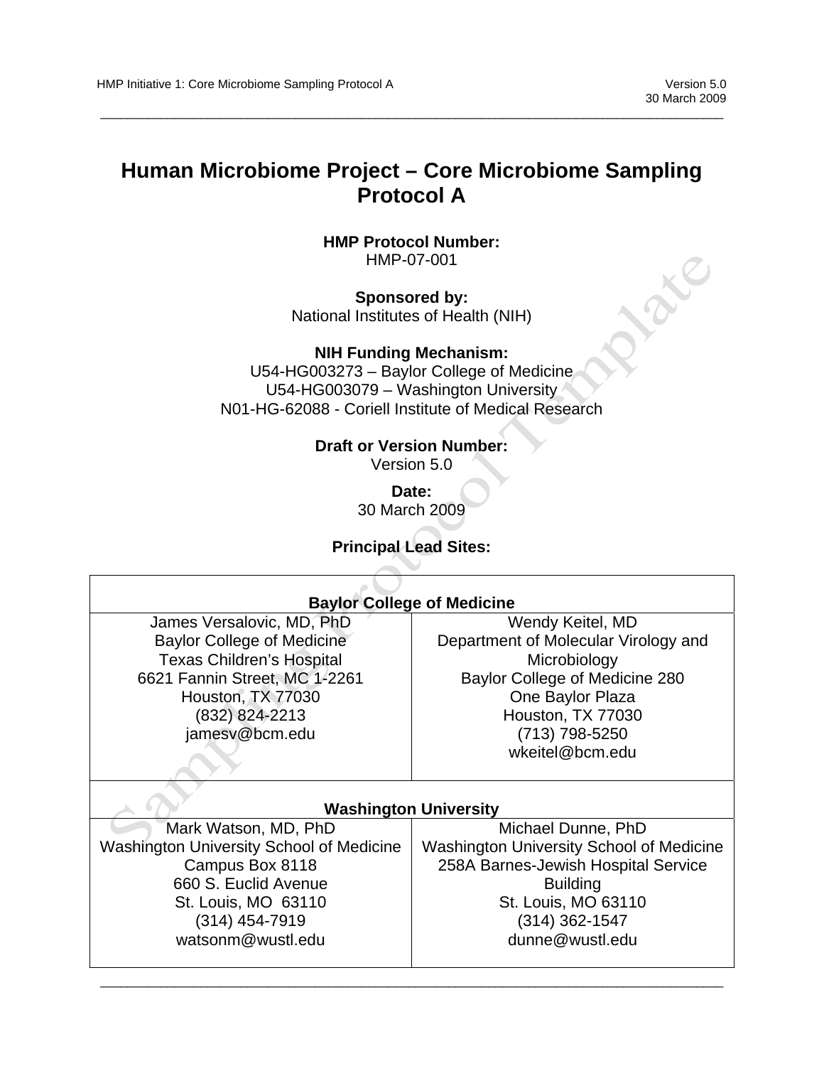# Human Microbiome Project – Core Microbiome Sampling Protocol A

**HMP Protocol Number:**
HMP-07-001

**Sponsored by:**
National Institutes of Health (NIH)

**NIH Funding Mechanism:**
U54-HG003273 – Baylor College of Medicine
U54-HG003079 – Washington University
N01-HG-62088 - Coriell Institute of Medical Research

**Draft or Version Number:**
Version 5.0

**Date:**
30 March 2009

**Principal Lead Sites:**

| **Baylor College of Medicine** | |
|---|---|
| James Versalovic, MD, PhD<br>Baylor College of Medicine<br>Texas Children's Hospital<br>6621 Fannin Street, MC 1-2261<br>Houston, TX 77030<br>(832) 824-2213<br>jamesv@bcm.edu | Wendy Keitel, MD<br>Department of Molecular Virology and Microbiology<br>Baylor College of Medicine 280<br>One Baylor Plaza<br>Houston, TX 77030<br>(713) 798-5250<br>wkeitel@bcm.edu |
| **Washington University** | |
| Mark Watson, MD, PhD<br>Washington University School of Medicine<br>Campus Box 8118<br>660 S. Euclid Avenue<br>St. Louis, MO 63110<br>(314) 454-7919<br>watsonm@wustl.edu | Michael Dunne, PhD<br>Washington University School of Medicine<br>258A Barnes-Jewish Hospital Service Building<br>St. Louis, MO 63110<br>(314) 362-1547<br>dunne@wustl.edu |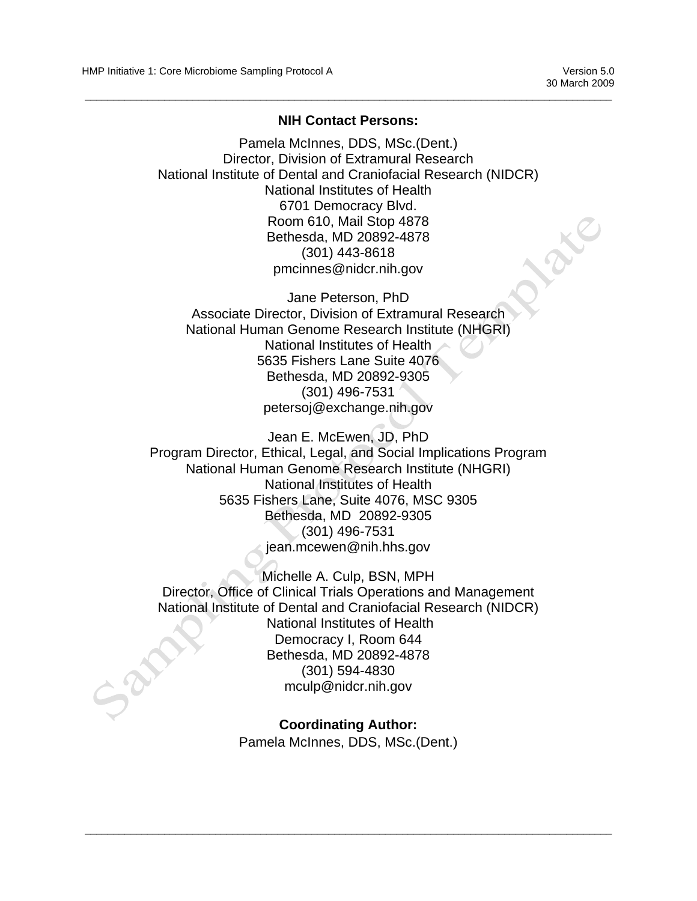**NIH Contact Persons:**

Pamela McInnes, DDS, MSc.(Dent.)
Director, Division of Extramural Research
National Institute of Dental and Craniofacial Research (NIDCR)
National Institutes of Health
6701 Democracy Blvd.
Room 610, Mail Stop 4878
Bethesda, MD 20892-4878
(301) 443-8618
pmcinnes@nidcr.nih.gov

Jane Peterson, PhD
Associate Director, Division of Extramural Research
National Human Genome Research Institute (NHGRI)
National Institutes of Health
5635 Fishers Lane Suite 4076
Bethesda, MD 20892-9305
(301) 496-7531
petersoj@exchange.nih.gov

Jean E. McEwen, JD, PhD
Program Director, Ethical, Legal, and Social Implications Program
National Human Genome Research Institute (NHGRI)
National Institutes of Health
5635 Fishers Lane, Suite 4076, MSC 9305
Bethesda, MD 20892-9305
(301) 496-7531
jean.mcewen@nih.hhs.gov

Michelle A. Culp, BSN, MPH
Director, Office of Clinical Trials Operations and Management
National Institute of Dental and Craniofacial Research (NIDCR)
National Institutes of Health
Democracy I, Room 644
Bethesda, MD 20892-4878
(301) 594-4830
mculp@nidcr.nih.gov

**Coordinating Author:**

Pamela McInnes, DDS, MSc.(Dent.)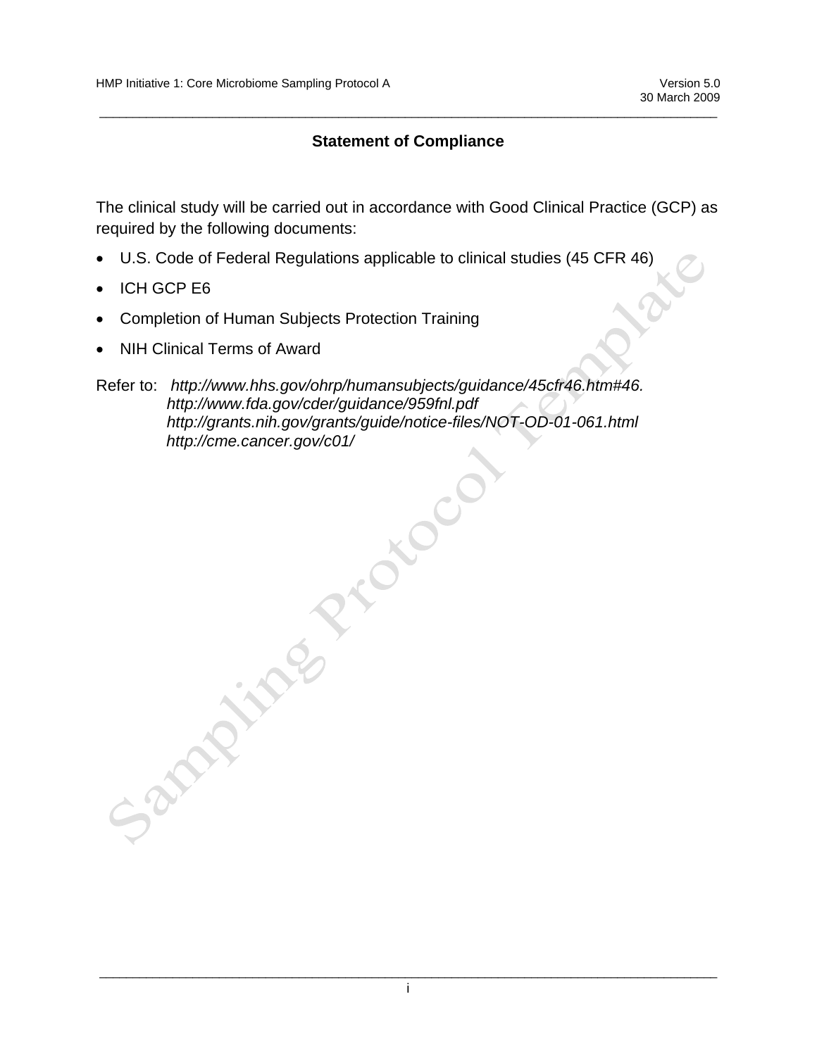## Statement of Compliance

The clinical study will be carried out in accordance with Good Clinical Practice (GCP) as required by the following documents:

- U.S. Code of Federal Regulations applicable to clinical studies (45 CFR 46)
- ICH GCP E6
- Completion of Human Subjects Protection Training
- NIH Clinical Terms of Award

Refer to: *http://www.hhs.gov/ohrp/humansubjects/guidance/45cfr46.htm#46.*
*http://www.fda.gov/cder/guidance/959fnl.pdf*
*http://grants.nih.gov/grants/guide/notice-files/NOT-OD-01-061.html*
*http://cme.cancer.gov/c01/*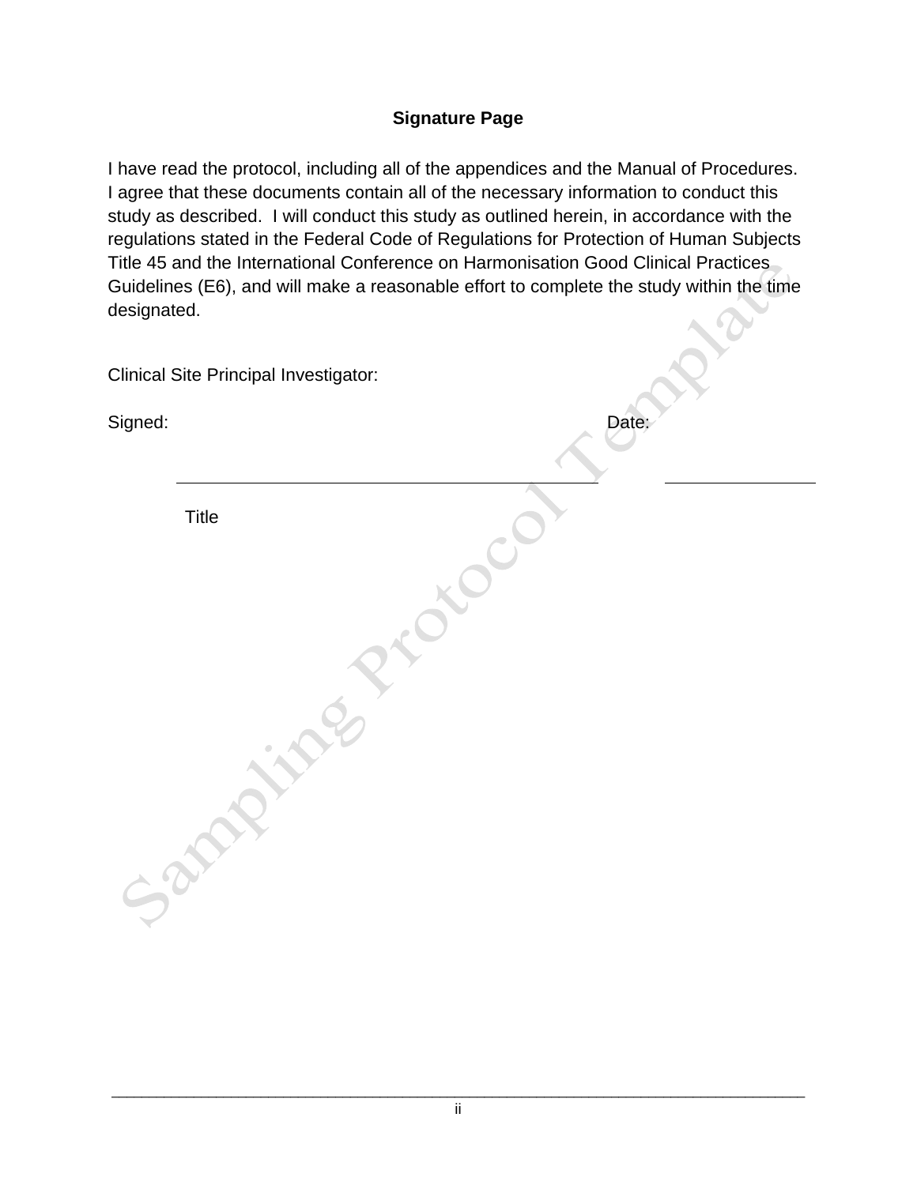## Signature Page

I have read the protocol, including all of the appendices and the Manual of Procedures. I agree that these documents contain all of the necessary information to conduct this study as described. I will conduct this study as outlined herein, in accordance with the regulations stated in the Federal Code of Regulations for Protection of Human Subjects Title 45 and the International Conference on Harmonisation Good Clinical Practices Guidelines (E6), and will make a reasonable effort to complete the study within the time designated.

Clinical Site Principal Investigator:

Signed: ______________________________ Date: ______________

Title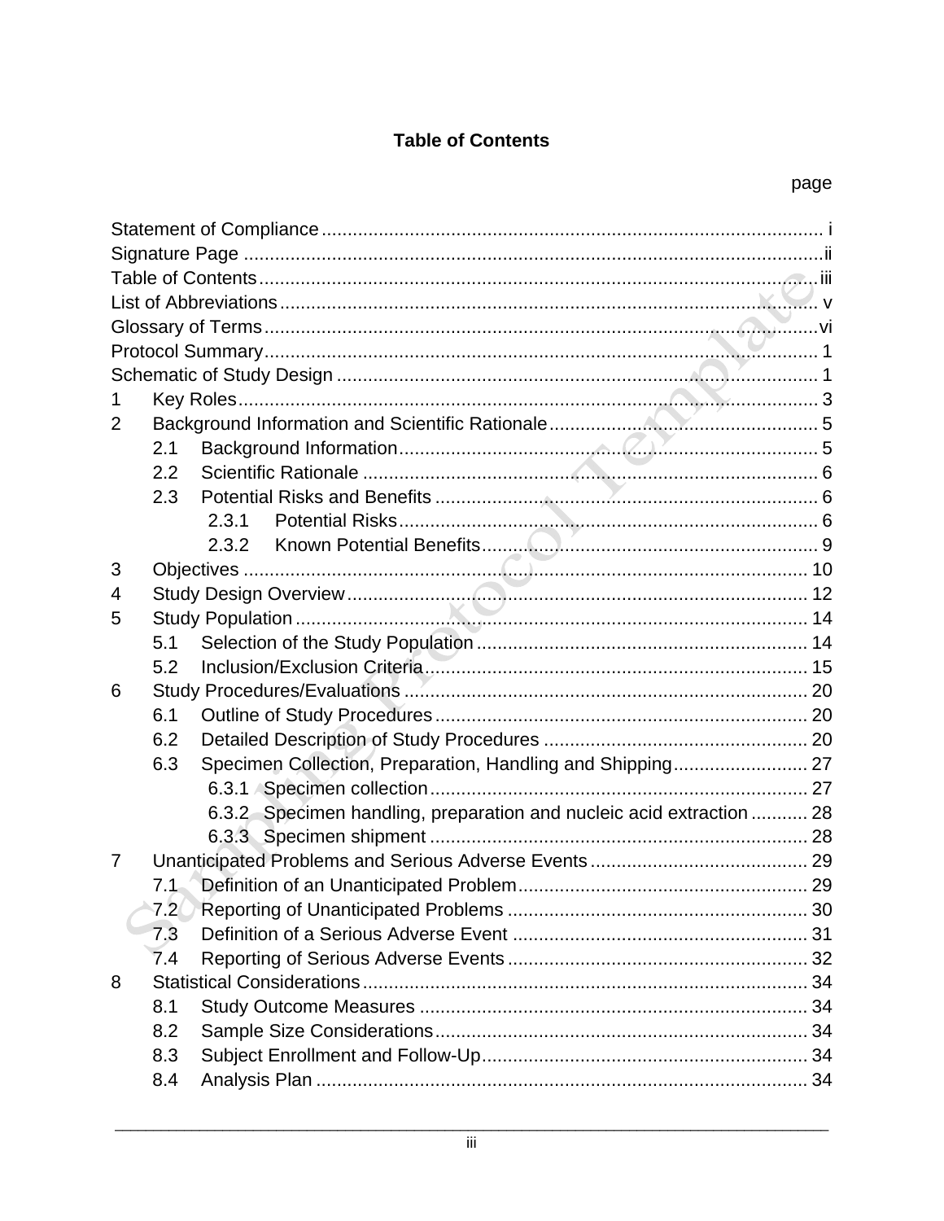# Table of Contents

page

Statement of Compliance ........................................................................................ i
Signature Page ........................................................................................................ ii
Table of Contents ..................................................................................................... iii
List of Abbreviations ................................................................................................ v
Glossary of Terms .................................................................................................... vi
Protocol Summary .................................................................................................... 1
Schematic of Study Design ...................................................................................... 1

1 Key Roles ............................................................................................................. 3
2 Background Information and Scientific Rationale ................................................ 5
  - 2.1 Background Information ................................................................................ 5
  - 2.2 Scientific Rationale ........................................................................................ 6
  - 2.3 Potential Risks and Benefits ......................................................................... 6
    - 2.3.1 Potential Risks ......................................................................................... 6
    - 2.3.2 Known Potential Benefits ......................................................................... 9
3 Objectives ........................................................................................................... 10
4 Study Design Overview ....................................................................................... 12
5 Study Population .................................................................................................. 14
  - 5.1 Selection of the Study Population ................................................................ 14
  - 5.2 Inclusion/Exclusion Criteria .......................................................................... 15
6 Study Procedures/Evaluations ............................................................................. 20
  - 6.1 Outline of Study Procedures ........................................................................ 20
  - 6.2 Detailed Description of Study Procedures ................................................... 20
  - 6.3 Specimen Collection, Preparation, Handling and Shipping .......................... 27
    - 6.3.1 Specimen collection ................................................................................ 27
    - 6.3.2 Specimen handling, preparation and nucleic acid extraction ................... 28
    - 6.3.3 Specimen shipment ................................................................................. 28
7 Unanticipated Problems and Serious Adverse Events ......................................... 29
  - 7.1 Definition of an Unanticipated Problem ........................................................ 29
  - 7.2 Reporting of Unanticipated Problems .......................................................... 30
  - 7.3 Definition of a Serious Adverse Event ......................................................... 31
  - 7.4 Reporting of Serious Adverse Events .......................................................... 32
8 Statistical Considerations ..................................................................................... 34
  - 8.1 Study Outcome Measures ............................................................................ 34
  - 8.2 Sample Size Considerations ........................................................................ 34
  - 8.3 Subject Enrollment and Follow-Up ............................................................... 34
  - 8.4 Analysis Plan ............................................................................................... 34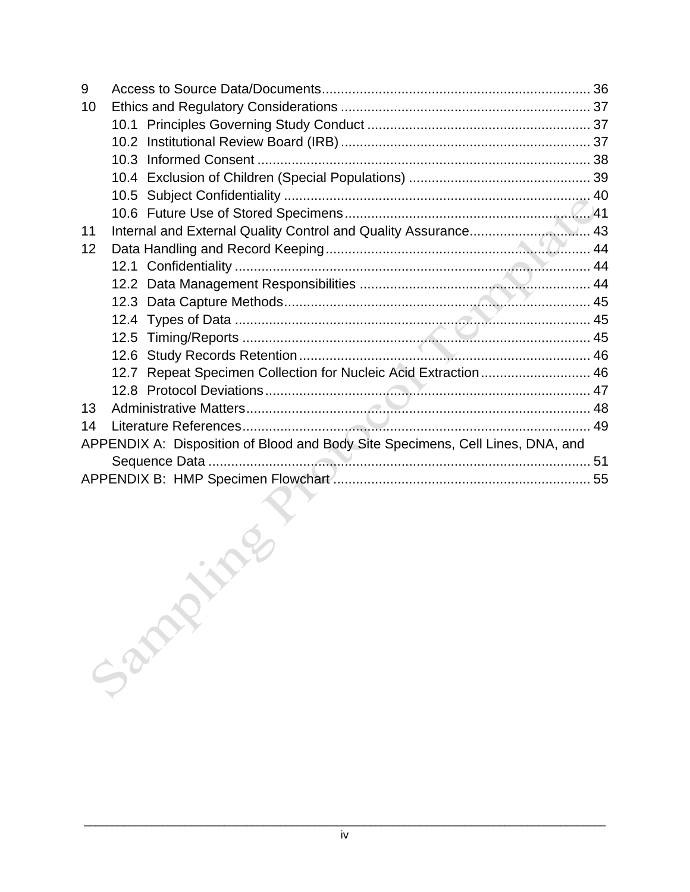9 Access to Source Data/Documents ..... 36

10 Ethics and Regulatory Considerations ..... 37

- 10.1 Principles Governing Study Conduct ..... 37
- 10.2 Institutional Review Board (IRB) ..... 37
- 10.3 Informed Consent ..... 38
- 10.4 Exclusion of Children (Special Populations) ..... 39
- 10.5 Subject Confidentiality ..... 40
- 10.6 Future Use of Stored Specimens ..... 41

11 Internal and External Quality Control and Quality Assurance ..... 43

12 Data Handling and Record Keeping ..... 44

- 12.1 Confidentiality ..... 44
- 12.2 Data Management Responsibilities ..... 44
- 12.3 Data Capture Methods ..... 45
- 12.4 Types of Data ..... 45
- 12.5 Timing/Reports ..... 45
- 12.6 Study Records Retention ..... 46
- 12.7 Repeat Specimen Collection for Nucleic Acid Extraction ..... 46
- 12.8 Protocol Deviations ..... 47

13 Administrative Matters ..... 48

14 Literature References ..... 49

APPENDIX A: Disposition of Blood and Body Site Specimens, Cell Lines, DNA, and Sequence Data ..... 51

APPENDIX B: HMP Specimen Flowchart ..... 55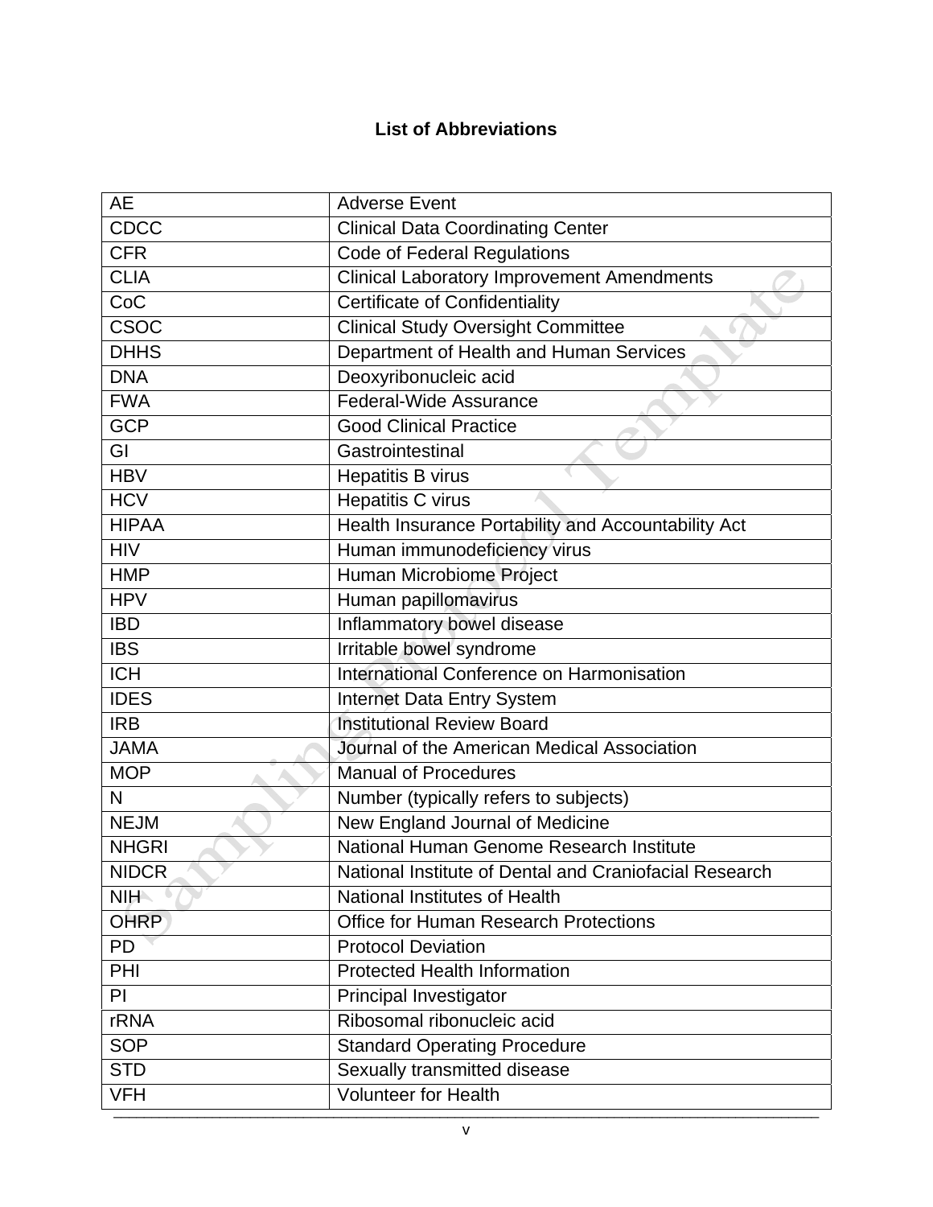## List of Abbreviations

| | |
|---|---|
| AE | Adverse Event |
| CDCC | Clinical Data Coordinating Center |
| CFR | Code of Federal Regulations |
| CLIA | Clinical Laboratory Improvement Amendments |
| CoC | Certificate of Confidentiality |
| CSOC | Clinical Study Oversight Committee |
| DHHS | Department of Health and Human Services |
| DNA | Deoxyribonucleic acid |
| FWA | Federal-Wide Assurance |
| GCP | Good Clinical Practice |
| GI | Gastrointestinal |
| HBV | Hepatitis B virus |
| HCV | Hepatitis C virus |
| HIPAA | Health Insurance Portability and Accountability Act |
| HIV | Human immunodeficiency virus |
| HMP | Human Microbiome Project |
| HPV | Human papillomavirus |
| IBD | Inflammatory bowel disease |
| IBS | Irritable bowel syndrome |
| ICH | International Conference on Harmonisation |
| IDES | Internet Data Entry System |
| IRB | Institutional Review Board |
| JAMA | Journal of the American Medical Association |
| MOP | Manual of Procedures |
| N | Number (typically refers to subjects) |
| NEJM | New England Journal of Medicine |
| NHGRI | National Human Genome Research Institute |
| NIDCR | National Institute of Dental and Craniofacial Research |
| NIH | National Institutes of Health |
| OHRP | Office for Human Research Protections |
| PD | Protocol Deviation |
| PHI | Protected Health Information |
| PI | Principal Investigator |
| rRNA | Ribosomal ribonucleic acid |
| SOP | Standard Operating Procedure |
| STD | Sexually transmitted disease |
| VFH | Volunteer for Health |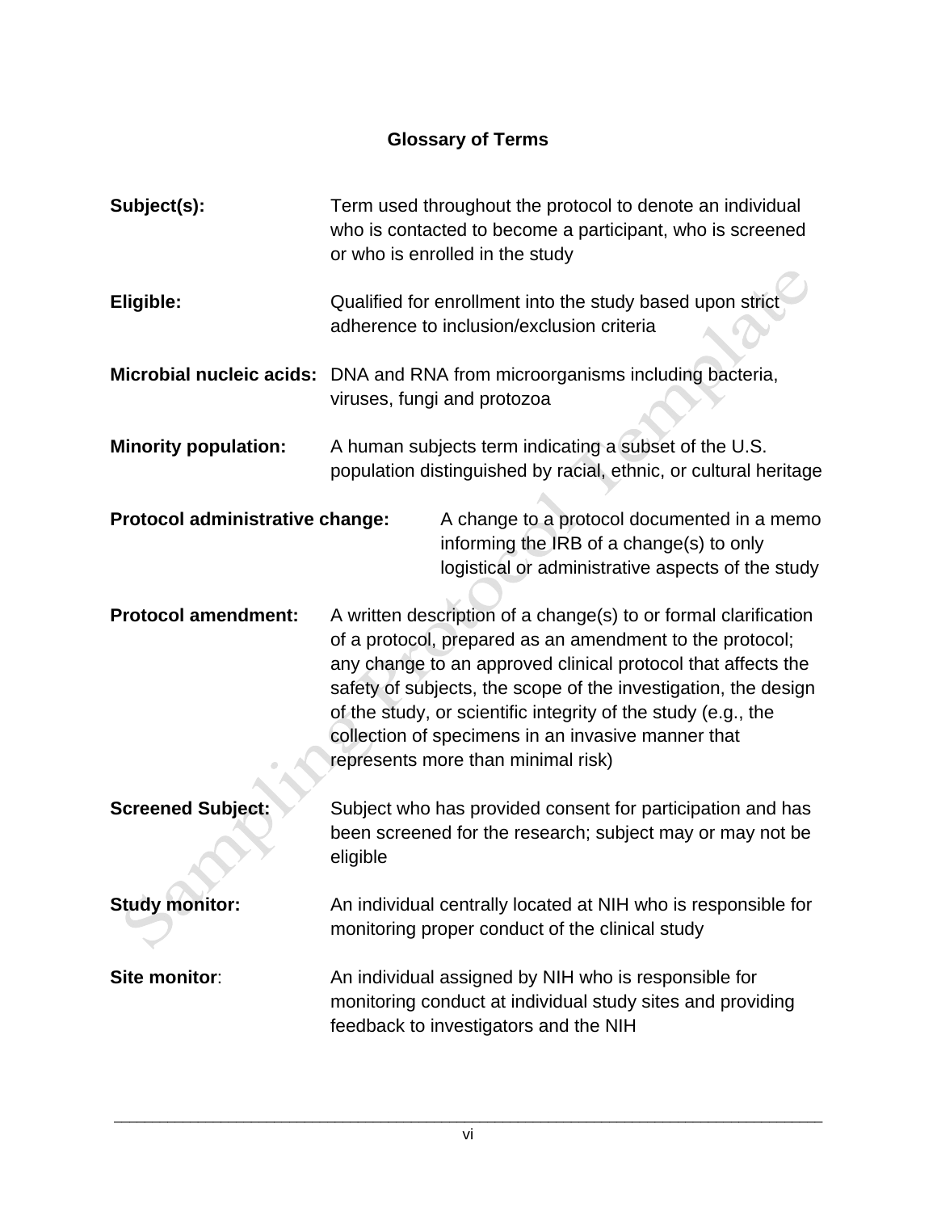## Glossary of Terms

**Subject(s):** Term used throughout the protocol to denote an individual who is contacted to become a participant, who is screened or who is enrolled in the study

**Eligible:** Qualified for enrollment into the study based upon strict adherence to inclusion/exclusion criteria

**Microbial nucleic acids:** DNA and RNA from microorganisms including bacteria, viruses, fungi and protozoa

**Minority population:** A human subjects term indicating a subset of the U.S. population distinguished by racial, ethnic, or cultural heritage

**Protocol administrative change:** A change to a protocol documented in a memo informing the IRB of a change(s) to only logistical or administrative aspects of the study

**Protocol amendment:** A written description of a change(s) to or formal clarification of a protocol, prepared as an amendment to the protocol; any change to an approved clinical protocol that affects the safety of subjects, the scope of the investigation, the design of the study, or scientific integrity of the study (e.g., the collection of specimens in an invasive manner that represents more than minimal risk)

**Screened Subject:** Subject who has provided consent for participation and has been screened for the research; subject may or may not be eligible

**Study monitor:** An individual centrally located at NIH who is responsible for monitoring proper conduct of the clinical study

**Site monitor**: An individual assigned by NIH who is responsible for monitoring conduct at individual study sites and providing feedback to investigators and the NIH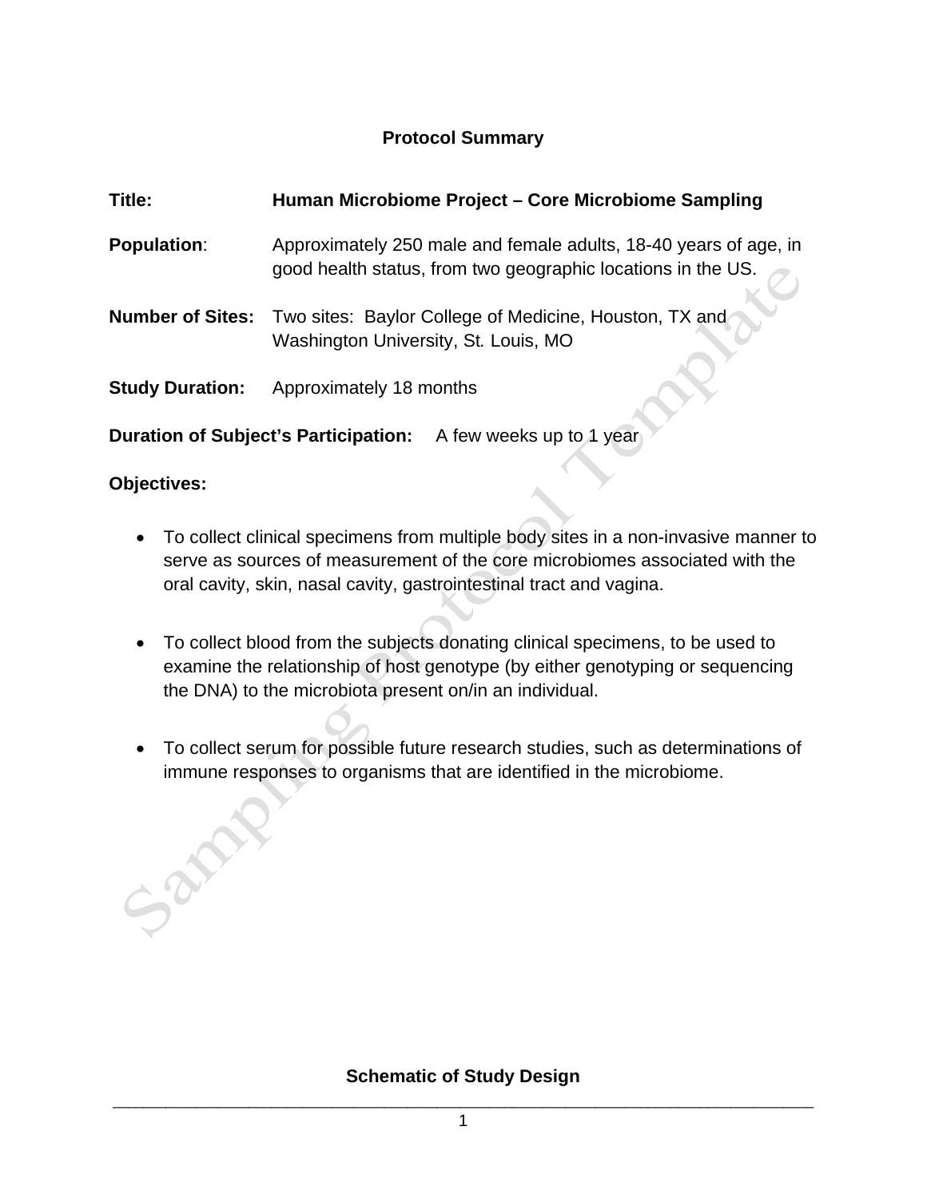## Protocol Summary

**Title:** **Human Microbiome Project – Core Microbiome Sampling**

**Population**: Approximately 250 male and female adults, 18-40 years of age, in good health status, from two geographic locations in the US.

**Number of Sites:** Two sites: Baylor College of Medicine, Houston, TX and Washington University, St. Louis, MO

**Study Duration:** Approximately 18 months

**Duration of Subject's Participation:** A few weeks up to 1 year

**Objectives:**

- To collect clinical specimens from multiple body sites in a non-invasive manner to serve as sources of measurement of the core microbiomes associated with the oral cavity, skin, nasal cavity, gastrointestinal tract and vagina.
- To collect blood from the subjects donating clinical specimens, to be used to examine the relationship of host genotype (by either genotyping or sequencing the DNA) to the microbiota present on/in an individual.
- To collect serum for possible future research studies, such as determinations of immune responses to organisms that are identified in the microbiome.

**Schematic of Study Design**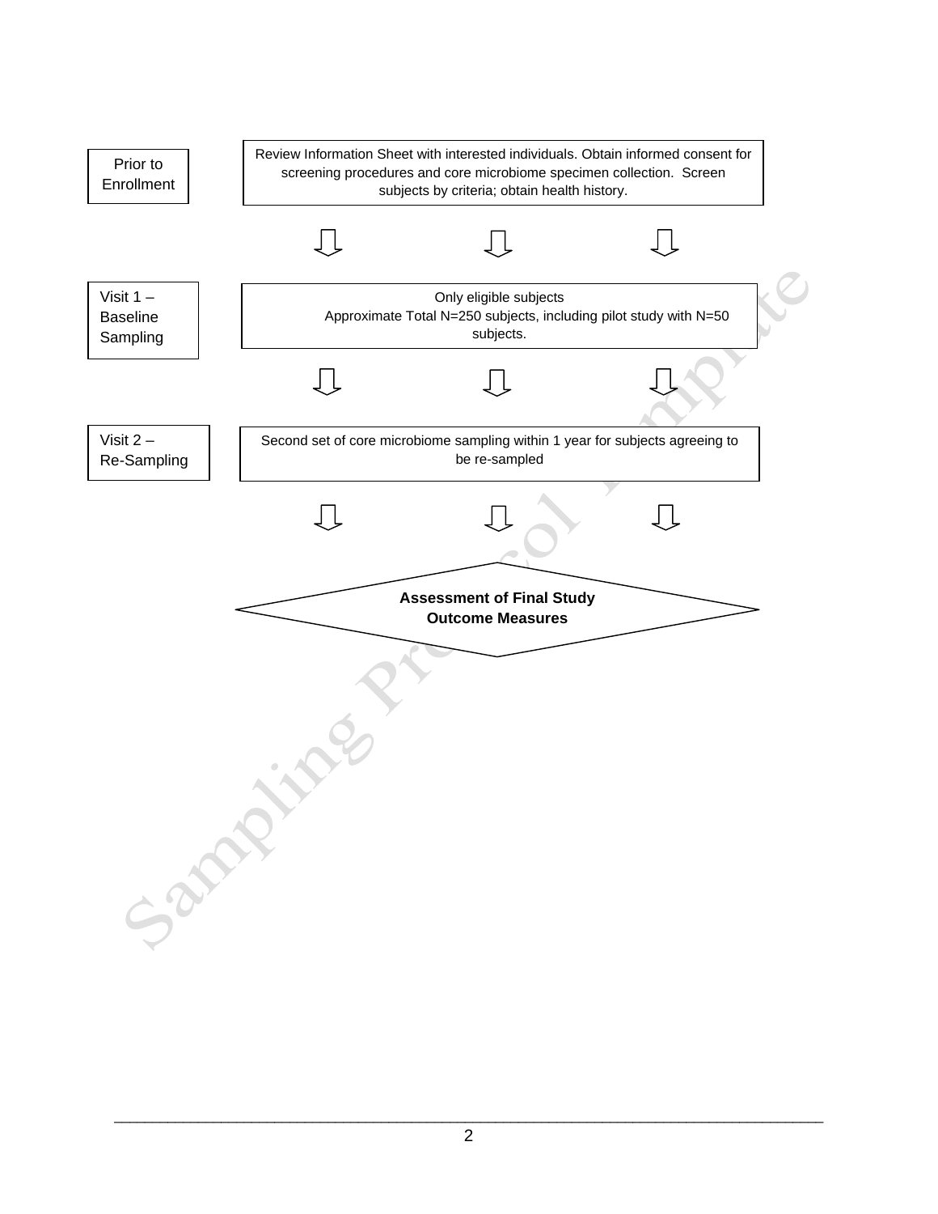| Stage | Description |
| --- | --- |
| Prior to Enrollment | Review Information Sheet with interested individuals. Obtain informed consent for screening procedures and core microbiome specimen collection. Screen subjects by criteria; obtain health history. |
| Visit 1 – Baseline Sampling | Only eligible subjects<br>Approximate Total N=250 subjects, including pilot study with N=50 subjects. |
| Visit 2 – Re-Sampling | Second set of core microbiome sampling within 1 year for subjects agreeing to be re-sampled |

⇩

**Assessment of Final Study Outcome Measures**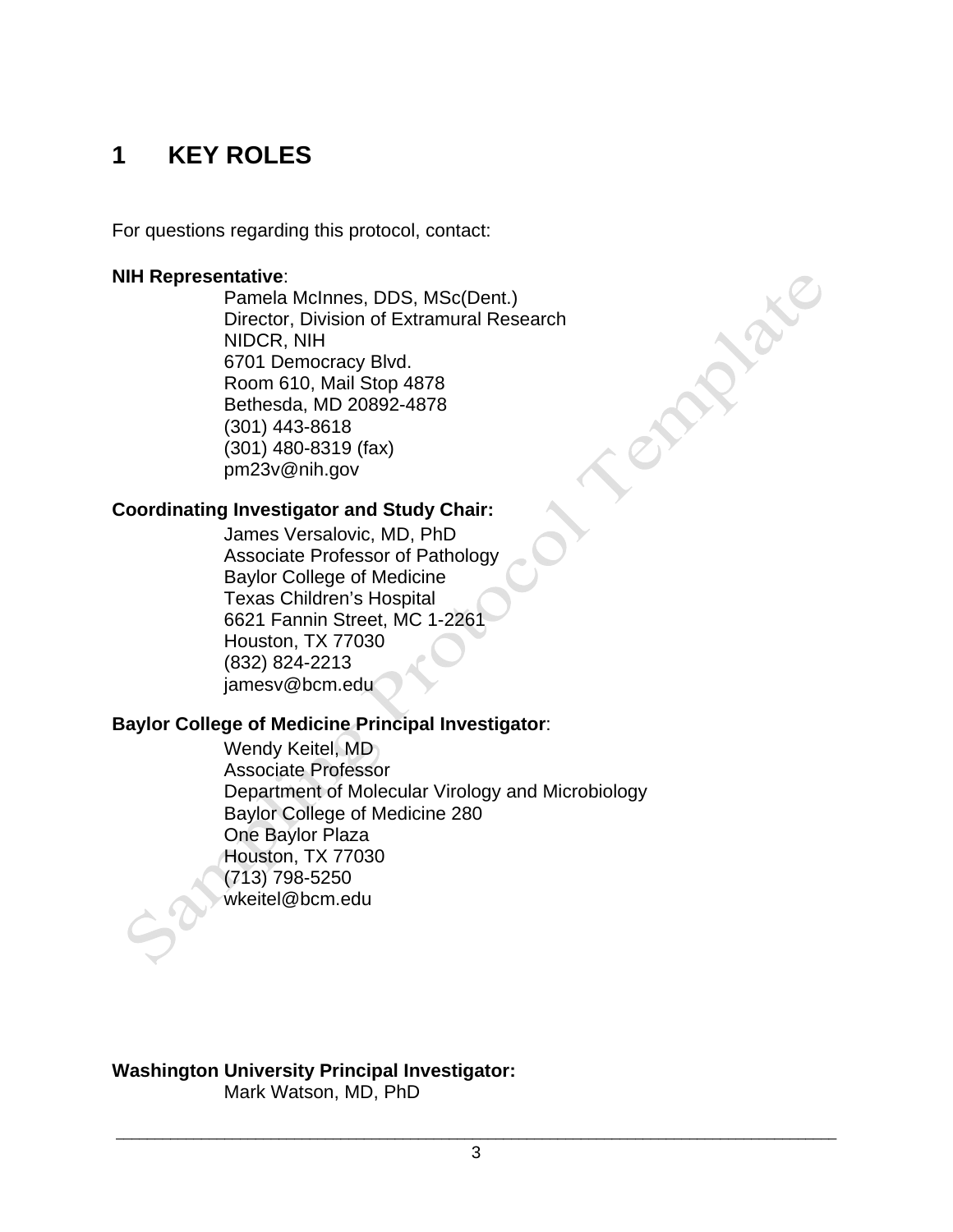# 1 KEY ROLES

For questions regarding this protocol, contact:

**NIH Representative**:

Pamela McInnes, DDS, MSc(Dent.)
Director, Division of Extramural Research
NIDCR, NIH
6701 Democracy Blvd.
Room 610, Mail Stop 4878
Bethesda, MD 20892-4878
(301) 443-8618
(301) 480-8319 (fax)
pm23v@nih.gov

**Coordinating Investigator and Study Chair:**

James Versalovic, MD, PhD
Associate Professor of Pathology
Baylor College of Medicine
Texas Children's Hospital
6621 Fannin Street, MC 1-2261
Houston, TX 77030
(832) 824-2213
jamesv@bcm.edu

**Baylor College of Medicine Principal Investigator**:

Wendy Keitel, MD
Associate Professor
Department of Molecular Virology and Microbiology
Baylor College of Medicine 280
One Baylor Plaza
Houston, TX 77030
(713) 798-5250
wkeitel@bcm.edu

**Washington University Principal Investigator:**

Mark Watson, MD, PhD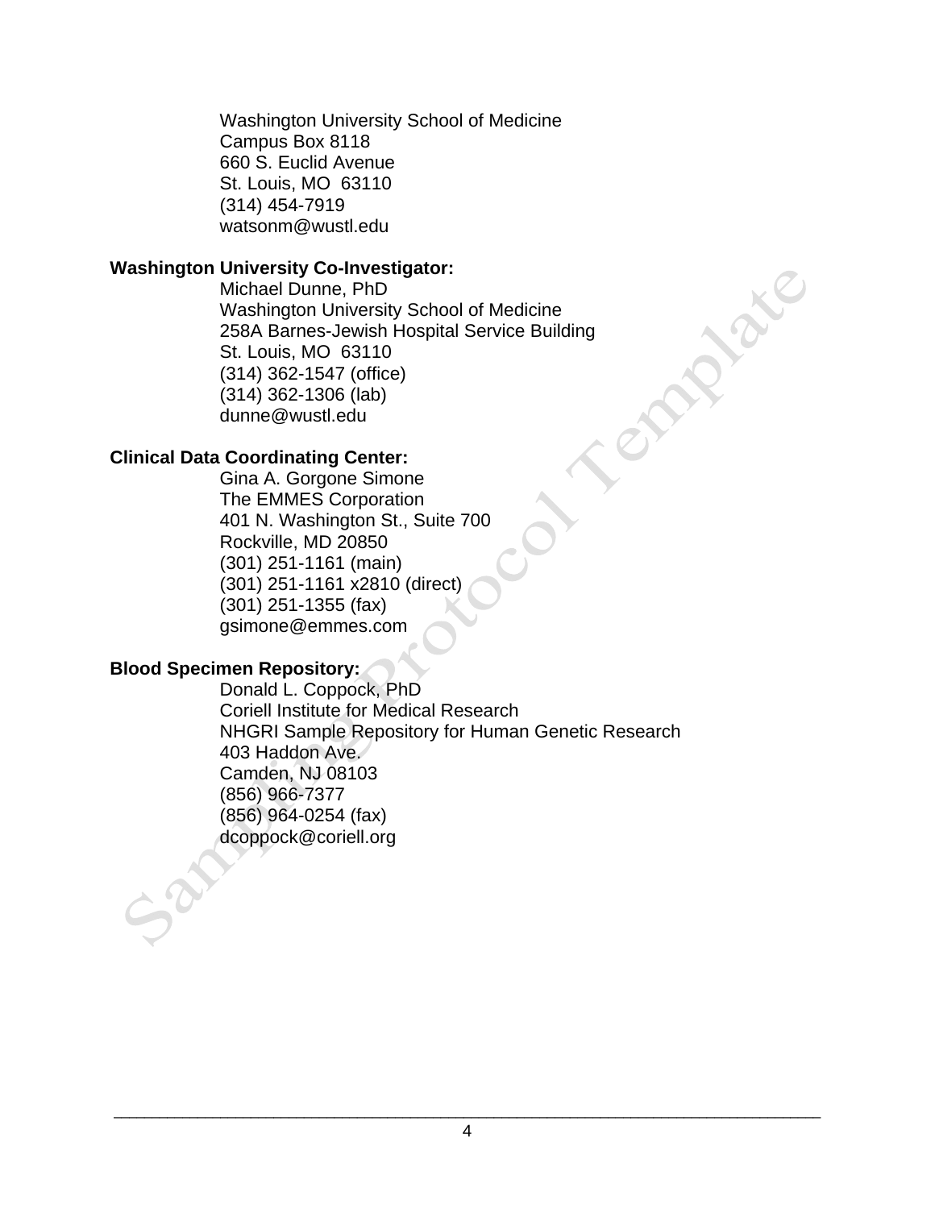Washington University School of Medicine
Campus Box 8118
660 S. Euclid Avenue
St. Louis, MO 63110
(314) 454-7919
watsonm@wustl.edu

**Washington University Co-Investigator:**

Michael Dunne, PhD
Washington University School of Medicine
258A Barnes-Jewish Hospital Service Building
St. Louis, MO 63110
(314) 362-1547 (office)
(314) 362-1306 (lab)
dunne@wustl.edu

**Clinical Data Coordinating Center:**

Gina A. Gorgone Simone
The EMMES Corporation
401 N. Washington St., Suite 700
Rockville, MD 20850
(301) 251-1161 (main)
(301) 251-1161 x2810 (direct)
(301) 251-1355 (fax)
gsimone@emmes.com

**Blood Specimen Repository:**

Donald L. Coppock, PhD
Coriell Institute for Medical Research
NHGRI Sample Repository for Human Genetic Research
403 Haddon Ave.
Camden, NJ 08103
(856) 966-7377
(856) 964-0254 (fax)
dcoppock@coriell.org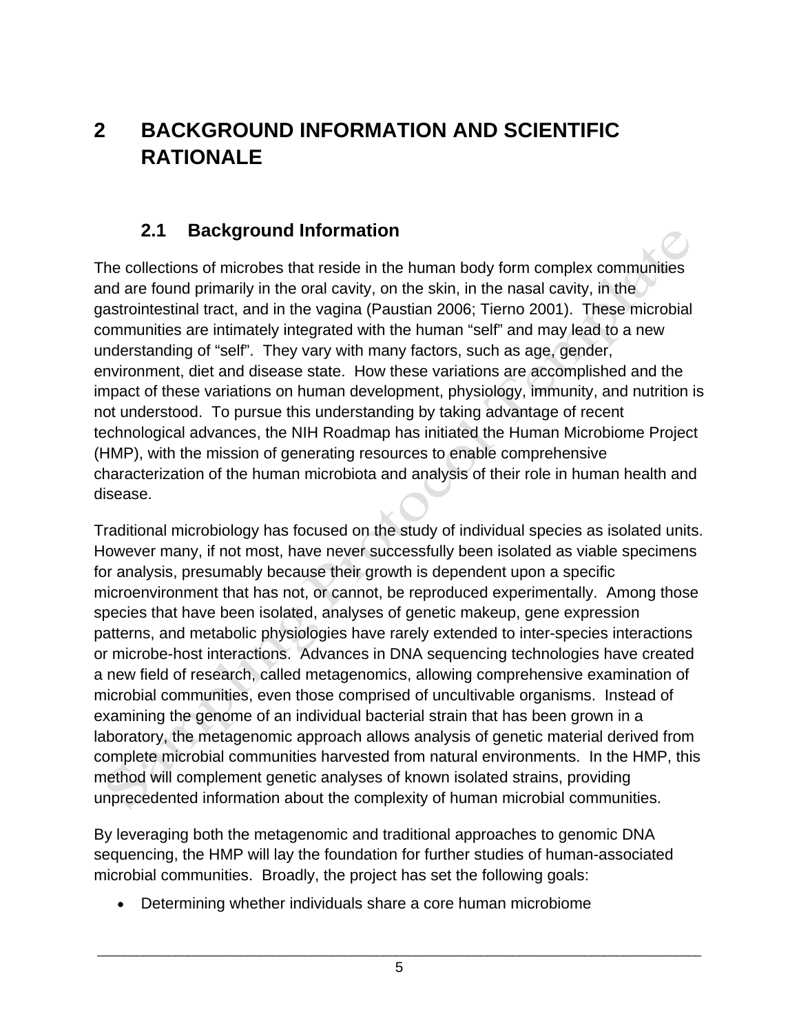# 2 BACKGROUND INFORMATION AND SCIENTIFIC RATIONALE

## 2.1 Background Information

The collections of microbes that reside in the human body form complex communities and are found primarily in the oral cavity, on the skin, in the nasal cavity, in the gastrointestinal tract, and in the vagina (Paustian 2006; Tierno 2001). These microbial communities are intimately integrated with the human "self" and may lead to a new understanding of "self". They vary with many factors, such as age, gender, environment, diet and disease state. How these variations are accomplished and the impact of these variations on human development, physiology, immunity, and nutrition is not understood. To pursue this understanding by taking advantage of recent technological advances, the NIH Roadmap has initiated the Human Microbiome Project (HMP), with the mission of generating resources to enable comprehensive characterization of the human microbiota and analysis of their role in human health and disease.

Traditional microbiology has focused on the study of individual species as isolated units. However many, if not most, have never successfully been isolated as viable specimens for analysis, presumably because their growth is dependent upon a specific microenvironment that has not, or cannot, be reproduced experimentally. Among those species that have been isolated, analyses of genetic makeup, gene expression patterns, and metabolic physiologies have rarely extended to inter-species interactions or microbe-host interactions. Advances in DNA sequencing technologies have created a new field of research, called metagenomics, allowing comprehensive examination of microbial communities, even those comprised of uncultivable organisms. Instead of examining the genome of an individual bacterial strain that has been grown in a laboratory, the metagenomic approach allows analysis of genetic material derived from complete microbial communities harvested from natural environments. In the HMP, this method will complement genetic analyses of known isolated strains, providing unprecedented information about the complexity of human microbial communities.

By leveraging both the metagenomic and traditional approaches to genomic DNA sequencing, the HMP will lay the foundation for further studies of human-associated microbial communities. Broadly, the project has set the following goals:

- Determining whether individuals share a core human microbiome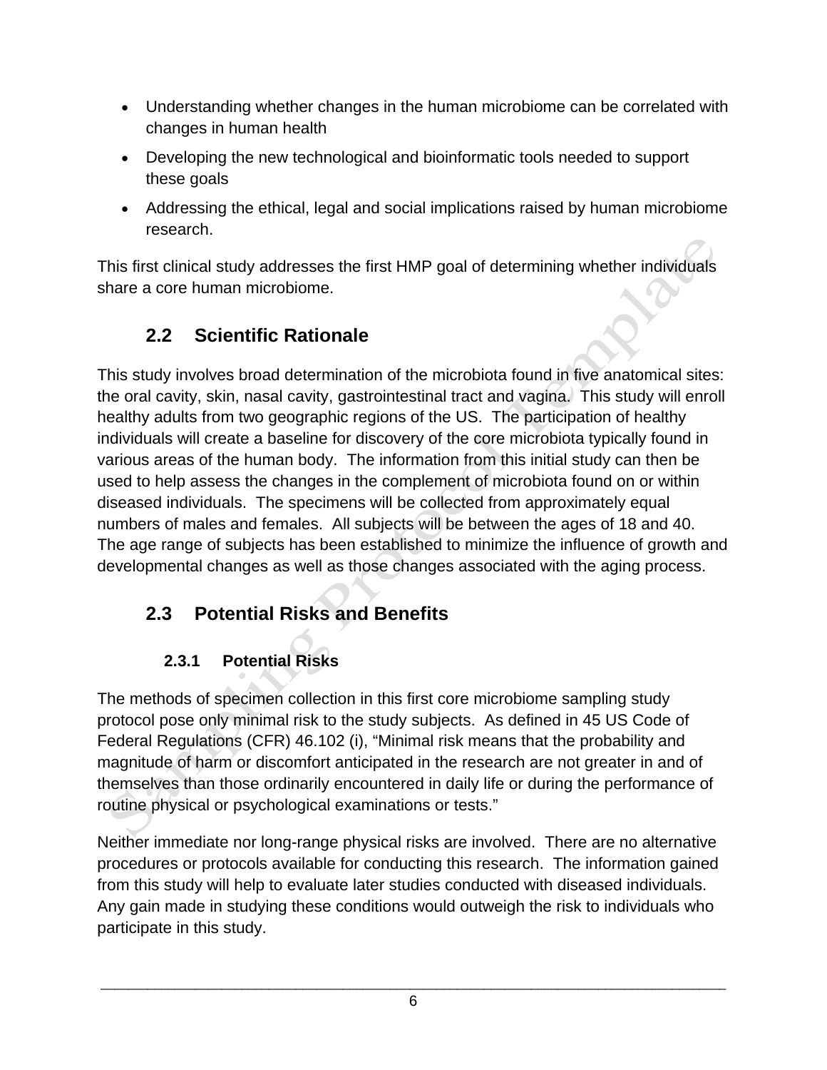- Understanding whether changes in the human microbiome can be correlated with changes in human health
- Developing the new technological and bioinformatic tools needed to support these goals
- Addressing the ethical, legal and social implications raised by human microbiome research.

This first clinical study addresses the first HMP goal of determining whether individuals share a core human microbiome.

## 2.2 Scientific Rationale

This study involves broad determination of the microbiota found in five anatomical sites: the oral cavity, skin, nasal cavity, gastrointestinal tract and vagina. This study will enroll healthy adults from two geographic regions of the US. The participation of healthy individuals will create a baseline for discovery of the core microbiota typically found in various areas of the human body. The information from this initial study can then be used to help assess the changes in the complement of microbiota found on or within diseased individuals. The specimens will be collected from approximately equal numbers of males and females. All subjects will be between the ages of 18 and 40. The age range of subjects has been established to minimize the influence of growth and developmental changes as well as those changes associated with the aging process.

## 2.3 Potential Risks and Benefits

### 2.3.1 Potential Risks

The methods of specimen collection in this first core microbiome sampling study protocol pose only minimal risk to the study subjects. As defined in 45 US Code of Federal Regulations (CFR) 46.102 (i), “Minimal risk means that the probability and magnitude of harm or discomfort anticipated in the research are not greater in and of themselves than those ordinarily encountered in daily life or during the performance of routine physical or psychological examinations or tests.”

Neither immediate nor long-range physical risks are involved. There are no alternative procedures or protocols available for conducting this research. The information gained from this study will help to evaluate later studies conducted with diseased individuals. Any gain made in studying these conditions would outweigh the risk to individuals who participate in this study.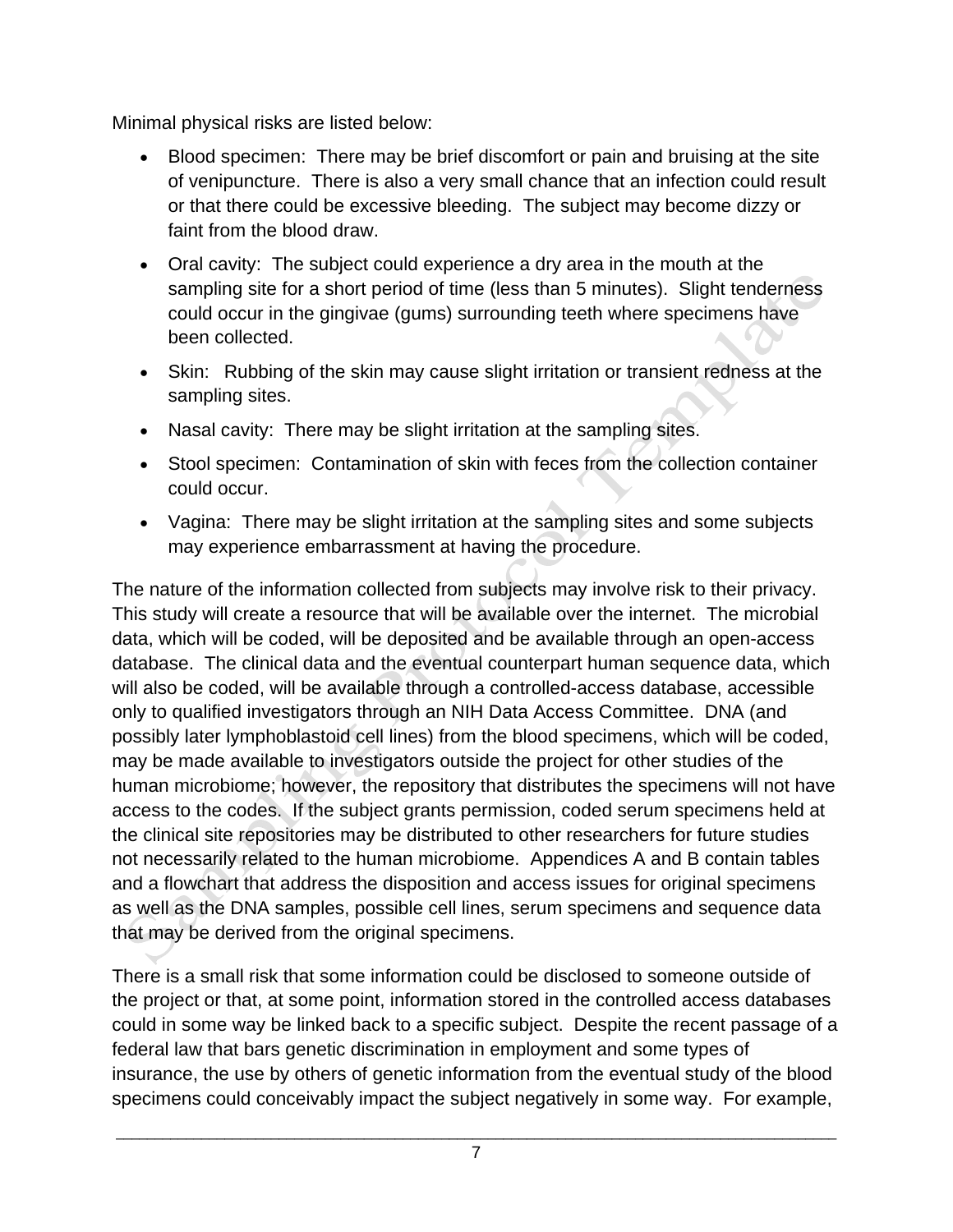Minimal physical risks are listed below:

- Blood specimen: There may be brief discomfort or pain and bruising at the site of venipuncture. There is also a very small chance that an infection could result or that there could be excessive bleeding. The subject may become dizzy or faint from the blood draw.
- Oral cavity: The subject could experience a dry area in the mouth at the sampling site for a short period of time (less than 5 minutes). Slight tenderness could occur in the gingivae (gums) surrounding teeth where specimens have been collected.
- Skin: Rubbing of the skin may cause slight irritation or transient redness at the sampling sites.
- Nasal cavity: There may be slight irritation at the sampling sites.
- Stool specimen: Contamination of skin with feces from the collection container could occur.
- Vagina: There may be slight irritation at the sampling sites and some subjects may experience embarrassment at having the procedure.

The nature of the information collected from subjects may involve risk to their privacy. This study will create a resource that will be available over the internet. The microbial data, which will be coded, will be deposited and be available through an open-access database. The clinical data and the eventual counterpart human sequence data, which will also be coded, will be available through a controlled-access database, accessible only to qualified investigators through an NIH Data Access Committee. DNA (and possibly later lymphoblastoid cell lines) from the blood specimens, which will be coded, may be made available to investigators outside the project for other studies of the human microbiome; however, the repository that distributes the specimens will not have access to the codes. If the subject grants permission, coded serum specimens held at the clinical site repositories may be distributed to other researchers for future studies not necessarily related to the human microbiome. Appendices A and B contain tables and a flowchart that address the disposition and access issues for original specimens as well as the DNA samples, possible cell lines, serum specimens and sequence data that may be derived from the original specimens.

There is a small risk that some information could be disclosed to someone outside of the project or that, at some point, information stored in the controlled access databases could in some way be linked back to a specific subject. Despite the recent passage of a federal law that bars genetic discrimination in employment and some types of insurance, the use by others of genetic information from the eventual study of the blood specimens could conceivably impact the subject negatively in some way. For example,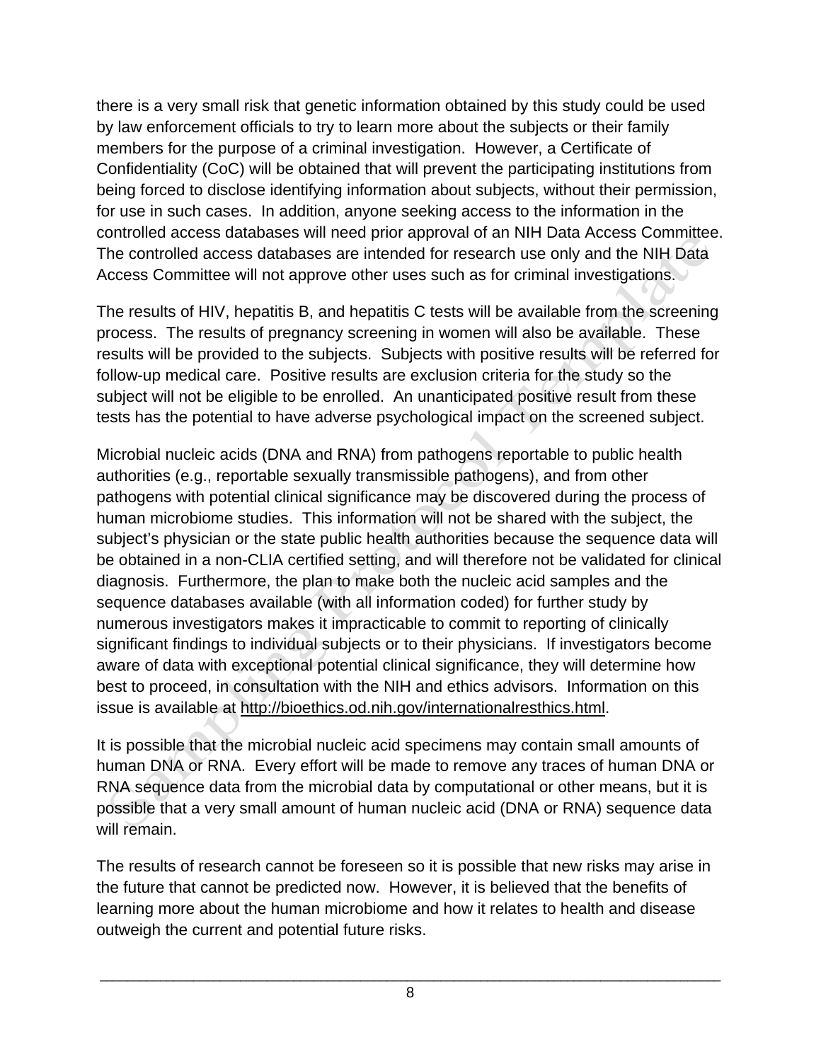there is a very small risk that genetic information obtained by this study could be used by law enforcement officials to try to learn more about the subjects or their family members for the purpose of a criminal investigation. However, a Certificate of Confidentiality (CoC) will be obtained that will prevent the participating institutions from being forced to disclose identifying information about subjects, without their permission, for use in such cases. In addition, anyone seeking access to the information in the controlled access databases will need prior approval of an NIH Data Access Committee. The controlled access databases are intended for research use only and the NIH Data Access Committee will not approve other uses such as for criminal investigations.

The results of HIV, hepatitis B, and hepatitis C tests will be available from the screening process. The results of pregnancy screening in women will also be available. These results will be provided to the subjects. Subjects with positive results will be referred for follow-up medical care. Positive results are exclusion criteria for the study so the subject will not be eligible to be enrolled. An unanticipated positive result from these tests has the potential to have adverse psychological impact on the screened subject.

Microbial nucleic acids (DNA and RNA) from pathogens reportable to public health authorities (e.g., reportable sexually transmissible pathogens), and from other pathogens with potential clinical significance may be discovered during the process of human microbiome studies. This information will not be shared with the subject, the subject's physician or the state public health authorities because the sequence data will be obtained in a non-CLIA certified setting, and will therefore not be validated for clinical diagnosis. Furthermore, the plan to make both the nucleic acid samples and the sequence databases available (with all information coded) for further study by numerous investigators makes it impracticable to commit to reporting of clinically significant findings to individual subjects or to their physicians. If investigators become aware of data with exceptional potential clinical significance, they will determine how best to proceed, in consultation with the NIH and ethics advisors. Information on this issue is available at http://bioethics.od.nih.gov/internationalresthics.html.

It is possible that the microbial nucleic acid specimens may contain small amounts of human DNA or RNA. Every effort will be made to remove any traces of human DNA or RNA sequence data from the microbial data by computational or other means, but it is possible that a very small amount of human nucleic acid (DNA or RNA) sequence data will remain.

The results of research cannot be foreseen so it is possible that new risks may arise in the future that cannot be predicted now. However, it is believed that the benefits of learning more about the human microbiome and how it relates to health and disease outweigh the current and potential future risks.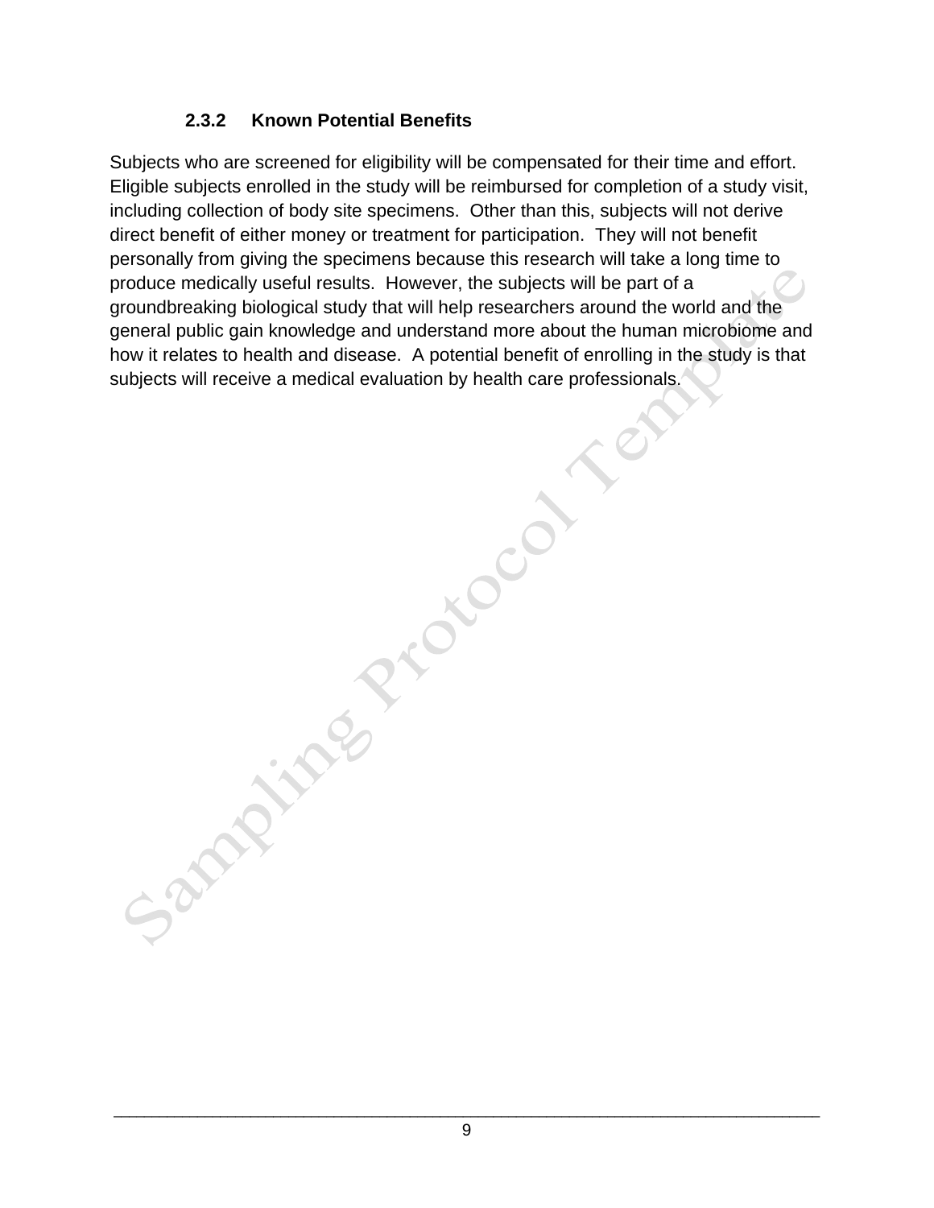### 2.3.2 Known Potential Benefits

Subjects who are screened for eligibility will be compensated for their time and effort. Eligible subjects enrolled in the study will be reimbursed for completion of a study visit, including collection of body site specimens. Other than this, subjects will not derive direct benefit of either money or treatment for participation. They will not benefit personally from giving the specimens because this research will take a long time to produce medically useful results. However, the subjects will be part of a groundbreaking biological study that will help researchers around the world and the general public gain knowledge and understand more about the human microbiome and how it relates to health and disease. A potential benefit of enrolling in the study is that subjects will receive a medical evaluation by health care professionals.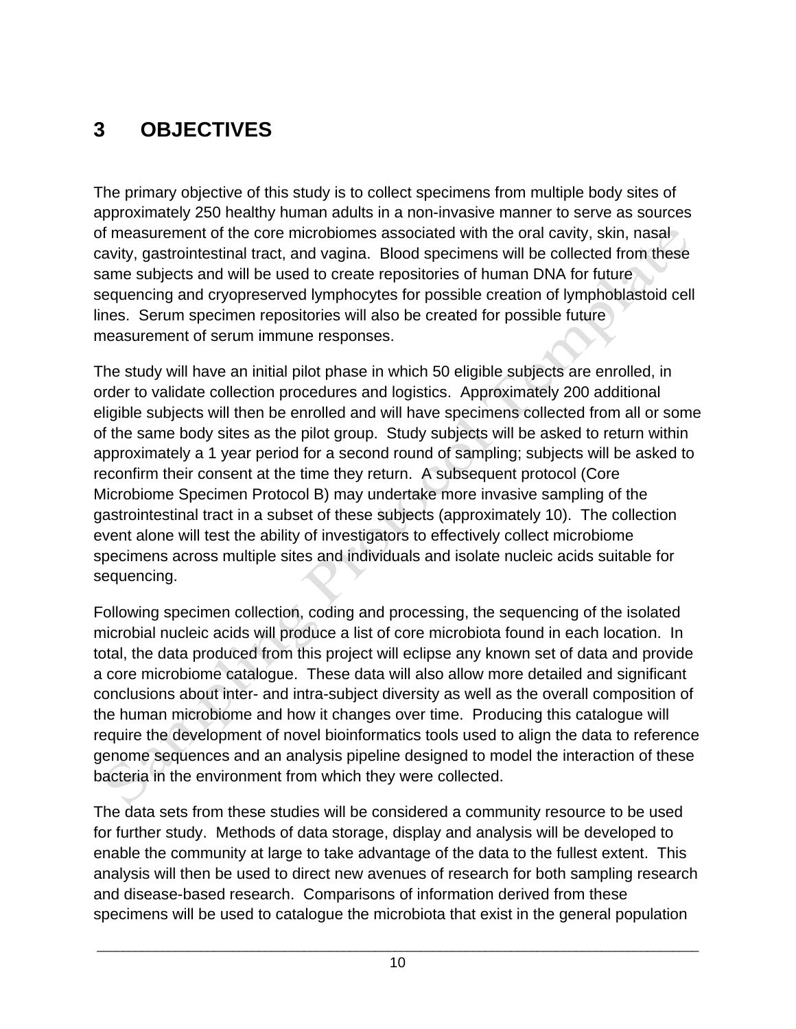# 3 OBJECTIVES

The primary objective of this study is to collect specimens from multiple body sites of approximately 250 healthy human adults in a non-invasive manner to serve as sources of measurement of the core microbiomes associated with the oral cavity, skin, nasal cavity, gastrointestinal tract, and vagina. Blood specimens will be collected from these same subjects and will be used to create repositories of human DNA for future sequencing and cryopreserved lymphocytes for possible creation of lymphoblastoid cell lines. Serum specimen repositories will also be created for possible future measurement of serum immune responses.

The study will have an initial pilot phase in which 50 eligible subjects are enrolled, in order to validate collection procedures and logistics. Approximately 200 additional eligible subjects will then be enrolled and will have specimens collected from all or some of the same body sites as the pilot group. Study subjects will be asked to return within approximately a 1 year period for a second round of sampling; subjects will be asked to reconfirm their consent at the time they return. A subsequent protocol (Core Microbiome Specimen Protocol B) may undertake more invasive sampling of the gastrointestinal tract in a subset of these subjects (approximately 10). The collection event alone will test the ability of investigators to effectively collect microbiome specimens across multiple sites and individuals and isolate nucleic acids suitable for sequencing.

Following specimen collection, coding and processing, the sequencing of the isolated microbial nucleic acids will produce a list of core microbiota found in each location. In total, the data produced from this project will eclipse any known set of data and provide a core microbiome catalogue. These data will also allow more detailed and significant conclusions about inter- and intra-subject diversity as well as the overall composition of the human microbiome and how it changes over time. Producing this catalogue will require the development of novel bioinformatics tools used to align the data to reference genome sequences and an analysis pipeline designed to model the interaction of these bacteria in the environment from which they were collected.

The data sets from these studies will be considered a community resource to be used for further study. Methods of data storage, display and analysis will be developed to enable the community at large to take advantage of the data to the fullest extent. This analysis will then be used to direct new avenues of research for both sampling research and disease-based research. Comparisons of information derived from these specimens will be used to catalogue the microbiota that exist in the general population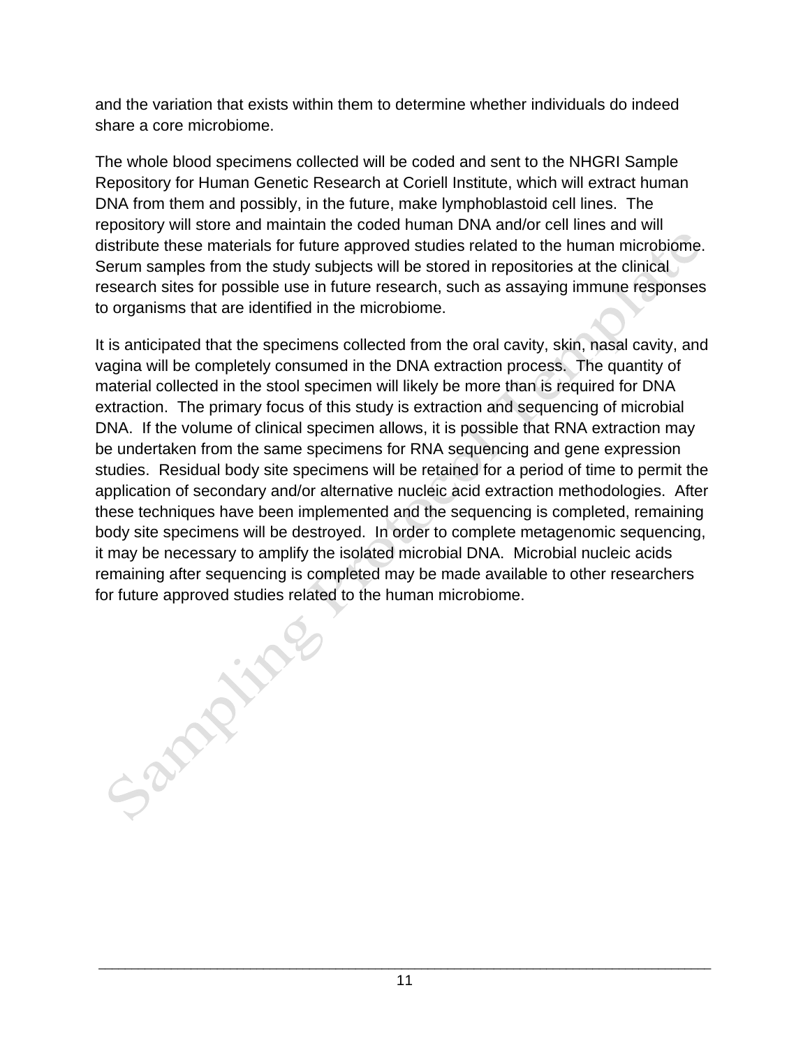and the variation that exists within them to determine whether individuals do indeed share a core microbiome.

The whole blood specimens collected will be coded and sent to the NHGRI Sample Repository for Human Genetic Research at Coriell Institute, which will extract human DNA from them and possibly, in the future, make lymphoblastoid cell lines. The repository will store and maintain the coded human DNA and/or cell lines and will distribute these materials for future approved studies related to the human microbiome. Serum samples from the study subjects will be stored in repositories at the clinical research sites for possible use in future research, such as assaying immune responses to organisms that are identified in the microbiome.

It is anticipated that the specimens collected from the oral cavity, skin, nasal cavity, and vagina will be completely consumed in the DNA extraction process. The quantity of material collected in the stool specimen will likely be more than is required for DNA extraction. The primary focus of this study is extraction and sequencing of microbial DNA. If the volume of clinical specimen allows, it is possible that RNA extraction may be undertaken from the same specimens for RNA sequencing and gene expression studies. Residual body site specimens will be retained for a period of time to permit the application of secondary and/or alternative nucleic acid extraction methodologies. After these techniques have been implemented and the sequencing is completed, remaining body site specimens will be destroyed. In order to complete metagenomic sequencing, it may be necessary to amplify the isolated microbial DNA. Microbial nucleic acids remaining after sequencing is completed may be made available to other researchers for future approved studies related to the human microbiome.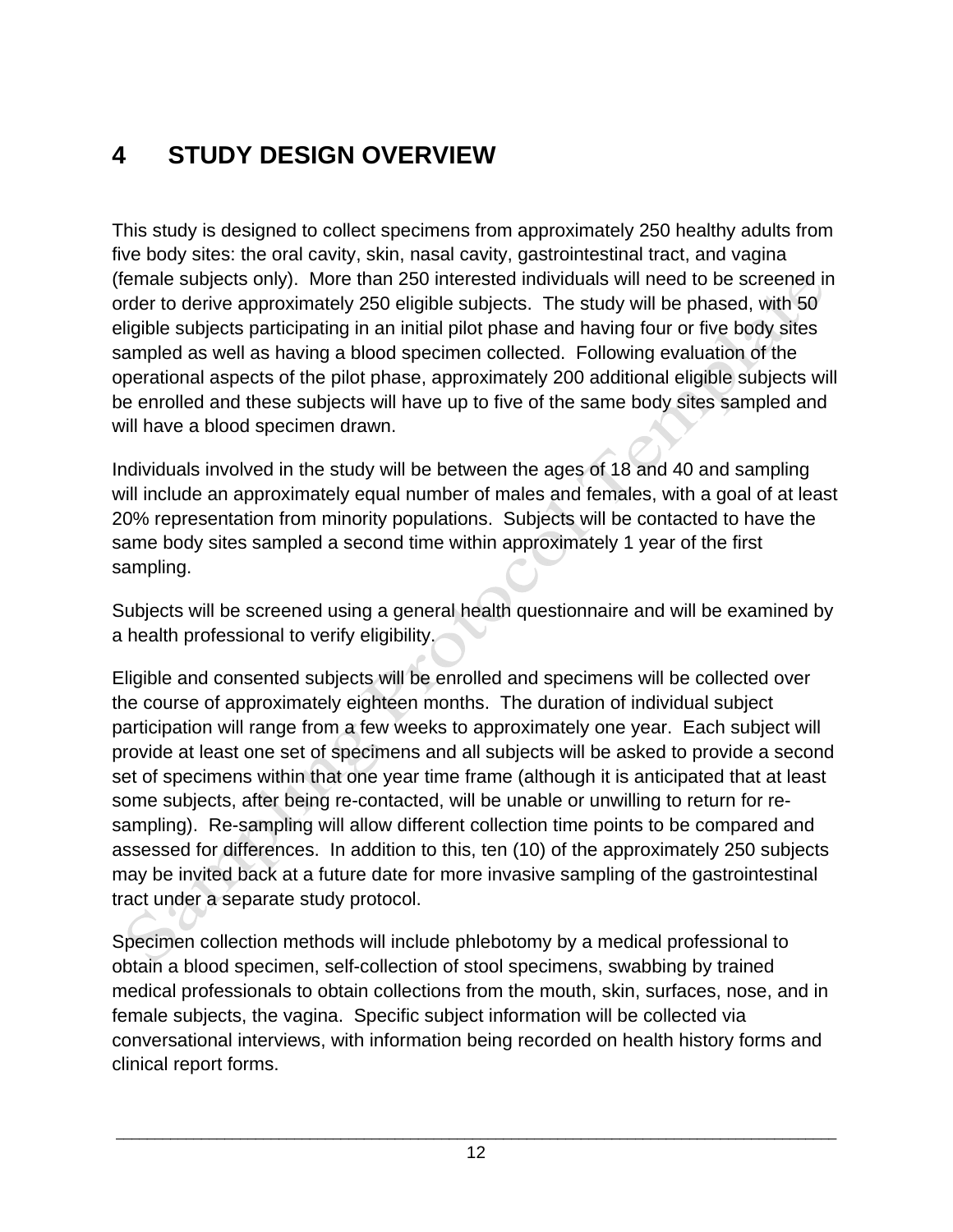# 4 STUDY DESIGN OVERVIEW

This study is designed to collect specimens from approximately 250 healthy adults from five body sites: the oral cavity, skin, nasal cavity, gastrointestinal tract, and vagina (female subjects only). More than 250 interested individuals will need to be screened in order to derive approximately 250 eligible subjects. The study will be phased, with 50 eligible subjects participating in an initial pilot phase and having four or five body sites sampled as well as having a blood specimen collected. Following evaluation of the operational aspects of the pilot phase, approximately 200 additional eligible subjects will be enrolled and these subjects will have up to five of the same body sites sampled and will have a blood specimen drawn.

Individuals involved in the study will be between the ages of 18 and 40 and sampling will include an approximately equal number of males and females, with a goal of at least 20% representation from minority populations. Subjects will be contacted to have the same body sites sampled a second time within approximately 1 year of the first sampling.

Subjects will be screened using a general health questionnaire and will be examined by a health professional to verify eligibility.

Eligible and consented subjects will be enrolled and specimens will be collected over the course of approximately eighteen months. The duration of individual subject participation will range from a few weeks to approximately one year. Each subject will provide at least one set of specimens and all subjects will be asked to provide a second set of specimens within that one year time frame (although it is anticipated that at least some subjects, after being re-contacted, will be unable or unwilling to return for re-sampling). Re-sampling will allow different collection time points to be compared and assessed for differences. In addition to this, ten (10) of the approximately 250 subjects may be invited back at a future date for more invasive sampling of the gastrointestinal tract under a separate study protocol.

Specimen collection methods will include phlebotomy by a medical professional to obtain a blood specimen, self-collection of stool specimens, swabbing by trained medical professionals to obtain collections from the mouth, skin, surfaces, nose, and in female subjects, the vagina. Specific subject information will be collected via conversational interviews, with information being recorded on health history forms and clinical report forms.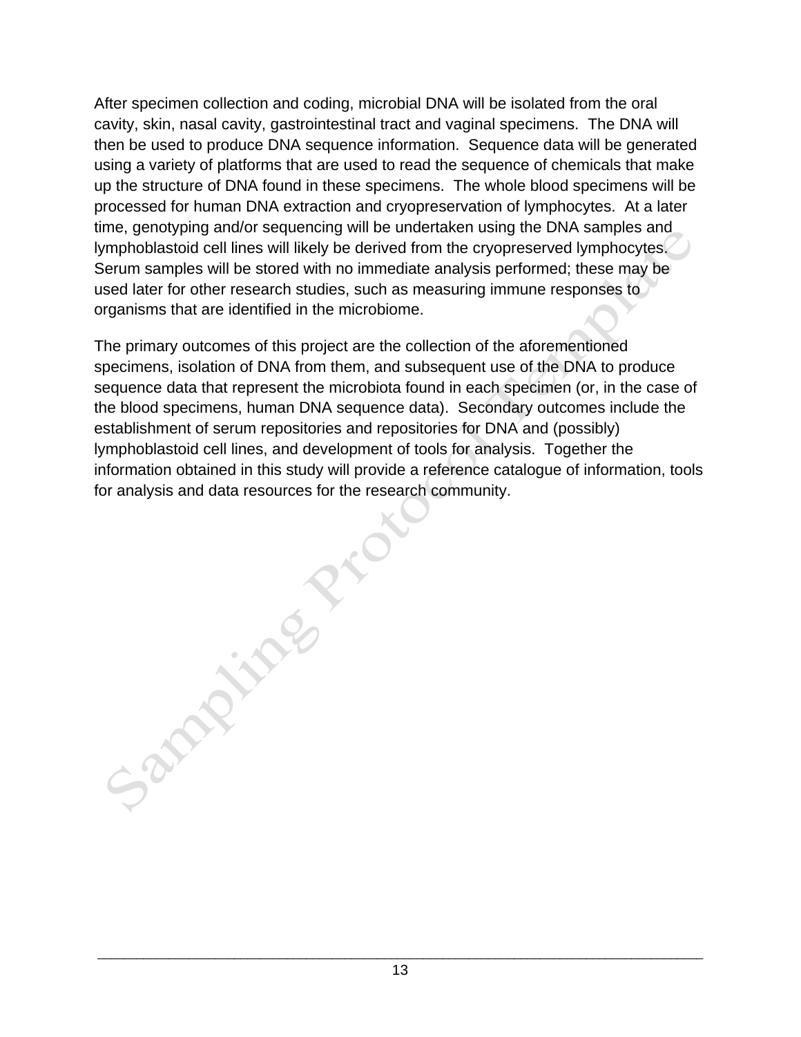After specimen collection and coding, microbial DNA will be isolated from the oral cavity, skin, nasal cavity, gastrointestinal tract and vaginal specimens. The DNA will then be used to produce DNA sequence information. Sequence data will be generated using a variety of platforms that are used to read the sequence of chemicals that make up the structure of DNA found in these specimens. The whole blood specimens will be processed for human DNA extraction and cryopreservation of lymphocytes. At a later time, genotyping and/or sequencing will be undertaken using the DNA samples and lymphoblastoid cell lines will likely be derived from the cryopreserved lymphocytes. Serum samples will be stored with no immediate analysis performed; these may be used later for other research studies, such as measuring immune responses to organisms that are identified in the microbiome.

The primary outcomes of this project are the collection of the aforementioned specimens, isolation of DNA from them, and subsequent use of the DNA to produce sequence data that represent the microbiota found in each specimen (or, in the case of the blood specimens, human DNA sequence data). Secondary outcomes include the establishment of serum repositories and repositories for DNA and (possibly) lymphoblastoid cell lines, and development of tools for analysis. Together the information obtained in this study will provide a reference catalogue of information, tools for analysis and data resources for the research community.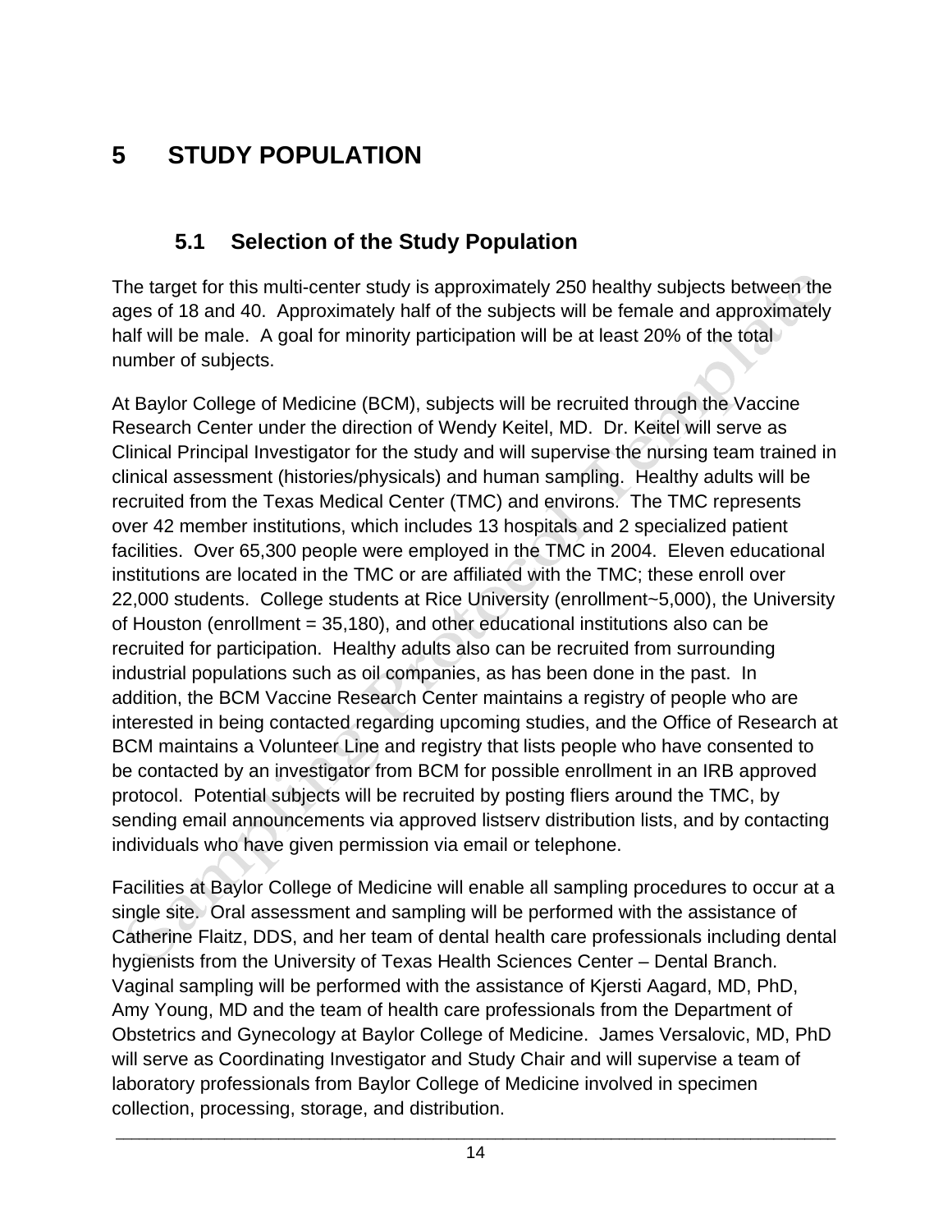# 5 STUDY POPULATION

## 5.1 Selection of the Study Population

The target for this multi-center study is approximately 250 healthy subjects between the ages of 18 and 40. Approximately half of the subjects will be female and approximately half will be male. A goal for minority participation will be at least 20% of the total number of subjects.

At Baylor College of Medicine (BCM), subjects will be recruited through the Vaccine Research Center under the direction of Wendy Keitel, MD. Dr. Keitel will serve as Clinical Principal Investigator for the study and will supervise the nursing team trained in clinical assessment (histories/physicals) and human sampling. Healthy adults will be recruited from the Texas Medical Center (TMC) and environs. The TMC represents over 42 member institutions, which includes 13 hospitals and 2 specialized patient facilities. Over 65,300 people were employed in the TMC in 2004. Eleven educational institutions are located in the TMC or are affiliated with the TMC; these enroll over 22,000 students. College students at Rice University (enrollment~5,000), the University of Houston (enrollment = 35,180), and other educational institutions also can be recruited for participation. Healthy adults also can be recruited from surrounding industrial populations such as oil companies, as has been done in the past. In addition, the BCM Vaccine Research Center maintains a registry of people who are interested in being contacted regarding upcoming studies, and the Office of Research at BCM maintains a Volunteer Line and registry that lists people who have consented to be contacted by an investigator from BCM for possible enrollment in an IRB approved protocol. Potential subjects will be recruited by posting fliers around the TMC, by sending email announcements via approved listserv distribution lists, and by contacting individuals who have given permission via email or telephone.

Facilities at Baylor College of Medicine will enable all sampling procedures to occur at a single site. Oral assessment and sampling will be performed with the assistance of Catherine Flaitz, DDS, and her team of dental health care professionals including dental hygienists from the University of Texas Health Sciences Center – Dental Branch. Vaginal sampling will be performed with the assistance of Kjersti Aagard, MD, PhD, Amy Young, MD and the team of health care professionals from the Department of Obstetrics and Gynecology at Baylor College of Medicine. James Versalovic, MD, PhD will serve as Coordinating Investigator and Study Chair and will supervise a team of laboratory professionals from Baylor College of Medicine involved in specimen collection, processing, storage, and distribution.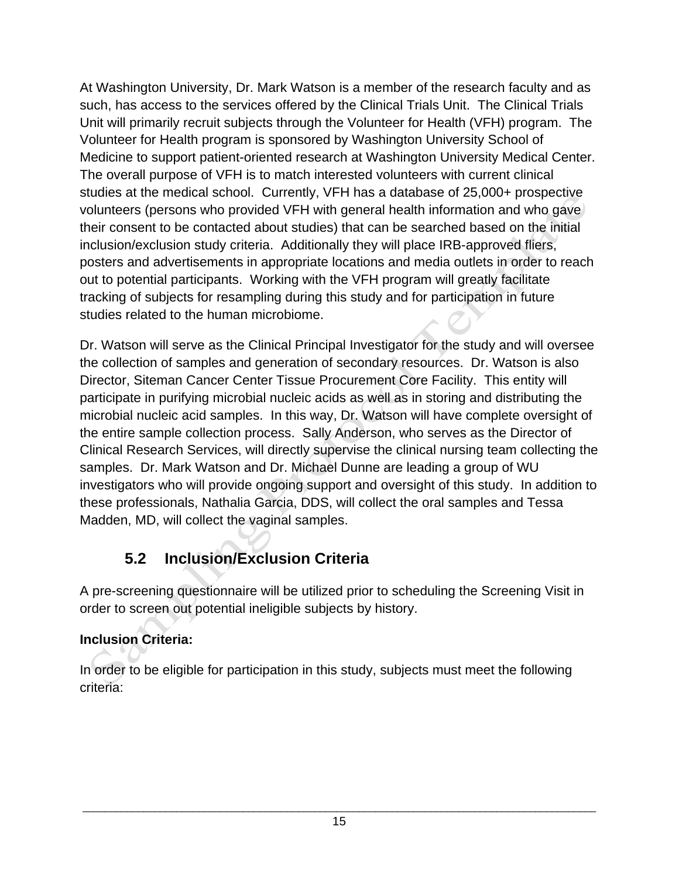At Washington University, Dr. Mark Watson is a member of the research faculty and as such, has access to the services offered by the Clinical Trials Unit. The Clinical Trials Unit will primarily recruit subjects through the Volunteer for Health (VFH) program. The Volunteer for Health program is sponsored by Washington University School of Medicine to support patient-oriented research at Washington University Medical Center. The overall purpose of VFH is to match interested volunteers with current clinical studies at the medical school. Currently, VFH has a database of 25,000+ prospective volunteers (persons who provided VFH with general health information and who gave their consent to be contacted about studies) that can be searched based on the initial inclusion/exclusion study criteria. Additionally they will place IRB-approved fliers, posters and advertisements in appropriate locations and media outlets in order to reach out to potential participants. Working with the VFH program will greatly facilitate tracking of subjects for resampling during this study and for participation in future studies related to the human microbiome.

Dr. Watson will serve as the Clinical Principal Investigator for the study and will oversee the collection of samples and generation of secondary resources. Dr. Watson is also Director, Siteman Cancer Center Tissue Procurement Core Facility. This entity will participate in purifying microbial nucleic acids as well as in storing and distributing the microbial nucleic acid samples. In this way, Dr. Watson will have complete oversight of the entire sample collection process. Sally Anderson, who serves as the Director of Clinical Research Services, will directly supervise the clinical nursing team collecting the samples. Dr. Mark Watson and Dr. Michael Dunne are leading a group of WU investigators who will provide ongoing support and oversight of this study. In addition to these professionals, Nathalia Garcia, DDS, will collect the oral samples and Tessa Madden, MD, will collect the vaginal samples.

## 5.2 Inclusion/Exclusion Criteria

A pre-screening questionnaire will be utilized prior to scheduling the Screening Visit in order to screen out potential ineligible subjects by history.

**Inclusion Criteria:**

In order to be eligible for participation in this study, subjects must meet the following criteria: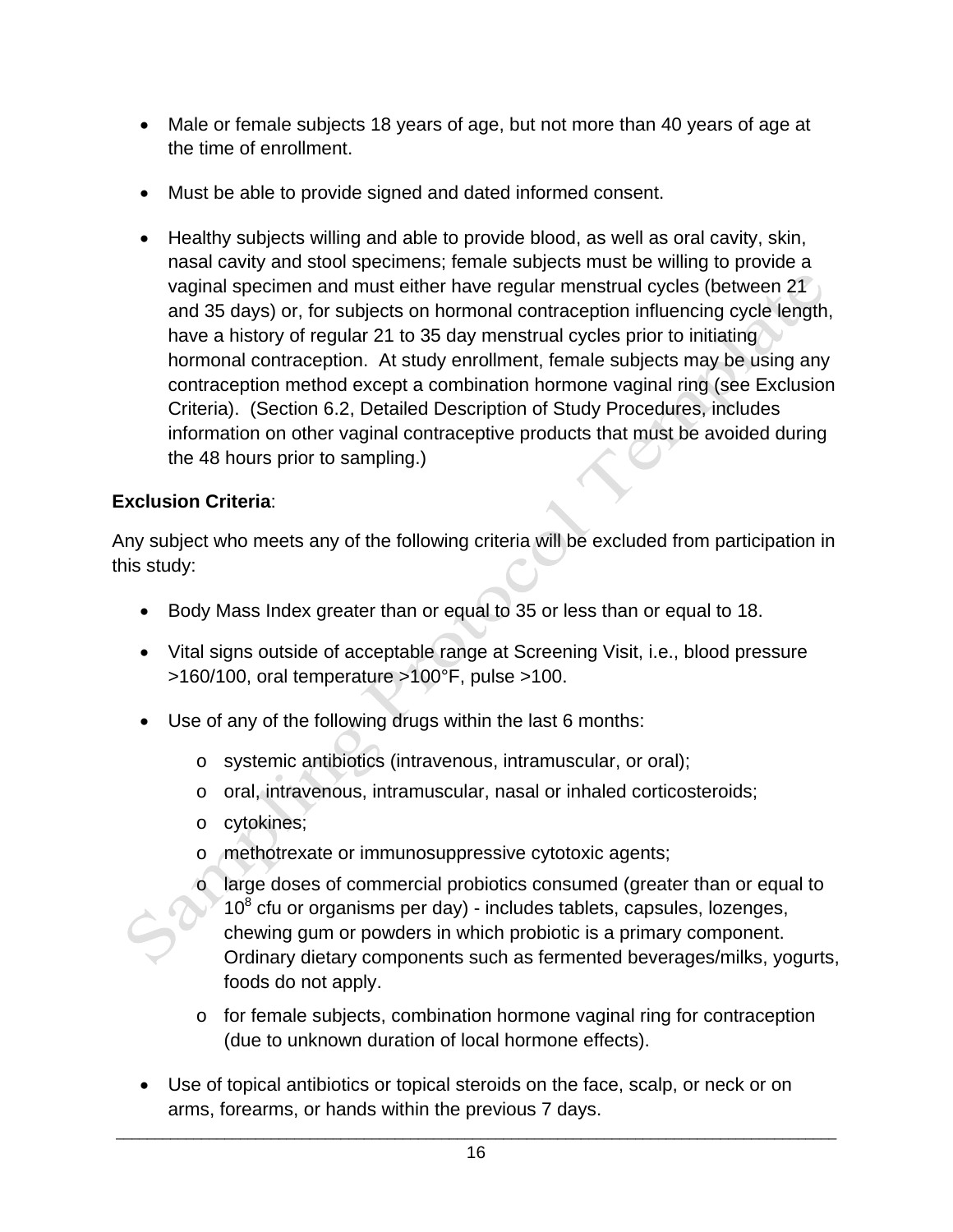- Male or female subjects 18 years of age, but not more than 40 years of age at the time of enrollment.
- Must be able to provide signed and dated informed consent.
- Healthy subjects willing and able to provide blood, as well as oral cavity, skin, nasal cavity and stool specimens; female subjects must be willing to provide a vaginal specimen and must either have regular menstrual cycles (between 21 and 35 days) or, for subjects on hormonal contraception influencing cycle length, have a history of regular 21 to 35 day menstrual cycles prior to initiating hormonal contraception. At study enrollment, female subjects may be using any contraception method except a combination hormone vaginal ring (see Exclusion Criteria). (Section 6.2, Detailed Description of Study Procedures, includes information on other vaginal contraceptive products that must be avoided during the 48 hours prior to sampling.)

**Exclusion Criteria**:

Any subject who meets any of the following criteria will be excluded from participation in this study:

- Body Mass Index greater than or equal to 35 or less than or equal to 18.
- Vital signs outside of acceptable range at Screening Visit, i.e., blood pressure >160/100, oral temperature >100°F, pulse >100.
- Use of any of the following drugs within the last 6 months:
  - systemic antibiotics (intravenous, intramuscular, or oral);
  - oral, intravenous, intramuscular, nasal or inhaled corticosteroids;
  - cytokines;
  - methotrexate or immunosuppressive cytotoxic agents;
  - large doses of commercial probiotics consumed (greater than or equal to $10^8$ cfu or organisms per day) - includes tablets, capsules, lozenges, chewing gum or powders in which probiotic is a primary component. Ordinary dietary components such as fermented beverages/milks, yogurts, foods do not apply.
  - for female subjects, combination hormone vaginal ring for contraception (due to unknown duration of local hormone effects).
- Use of topical antibiotics or topical steroids on the face, scalp, or neck or on arms, forearms, or hands within the previous 7 days.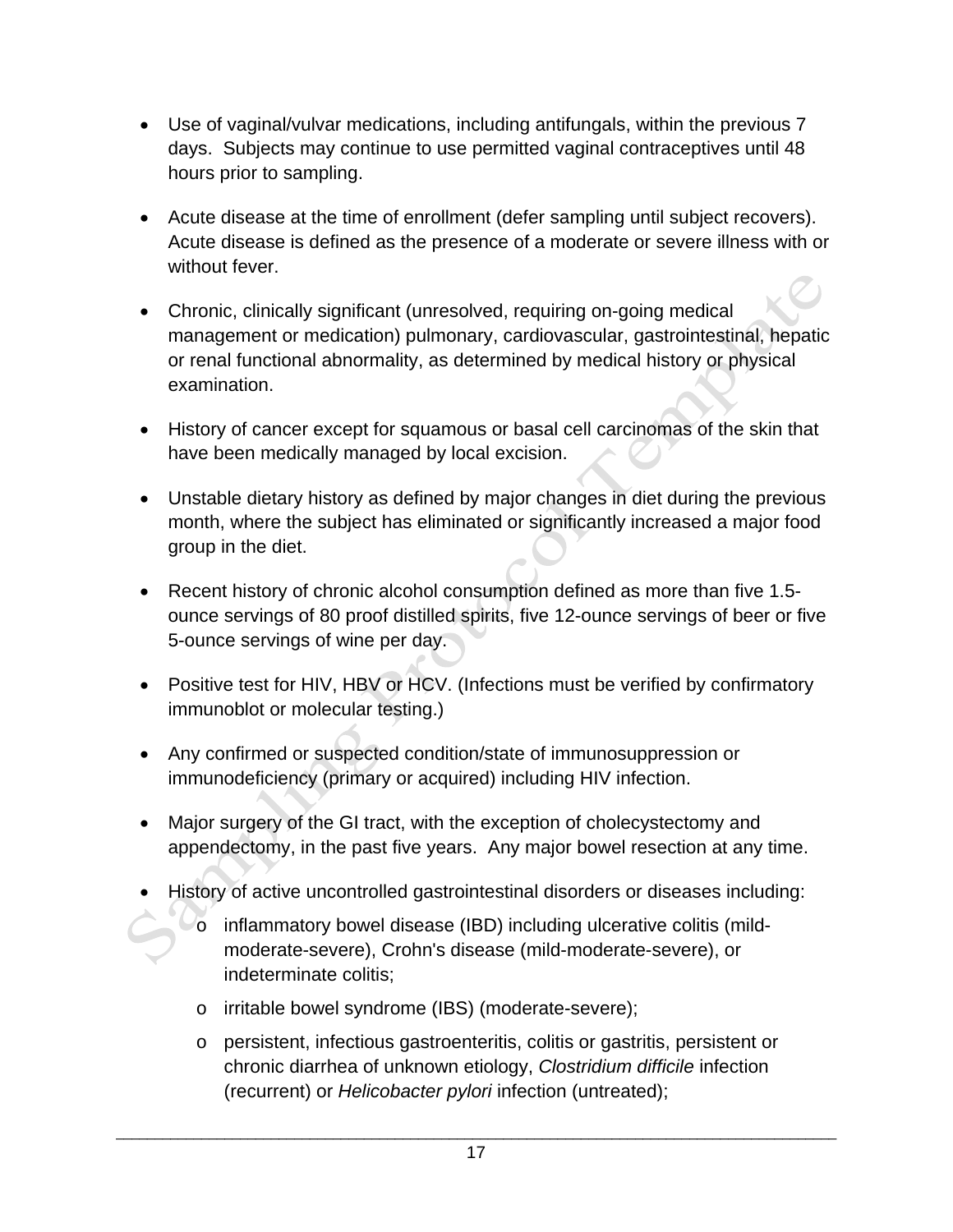- Use of vaginal/vulvar medications, including antifungals, within the previous 7 days. Subjects may continue to use permitted vaginal contraceptives until 48 hours prior to sampling.

- Acute disease at the time of enrollment (defer sampling until subject recovers). Acute disease is defined as the presence of a moderate or severe illness with or without fever.

- Chronic, clinically significant (unresolved, requiring on-going medical management or medication) pulmonary, cardiovascular, gastrointestinal, hepatic or renal functional abnormality, as determined by medical history or physical examination.

- History of cancer except for squamous or basal cell carcinomas of the skin that have been medically managed by local excision.

- Unstable dietary history as defined by major changes in diet during the previous month, where the subject has eliminated or significantly increased a major food group in the diet.

- Recent history of chronic alcohol consumption defined as more than five 1.5-ounce servings of 80 proof distilled spirits, five 12-ounce servings of beer or five 5-ounce servings of wine per day.

- Positive test for HIV, HBV or HCV. (Infections must be verified by confirmatory immunoblot or molecular testing.)

- Any confirmed or suspected condition/state of immunosuppression or immunodeficiency (primary or acquired) including HIV infection.

- Major surgery of the GI tract, with the exception of cholecystectomy and appendectomy, in the past five years. Any major bowel resection at any time.

- History of active uncontrolled gastrointestinal disorders or diseases including:
  - inflammatory bowel disease (IBD) including ulcerative colitis (mild-moderate-severe), Crohn's disease (mild-moderate-severe), or indeterminate colitis;
  - irritable bowel syndrome (IBS) (moderate-severe);
  - persistent, infectious gastroenteritis, colitis or gastritis, persistent or chronic diarrhea of unknown etiology, *Clostridium difficile* infection (recurrent) or *Helicobacter pylori* infection (untreated);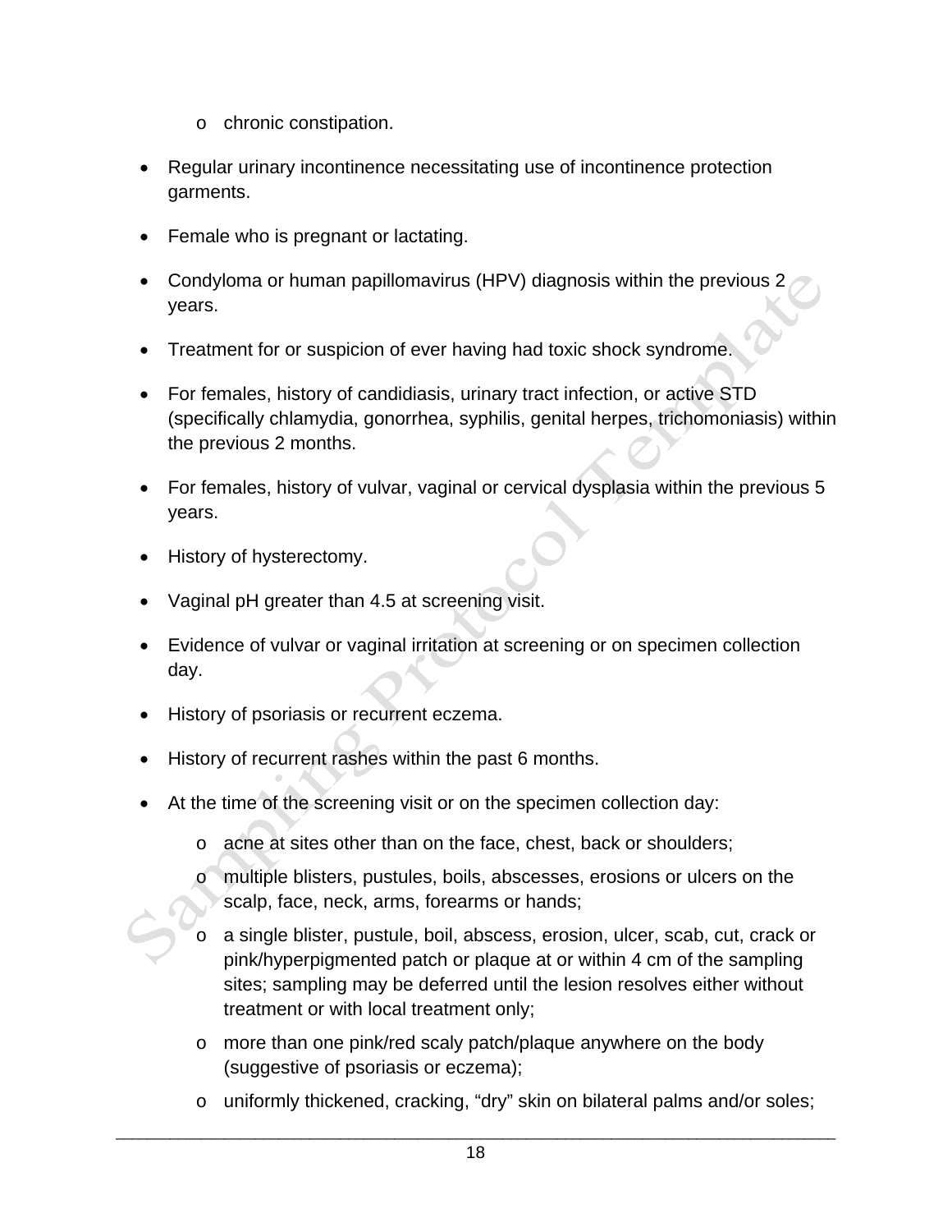- chronic constipation.

- Regular urinary incontinence necessitating use of incontinence protection garments.

- Female who is pregnant or lactating.

- Condyloma or human papillomavirus (HPV) diagnosis within the previous 2 years.

- Treatment for or suspicion of ever having had toxic shock syndrome.

- For females, history of candidiasis, urinary tract infection, or active STD (specifically chlamydia, gonorrhea, syphilis, genital herpes, trichomoniasis) within the previous 2 months.

- For females, history of vulvar, vaginal or cervical dysplasia within the previous 5 years.

- History of hysterectomy.

- Vaginal pH greater than 4.5 at screening visit.

- Evidence of vulvar or vaginal irritation at screening or on specimen collection day.

- History of psoriasis or recurrent eczema.

- History of recurrent rashes within the past 6 months.

- At the time of the screening visit or on the specimen collection day:

  - acne at sites other than on the face, chest, back or shoulders;
  - multiple blisters, pustules, boils, abscesses, erosions or ulcers on the scalp, face, neck, arms, forearms or hands;
  - a single blister, pustule, boil, abscess, erosion, ulcer, scab, cut, crack or pink/hyperpigmented patch or plaque at or within 4 cm of the sampling sites; sampling may be deferred until the lesion resolves either without treatment or with local treatment only;
  - more than one pink/red scaly patch/plaque anywhere on the body (suggestive of psoriasis or eczema);
  - uniformly thickened, cracking, "dry" skin on bilateral palms and/or soles;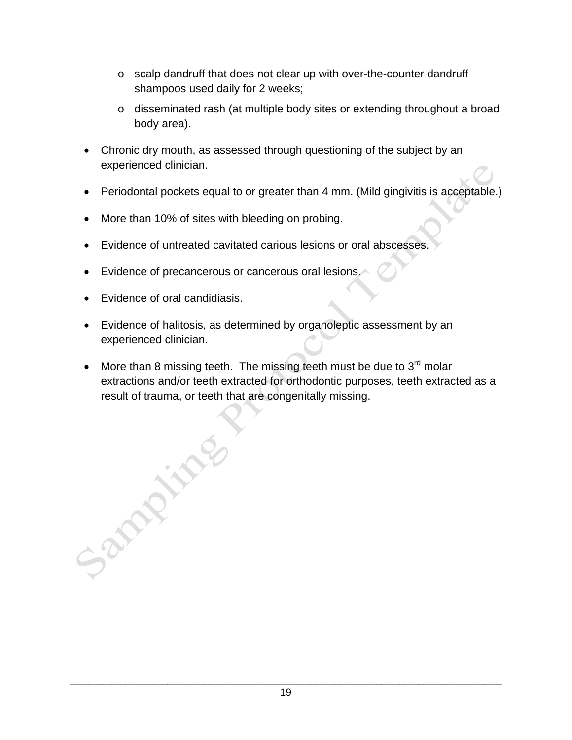- scalp dandruff that does not clear up with over-the-counter dandruff shampoos used daily for 2 weeks;
  - disseminated rash (at multiple body sites or extending throughout a broad body area).

- Chronic dry mouth, as assessed through questioning of the subject by an experienced clinician.
- Periodontal pockets equal to or greater than 4 mm. (Mild gingivitis is acceptable.)
- More than 10% of sites with bleeding on probing.
- Evidence of untreated cavitated carious lesions or oral abscesses.
- Evidence of precancerous or cancerous oral lesions.
- Evidence of oral candidiasis.
- Evidence of halitosis, as determined by organoleptic assessment by an experienced clinician.
- More than 8 missing teeth. The missing teeth must be due to 3rd molar extractions and/or teeth extracted for orthodontic purposes, teeth extracted as a result of trauma, or teeth that are congenitally missing.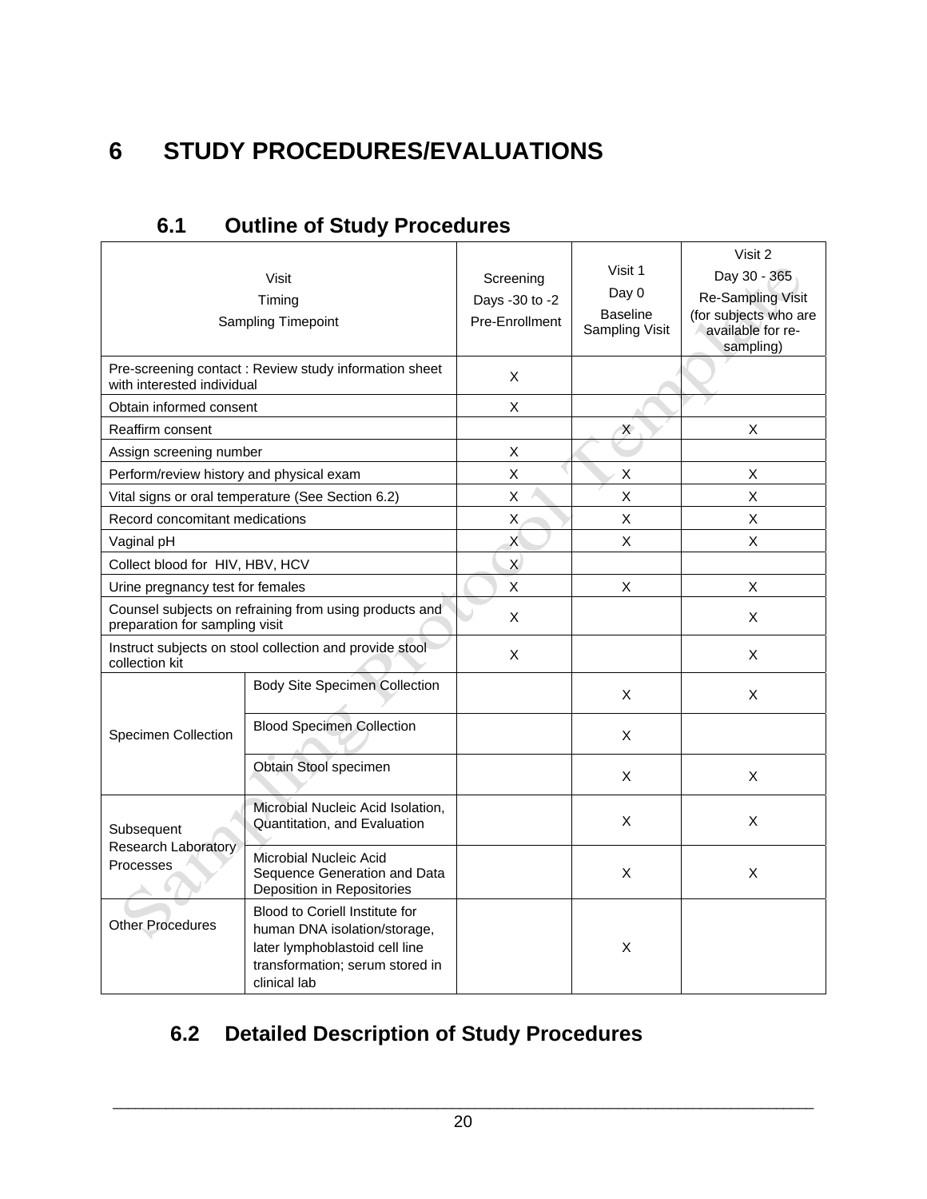# 6 STUDY PROCEDURES/EVALUATIONS

## 6.1 Outline of Study Procedures

| Visit<br>Timing<br>Sampling Timepoint | | Screening<br>Days -30 to -2<br>Pre-Enrollment | Visit 1<br>Day 0<br>Baseline Sampling Visit | Visit 2<br>Day 30 - 365<br>Re-Sampling Visit (for subjects who are available for re-sampling) |
|---|---|---|---|---|
| Pre-screening contact : Review study information sheet with interested individual | | X | | |
| Obtain informed consent | | X | | |
| Reaffirm consent | | | X | X |
| Assign screening number | | X | | |
| Perform/review history and physical exam | | X | X | X |
| Vital signs or oral temperature (See Section 6.2) | | X | X | X |
| Record concomitant medications | | X | X | X |
| Vaginal pH | | X | X | X |
| Collect blood for HIV, HBV, HCV | | X | | |
| Urine pregnancy test for females | | X | X | X |
| Counsel subjects on refraining from using products and preparation for sampling visit | | X | | X |
| Instruct subjects on stool collection and provide stool collection kit | | X | | X |
| Specimen Collection | Body Site Specimen Collection | | X | X |
| | Blood Specimen Collection | | X | |
| | Obtain Stool specimen | | X | X |
| Subsequent Research Laboratory Processes | Microbial Nucleic Acid Isolation, Quantitation, and Evaluation | | X | X |
| | Microbial Nucleic Acid Sequence Generation and Data Deposition in Repositories | | X | X |
| Other Procedures | Blood to Coriell Institute for human DNA isolation/storage, later lymphoblastoid cell line transformation; serum stored in clinical lab | | X | |

## 6.2 Detailed Description of Study Procedures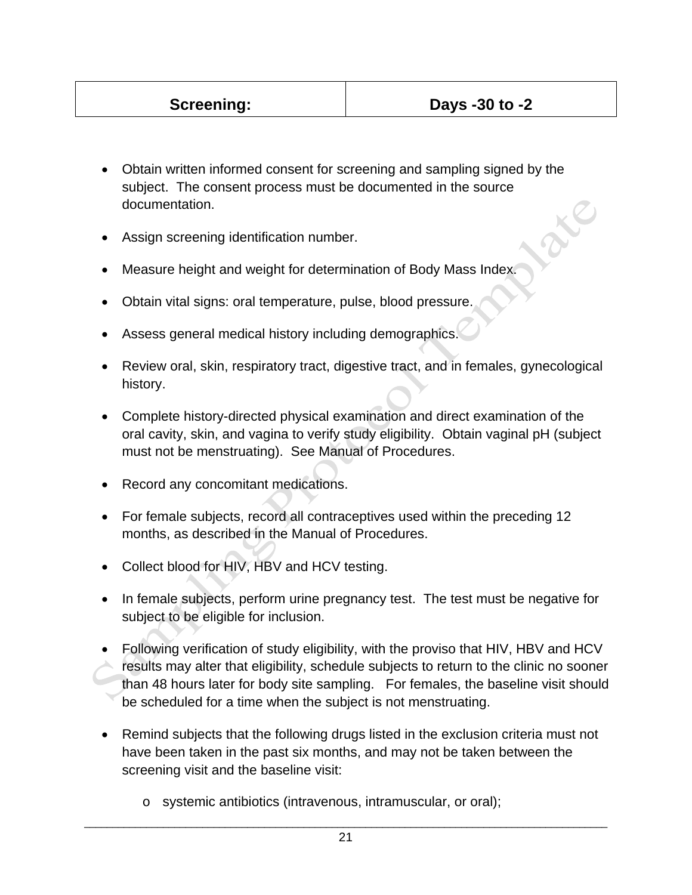| Screening: | Days -30 to -2 |
|---|---|

- Obtain written informed consent for screening and sampling signed by the subject. The consent process must be documented in the source documentation.
- Assign screening identification number.
- Measure height and weight for determination of Body Mass Index.
- Obtain vital signs: oral temperature, pulse, blood pressure.
- Assess general medical history including demographics.
- Review oral, skin, respiratory tract, digestive tract, and in females, gynecological history.
- Complete history-directed physical examination and direct examination of the oral cavity, skin, and vagina to verify study eligibility. Obtain vaginal pH (subject must not be menstruating). See Manual of Procedures.
- Record any concomitant medications.
- For female subjects, record all contraceptives used within the preceding 12 months, as described in the Manual of Procedures.
- Collect blood for HIV, HBV and HCV testing.
- In female subjects, perform urine pregnancy test. The test must be negative for subject to be eligible for inclusion.
- Following verification of study eligibility, with the proviso that HIV, HBV and HCV results may alter that eligibility, schedule subjects to return to the clinic no sooner than 48 hours later for body site sampling. For females, the baseline visit should be scheduled for a time when the subject is not menstruating.
- Remind subjects that the following drugs listed in the exclusion criteria must not have been taken in the past six months, and may not be taken between the screening visit and the baseline visit:
    - systemic antibiotics (intravenous, intramuscular, or oral);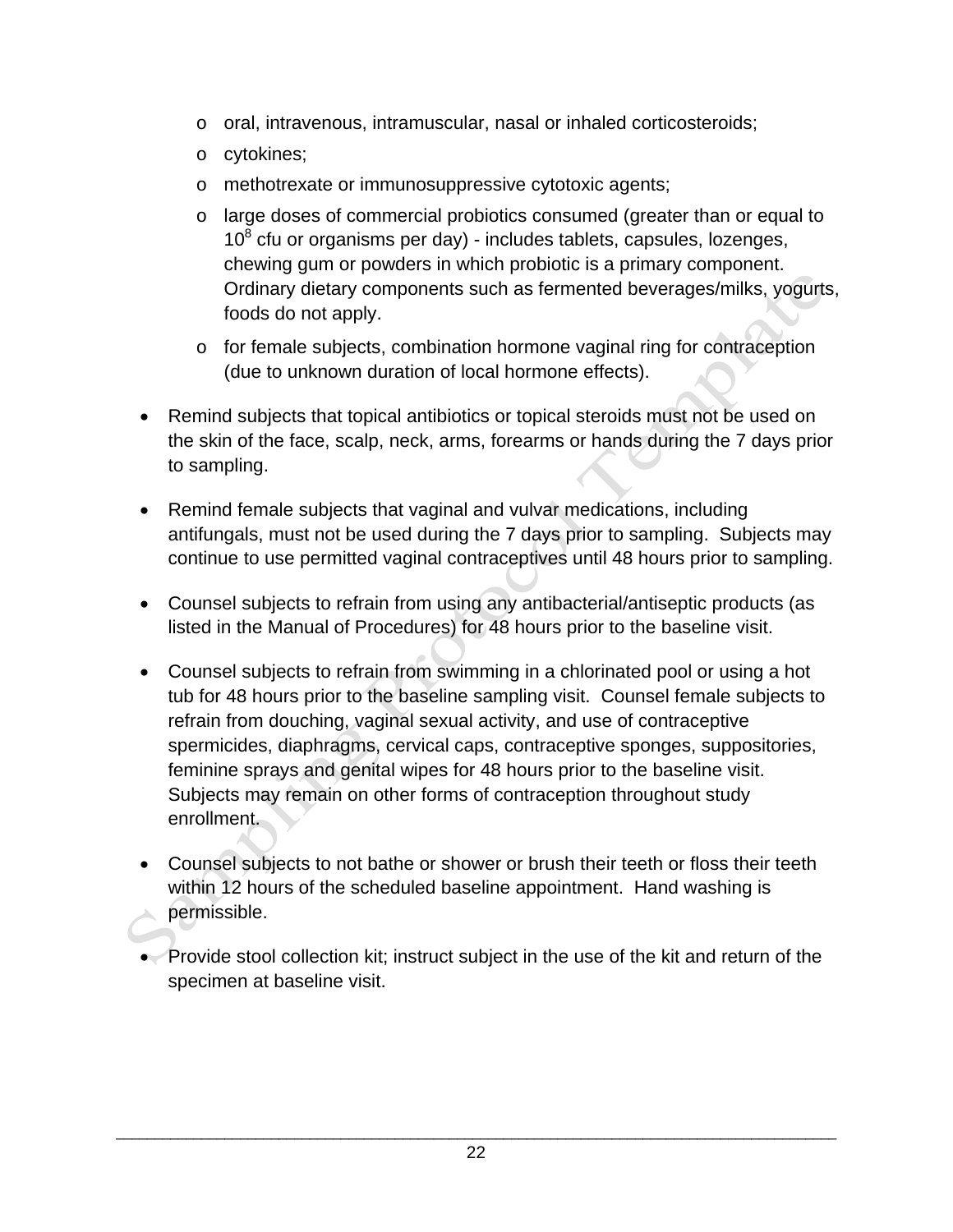- oral, intravenous, intramuscular, nasal or inhaled corticosteroids;
  - cytokines;
  - methotrexate or immunosuppressive cytotoxic agents;
  - large doses of commercial probiotics consumed (greater than or equal to $10^8$ cfu or organisms per day) - includes tablets, capsules, lozenges, chewing gum or powders in which probiotic is a primary component. Ordinary dietary components such as fermented beverages/milks, yogurts, foods do not apply.
  - for female subjects, combination hormone vaginal ring for contraception (due to unknown duration of local hormone effects).

- Remind subjects that topical antibiotics or topical steroids must not be used on the skin of the face, scalp, neck, arms, forearms or hands during the 7 days prior to sampling.

- Remind female subjects that vaginal and vulvar medications, including antifungals, must not be used during the 7 days prior to sampling. Subjects may continue to use permitted vaginal contraceptives until 48 hours prior to sampling.

- Counsel subjects to refrain from using any antibacterial/antiseptic products (as listed in the Manual of Procedures) for 48 hours prior to the baseline visit.

- Counsel subjects to refrain from swimming in a chlorinated pool or using a hot tub for 48 hours prior to the baseline sampling visit. Counsel female subjects to refrain from douching, vaginal sexual activity, and use of contraceptive spermicides, diaphragms, cervical caps, contraceptive sponges, suppositories, feminine sprays and genital wipes for 48 hours prior to the baseline visit. Subjects may remain on other forms of contraception throughout study enrollment.

- Counsel subjects to not bathe or shower or brush their teeth or floss their teeth within 12 hours of the scheduled baseline appointment. Hand washing is permissible.

- Provide stool collection kit; instruct subject in the use of the kit and return of the specimen at baseline visit.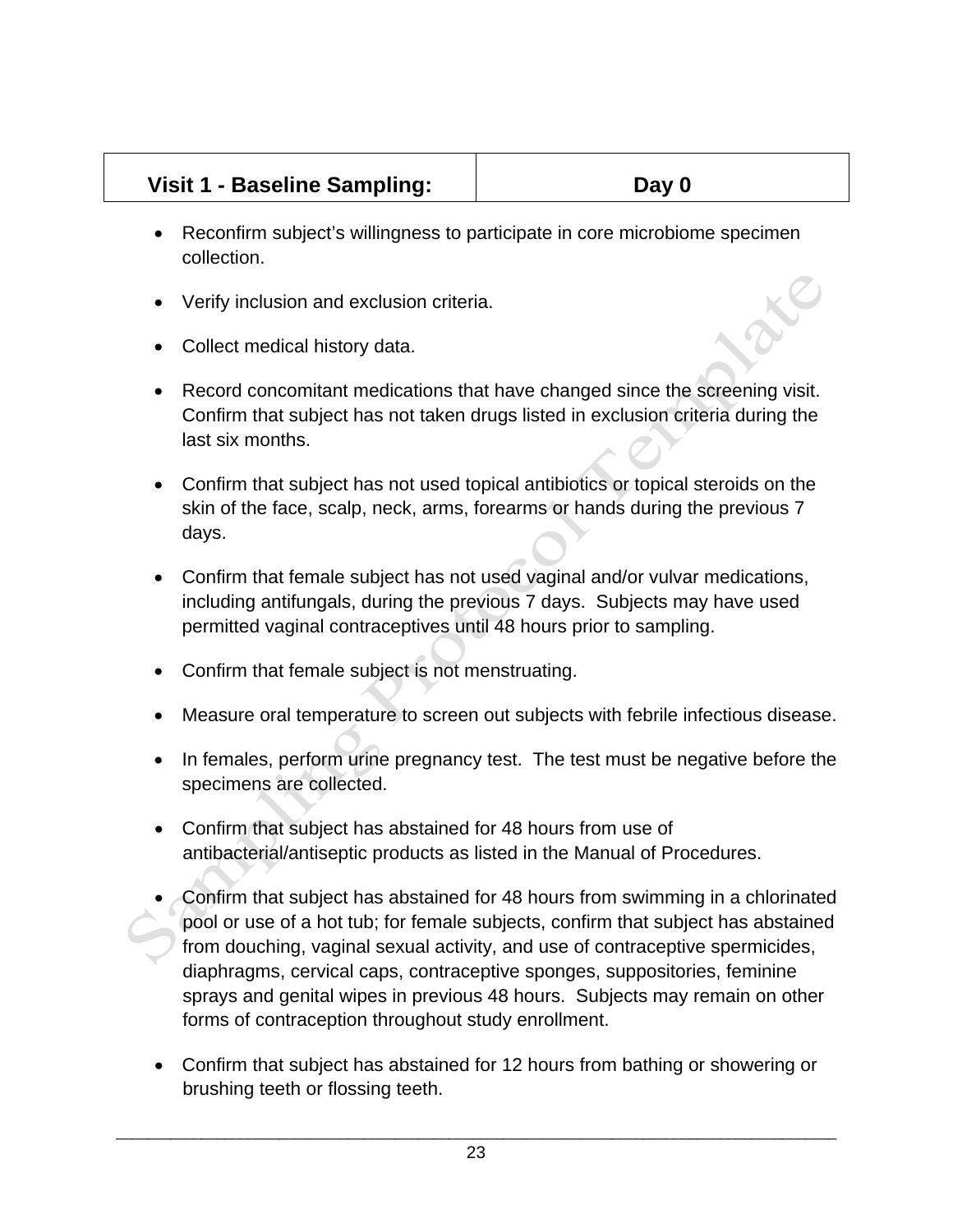| Visit 1 - Baseline Sampling: | Day 0 |
|---|---|

- Reconfirm subject's willingness to participate in core microbiome specimen collection.
- Verify inclusion and exclusion criteria.
- Collect medical history data.
- Record concomitant medications that have changed since the screening visit. Confirm that subject has not taken drugs listed in exclusion criteria during the last six months.
- Confirm that subject has not used topical antibiotics or topical steroids on the skin of the face, scalp, neck, arms, forearms or hands during the previous 7 days.
- Confirm that female subject has not used vaginal and/or vulvar medications, including antifungals, during the previous 7 days. Subjects may have used permitted vaginal contraceptives until 48 hours prior to sampling.
- Confirm that female subject is not menstruating.
- Measure oral temperature to screen out subjects with febrile infectious disease.
- In females, perform urine pregnancy test. The test must be negative before the specimens are collected.
- Confirm that subject has abstained for 48 hours from use of antibacterial/antiseptic products as listed in the Manual of Procedures.
- Confirm that subject has abstained for 48 hours from swimming in a chlorinated pool or use of a hot tub; for female subjects, confirm that subject has abstained from douching, vaginal sexual activity, and use of contraceptive spermicides, diaphragms, cervical caps, contraceptive sponges, suppositories, feminine sprays and genital wipes in previous 48 hours. Subjects may remain on other forms of contraception throughout study enrollment.
- Confirm that subject has abstained for 12 hours from bathing or showering or brushing teeth or flossing teeth.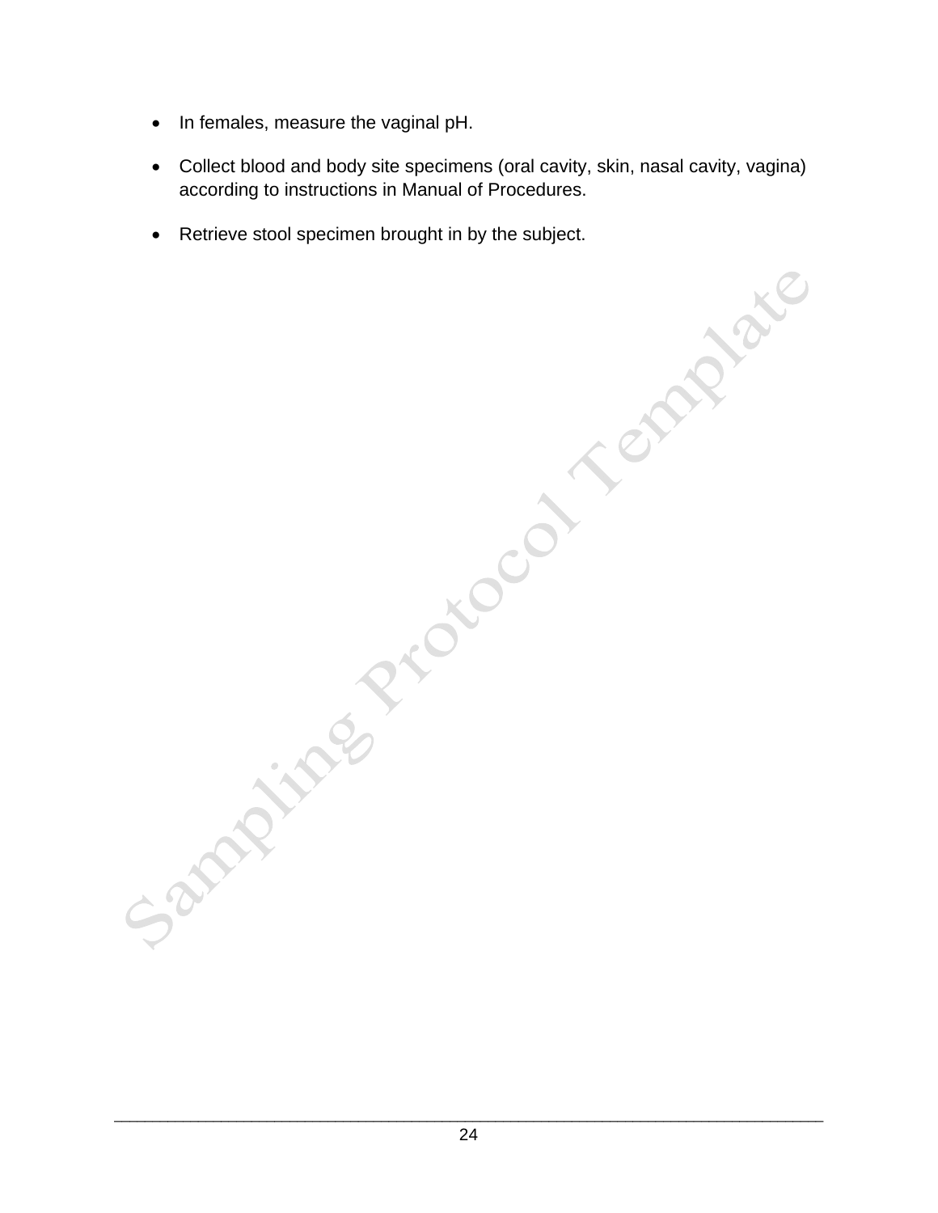- In females, measure the vaginal pH.
- Collect blood and body site specimens (oral cavity, skin, nasal cavity, vagina) according to instructions in Manual of Procedures.
- Retrieve stool specimen brought in by the subject.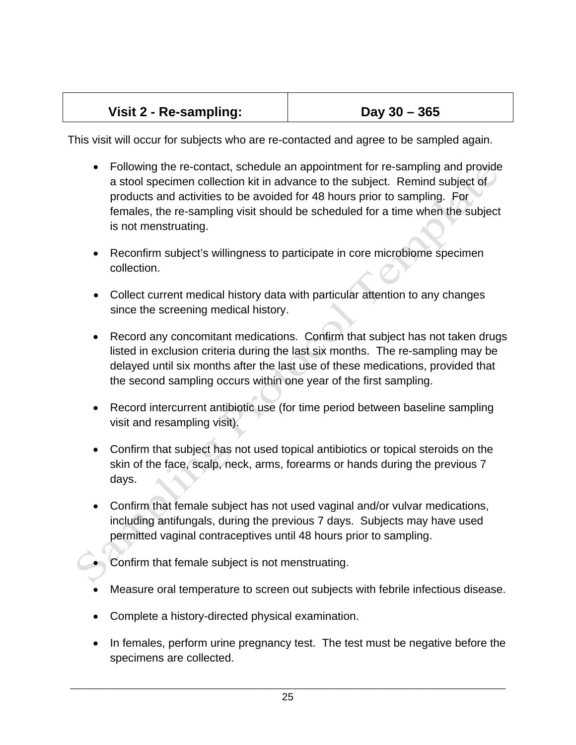| Visit 2 - Re-sampling: | Day 30 – 365 |
| --- | --- |

This visit will occur for subjects who are re-contacted and agree to be sampled again.

- Following the re-contact, schedule an appointment for re-sampling and provide a stool specimen collection kit in advance to the subject. Remind subject of products and activities to be avoided for 48 hours prior to sampling. For females, the re-sampling visit should be scheduled for a time when the subject is not menstruating.
- Reconfirm subject's willingness to participate in core microbiome specimen collection.
- Collect current medical history data with particular attention to any changes since the screening medical history.
- Record any concomitant medications. Confirm that subject has not taken drugs listed in exclusion criteria during the last six months. The re-sampling may be delayed until six months after the last use of these medications, provided that the second sampling occurs within one year of the first sampling.
- Record intercurrent antibiotic use (for time period between baseline sampling visit and resampling visit).
- Confirm that subject has not used topical antibiotics or topical steroids on the skin of the face, scalp, neck, arms, forearms or hands during the previous 7 days.
- Confirm that female subject has not used vaginal and/or vulvar medications, including antifungals, during the previous 7 days. Subjects may have used permitted vaginal contraceptives until 48 hours prior to sampling.
- Confirm that female subject is not menstruating.
- Measure oral temperature to screen out subjects with febrile infectious disease.
- Complete a history-directed physical examination.
- In females, perform urine pregnancy test. The test must be negative before the specimens are collected.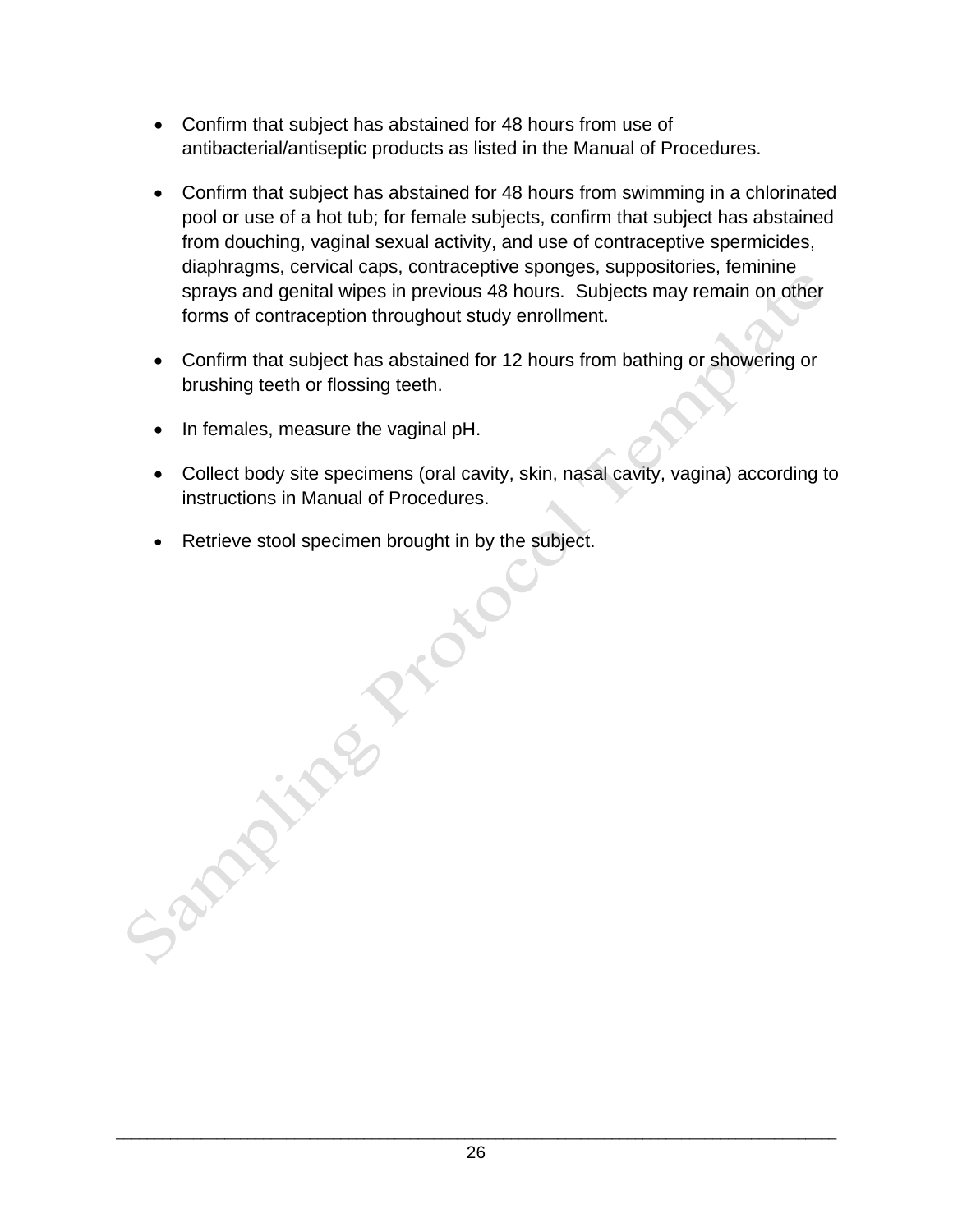- Confirm that subject has abstained for 48 hours from use of antibacterial/antiseptic products as listed in the Manual of Procedures.

- Confirm that subject has abstained for 48 hours from swimming in a chlorinated pool or use of a hot tub; for female subjects, confirm that subject has abstained from douching, vaginal sexual activity, and use of contraceptive spermicides, diaphragms, cervical caps, contraceptive sponges, suppositories, feminine sprays and genital wipes in previous 48 hours. Subjects may remain on other forms of contraception throughout study enrollment.

- Confirm that subject has abstained for 12 hours from bathing or showering or brushing teeth or flossing teeth.

- In females, measure the vaginal pH.

- Collect body site specimens (oral cavity, skin, nasal cavity, vagina) according to instructions in Manual of Procedures.

- Retrieve stool specimen brought in by the subject.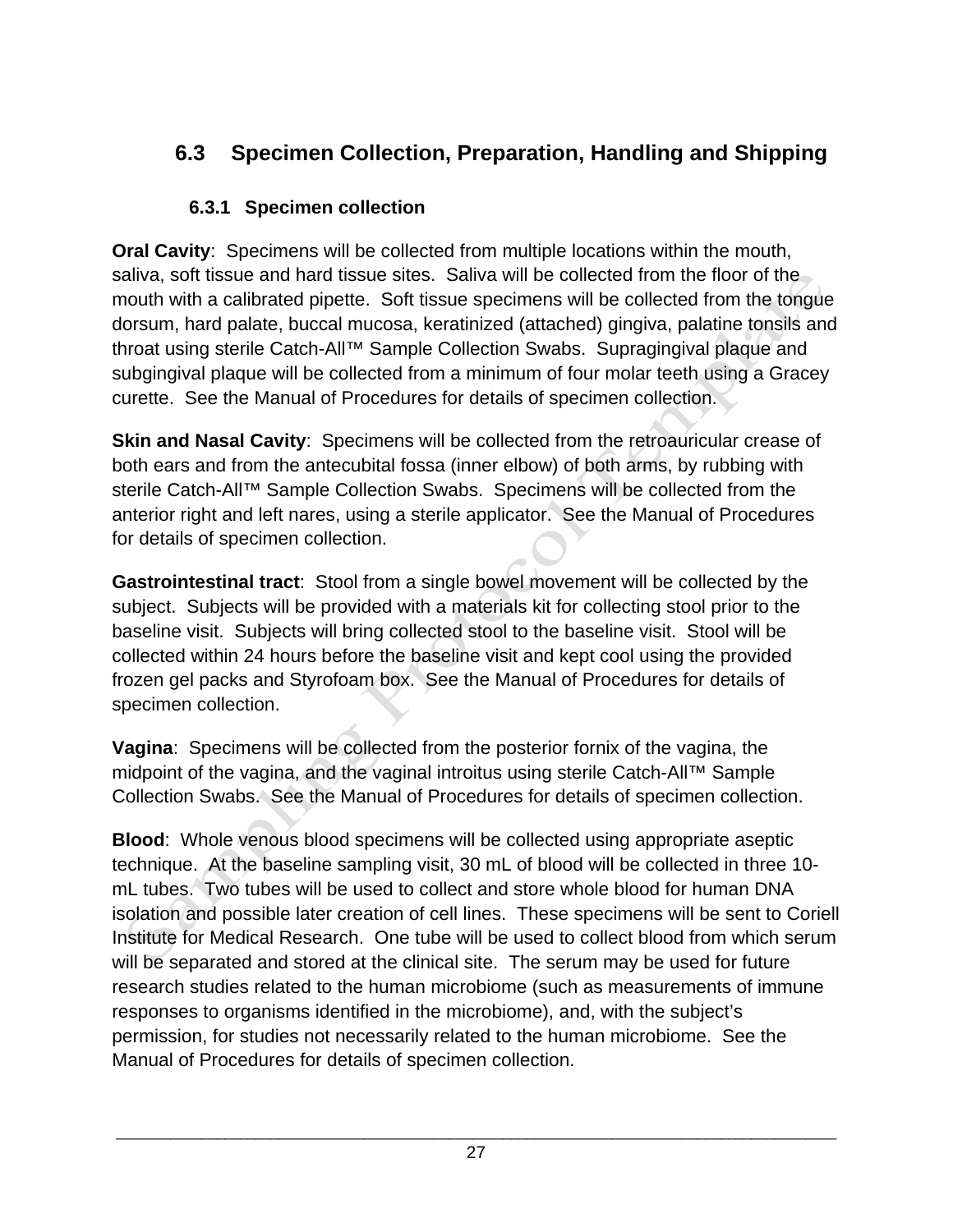## 6.3 Specimen Collection, Preparation, Handling and Shipping

### 6.3.1 Specimen collection

**Oral Cavity**: Specimens will be collected from multiple locations within the mouth, saliva, soft tissue and hard tissue sites. Saliva will be collected from the floor of the mouth with a calibrated pipette. Soft tissue specimens will be collected from the tongue dorsum, hard palate, buccal mucosa, keratinized (attached) gingiva, palatine tonsils and throat using sterile Catch-All™ Sample Collection Swabs. Supragingival plaque and subgingival plaque will be collected from a minimum of four molar teeth using a Gracey curette. See the Manual of Procedures for details of specimen collection.

**Skin and Nasal Cavity**: Specimens will be collected from the retroauricular crease of both ears and from the antecubital fossa (inner elbow) of both arms, by rubbing with sterile Catch-All™ Sample Collection Swabs. Specimens will be collected from the anterior right and left nares, using a sterile applicator. See the Manual of Procedures for details of specimen collection.

**Gastrointestinal tract**: Stool from a single bowel movement will be collected by the subject. Subjects will be provided with a materials kit for collecting stool prior to the baseline visit. Subjects will bring collected stool to the baseline visit. Stool will be collected within 24 hours before the baseline visit and kept cool using the provided frozen gel packs and Styrofoam box. See the Manual of Procedures for details of specimen collection.

**Vagina**: Specimens will be collected from the posterior fornix of the vagina, the midpoint of the vagina, and the vaginal introitus using sterile Catch-All™ Sample Collection Swabs. See the Manual of Procedures for details of specimen collection.

**Blood**: Whole venous blood specimens will be collected using appropriate aseptic technique. At the baseline sampling visit, 30 mL of blood will be collected in three 10-mL tubes. Two tubes will be used to collect and store whole blood for human DNA isolation and possible later creation of cell lines. These specimens will be sent to Coriell Institute for Medical Research. One tube will be used to collect blood from which serum will be separated and stored at the clinical site. The serum may be used for future research studies related to the human microbiome (such as measurements of immune responses to organisms identified in the microbiome), and, with the subject's permission, for studies not necessarily related to the human microbiome. See the Manual of Procedures for details of specimen collection.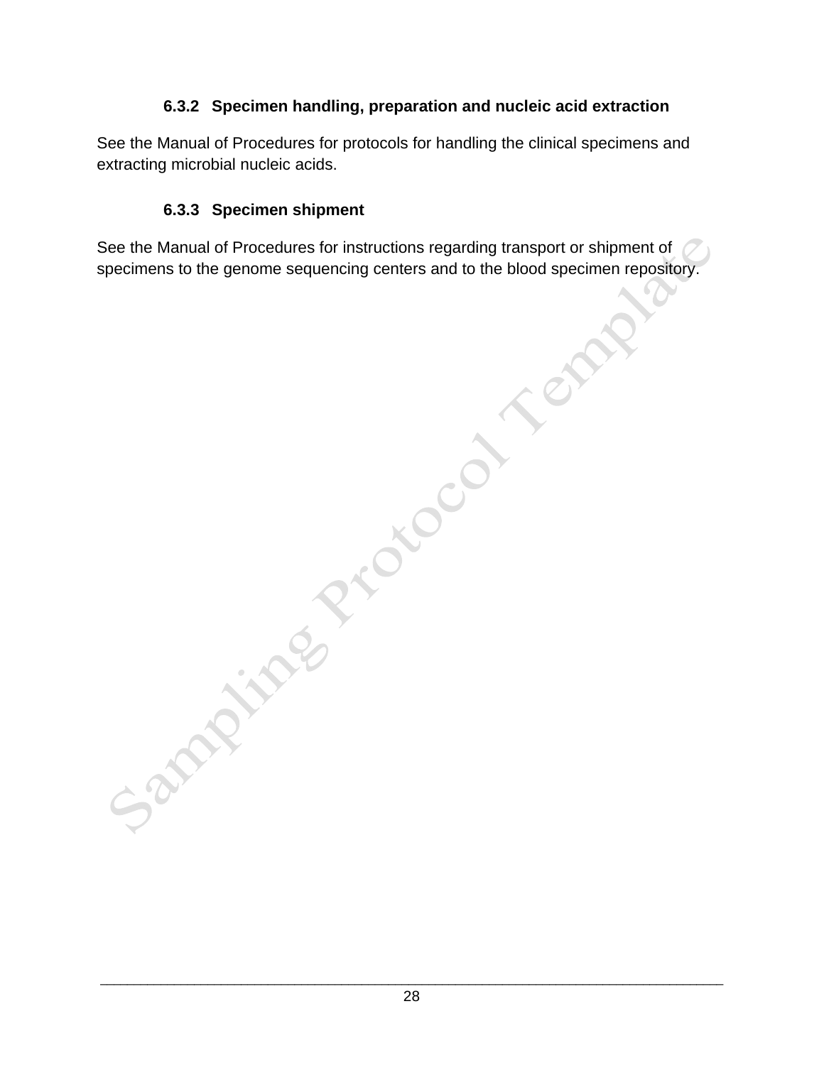#### 6.3.2 Specimen handling, preparation and nucleic acid extraction

See the Manual of Procedures for protocols for handling the clinical specimens and extracting microbial nucleic acids.

#### 6.3.3 Specimen shipment

See the Manual of Procedures for instructions regarding transport or shipment of specimens to the genome sequencing centers and to the blood specimen repository.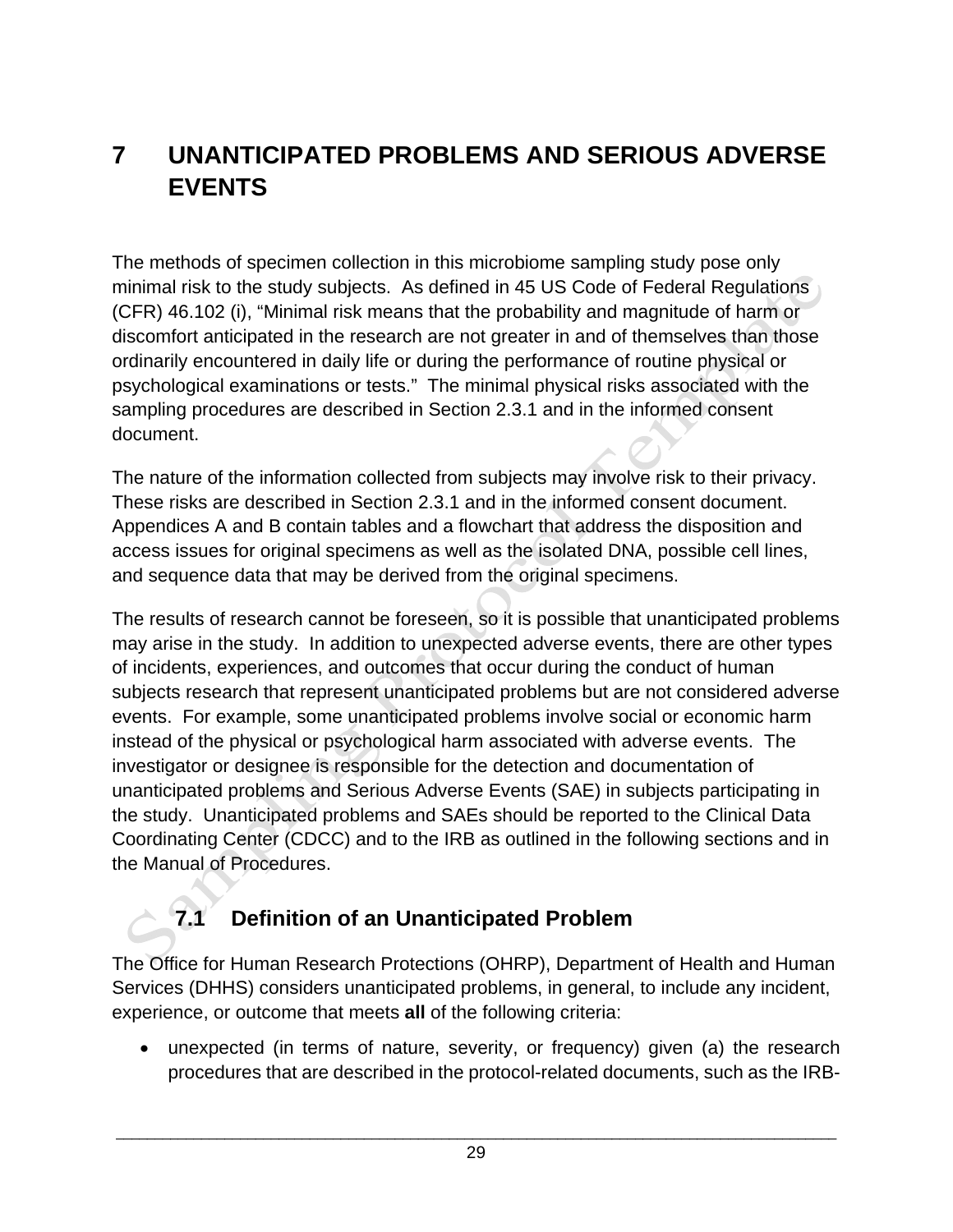# 7 UNANTICIPATED PROBLEMS AND SERIOUS ADVERSE EVENTS

The methods of specimen collection in this microbiome sampling study pose only minimal risk to the study subjects. As defined in 45 US Code of Federal Regulations (CFR) 46.102 (i), "Minimal risk means that the probability and magnitude of harm or discomfort anticipated in the research are not greater in and of themselves than those ordinarily encountered in daily life or during the performance of routine physical or psychological examinations or tests." The minimal physical risks associated with the sampling procedures are described in Section 2.3.1 and in the informed consent document.

The nature of the information collected from subjects may involve risk to their privacy. These risks are described in Section 2.3.1 and in the informed consent document. Appendices A and B contain tables and a flowchart that address the disposition and access issues for original specimens as well as the isolated DNA, possible cell lines, and sequence data that may be derived from the original specimens.

The results of research cannot be foreseen, so it is possible that unanticipated problems may arise in the study. In addition to unexpected adverse events, there are other types of incidents, experiences, and outcomes that occur during the conduct of human subjects research that represent unanticipated problems but are not considered adverse events. For example, some unanticipated problems involve social or economic harm instead of the physical or psychological harm associated with adverse events. The investigator or designee is responsible for the detection and documentation of unanticipated problems and Serious Adverse Events (SAE) in subjects participating in the study. Unanticipated problems and SAEs should be reported to the Clinical Data Coordinating Center (CDCC) and to the IRB as outlined in the following sections and in the Manual of Procedures.

## 7.1 Definition of an Unanticipated Problem

The Office for Human Research Protections (OHRP), Department of Health and Human Services (DHHS) considers unanticipated problems, in general, to include any incident, experience, or outcome that meets **all** of the following criteria:

- unexpected (in terms of nature, severity, or frequency) given (a) the research procedures that are described in the protocol-related documents, such as the IRB-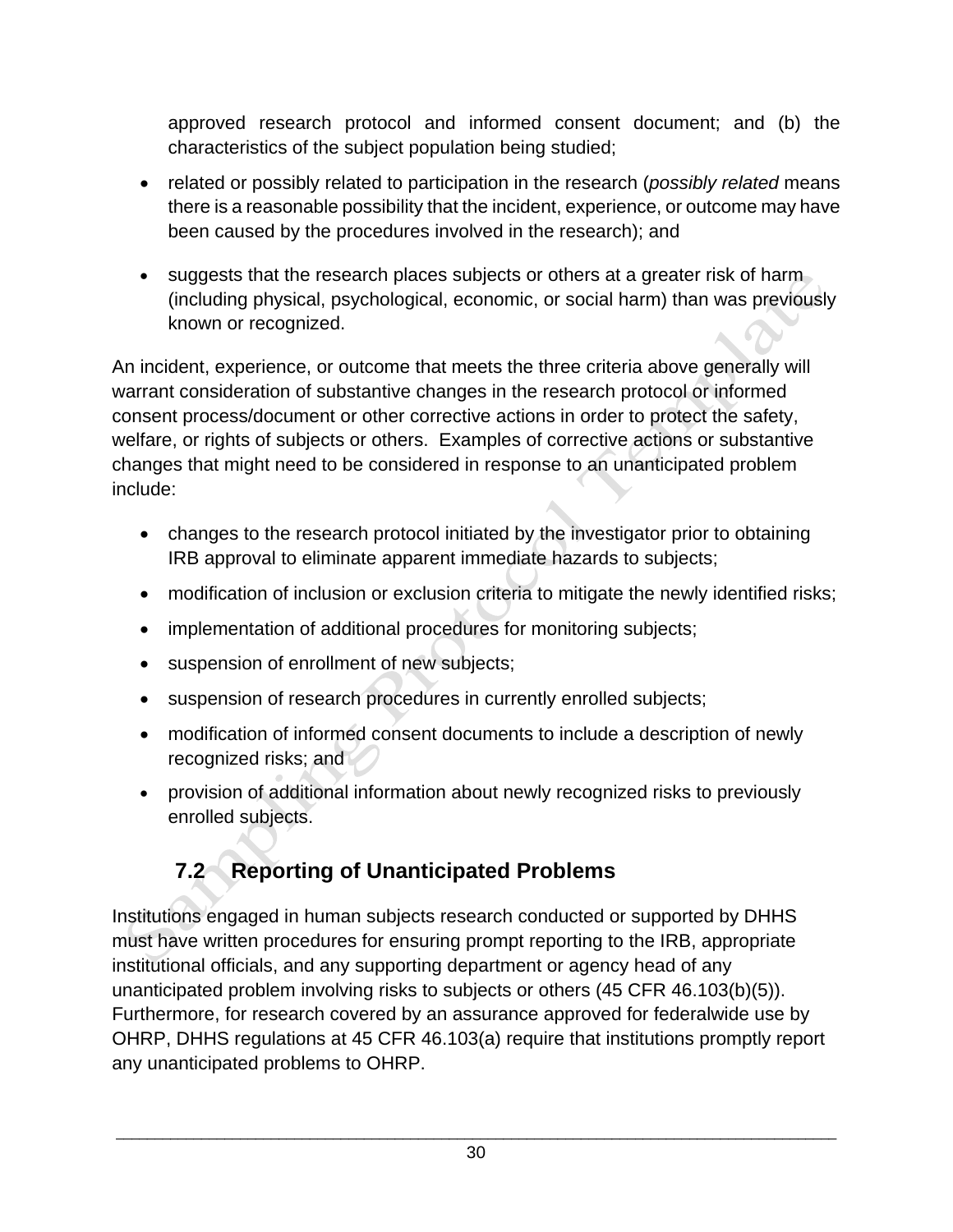approved research protocol and informed consent document; and (b) the characteristics of the subject population being studied;

- related or possibly related to participation in the research (*possibly related* means there is a reasonable possibility that the incident, experience, or outcome may have been caused by the procedures involved in the research); and
- suggests that the research places subjects or others at a greater risk of harm (including physical, psychological, economic, or social harm) than was previously known or recognized.

An incident, experience, or outcome that meets the three criteria above generally will warrant consideration of substantive changes in the research protocol or informed consent process/document or other corrective actions in order to protect the safety, welfare, or rights of subjects or others. Examples of corrective actions or substantive changes that might need to be considered in response to an unanticipated problem include:

- changes to the research protocol initiated by the investigator prior to obtaining IRB approval to eliminate apparent immediate hazards to subjects;
- modification of inclusion or exclusion criteria to mitigate the newly identified risks;
- implementation of additional procedures for monitoring subjects;
- suspension of enrollment of new subjects;
- suspension of research procedures in currently enrolled subjects;
- modification of informed consent documents to include a description of newly recognized risks; and
- provision of additional information about newly recognized risks to previously enrolled subjects.

## 7.2 Reporting of Unanticipated Problems

Institutions engaged in human subjects research conducted or supported by DHHS must have written procedures for ensuring prompt reporting to the IRB, appropriate institutional officials, and any supporting department or agency head of any unanticipated problem involving risks to subjects or others (45 CFR 46.103(b)(5)). Furthermore, for research covered by an assurance approved for federalwide use by OHRP, DHHS regulations at 45 CFR 46.103(a) require that institutions promptly report any unanticipated problems to OHRP.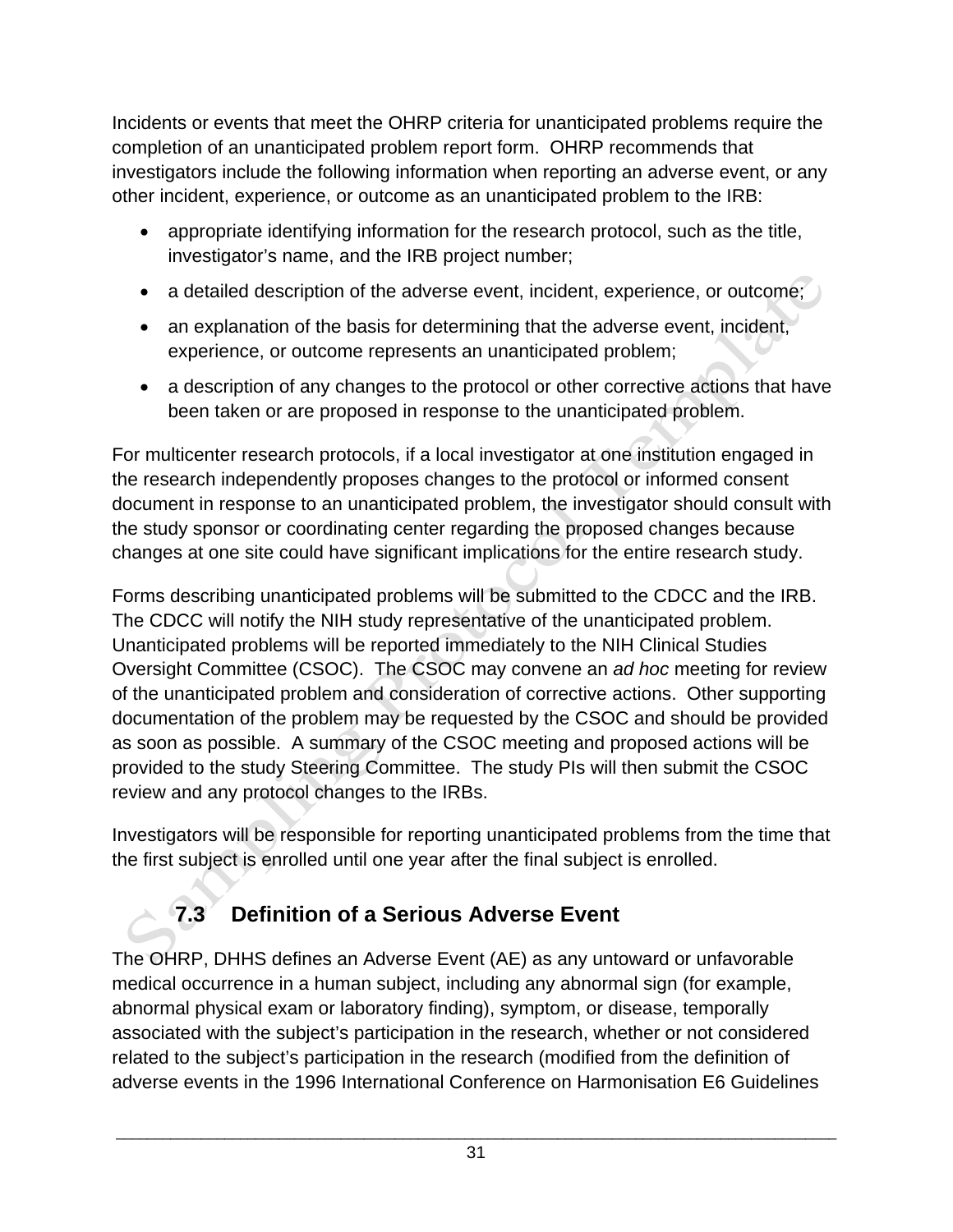Incidents or events that meet the OHRP criteria for unanticipated problems require the completion of an unanticipated problem report form. OHRP recommends that investigators include the following information when reporting an adverse event, or any other incident, experience, or outcome as an unanticipated problem to the IRB:

- appropriate identifying information for the research protocol, such as the title, investigator's name, and the IRB project number;
- a detailed description of the adverse event, incident, experience, or outcome;
- an explanation of the basis for determining that the adverse event, incident, experience, or outcome represents an unanticipated problem;
- a description of any changes to the protocol or other corrective actions that have been taken or are proposed in response to the unanticipated problem.

For multicenter research protocols, if a local investigator at one institution engaged in the research independently proposes changes to the protocol or informed consent document in response to an unanticipated problem, the investigator should consult with the study sponsor or coordinating center regarding the proposed changes because changes at one site could have significant implications for the entire research study.

Forms describing unanticipated problems will be submitted to the CDCC and the IRB. The CDCC will notify the NIH study representative of the unanticipated problem. Unanticipated problems will be reported immediately to the NIH Clinical Studies Oversight Committee (CSOC). The CSOC may convene an *ad hoc* meeting for review of the unanticipated problem and consideration of corrective actions. Other supporting documentation of the problem may be requested by the CSOC and should be provided as soon as possible. A summary of the CSOC meeting and proposed actions will be provided to the study Steering Committee. The study PIs will then submit the CSOC review and any protocol changes to the IRBs.

Investigators will be responsible for reporting unanticipated problems from the time that the first subject is enrolled until one year after the final subject is enrolled.

## 7.3 Definition of a Serious Adverse Event

The OHRP, DHHS defines an Adverse Event (AE) as any untoward or unfavorable medical occurrence in a human subject, including any abnormal sign (for example, abnormal physical exam or laboratory finding), symptom, or disease, temporally associated with the subject's participation in the research, whether or not considered related to the subject's participation in the research (modified from the definition of adverse events in the 1996 International Conference on Harmonisation E6 Guidelines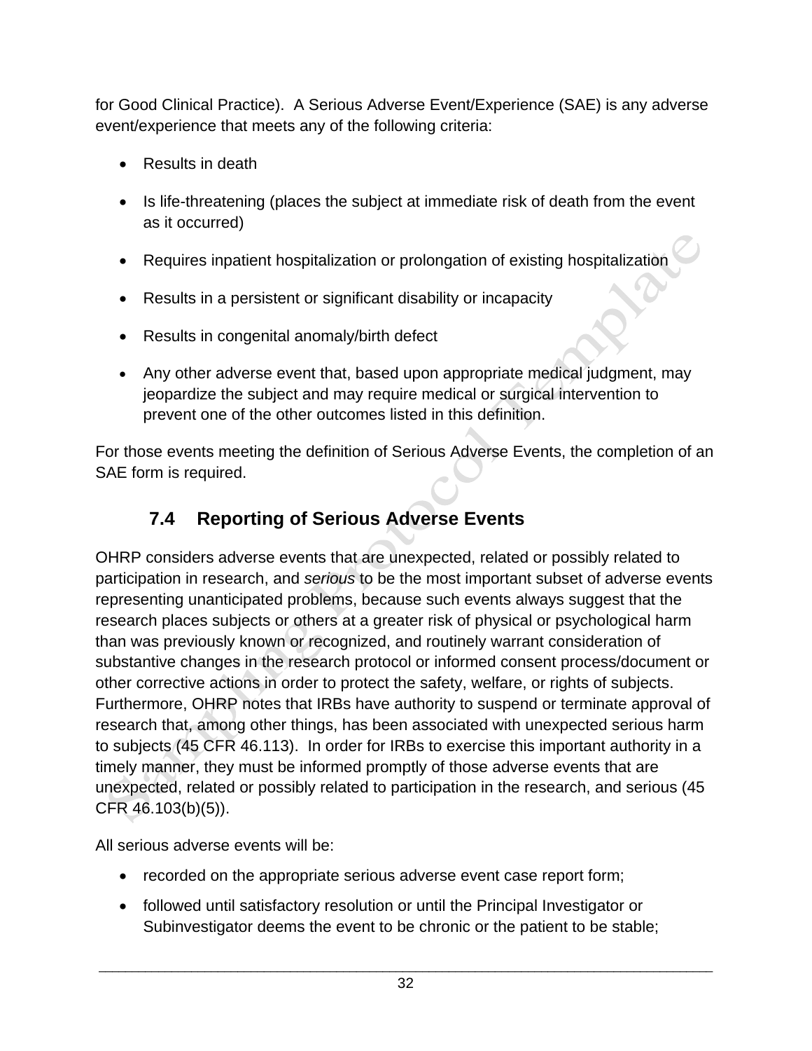for Good Clinical Practice). A Serious Adverse Event/Experience (SAE) is any adverse event/experience that meets any of the following criteria:

- Results in death
- Is life-threatening (places the subject at immediate risk of death from the event as it occurred)
- Requires inpatient hospitalization or prolongation of existing hospitalization
- Results in a persistent or significant disability or incapacity
- Results in congenital anomaly/birth defect
- Any other adverse event that, based upon appropriate medical judgment, may jeopardize the subject and may require medical or surgical intervention to prevent one of the other outcomes listed in this definition.

For those events meeting the definition of Serious Adverse Events, the completion of an SAE form is required.

## 7.4 Reporting of Serious Adverse Events

OHRP considers adverse events that are unexpected, related or possibly related to participation in research, and *serious* to be the most important subset of adverse events representing unanticipated problems, because such events always suggest that the research places subjects or others at a greater risk of physical or psychological harm than was previously known or recognized, and routinely warrant consideration of substantive changes in the research protocol or informed consent process/document or other corrective actions in order to protect the safety, welfare, or rights of subjects. Furthermore, OHRP notes that IRBs have authority to suspend or terminate approval of research that, among other things, has been associated with unexpected serious harm to subjects (45 CFR 46.113). In order for IRBs to exercise this important authority in a timely manner, they must be informed promptly of those adverse events that are unexpected, related or possibly related to participation in the research, and serious (45 CFR 46.103(b)(5)).

All serious adverse events will be:

- recorded on the appropriate serious adverse event case report form;
- followed until satisfactory resolution or until the Principal Investigator or Subinvestigator deems the event to be chronic or the patient to be stable;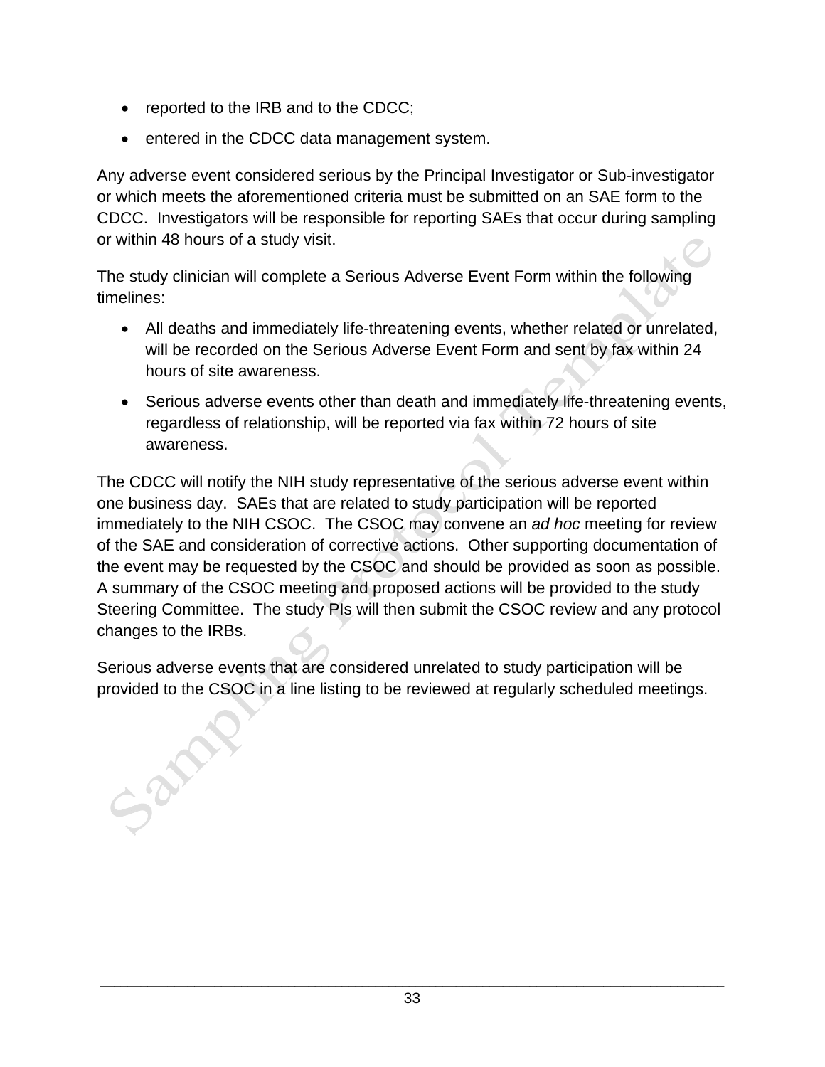- reported to the IRB and to the CDCC;
- entered in the CDCC data management system.

Any adverse event considered serious by the Principal Investigator or Sub-investigator or which meets the aforementioned criteria must be submitted on an SAE form to the CDCC. Investigators will be responsible for reporting SAEs that occur during sampling or within 48 hours of a study visit.

The study clinician will complete a Serious Adverse Event Form within the following timelines:

- All deaths and immediately life-threatening events, whether related or unrelated, will be recorded on the Serious Adverse Event Form and sent by fax within 24 hours of site awareness.
- Serious adverse events other than death and immediately life-threatening events, regardless of relationship, will be reported via fax within 72 hours of site awareness.

The CDCC will notify the NIH study representative of the serious adverse event within one business day. SAEs that are related to study participation will be reported immediately to the NIH CSOC. The CSOC may convene an *ad hoc* meeting for review of the SAE and consideration of corrective actions. Other supporting documentation of the event may be requested by the CSOC and should be provided as soon as possible. A summary of the CSOC meeting and proposed actions will be provided to the study Steering Committee. The study PIs will then submit the CSOC review and any protocol changes to the IRBs.

Serious adverse events that are considered unrelated to study participation will be provided to the CSOC in a line listing to be reviewed at regularly scheduled meetings.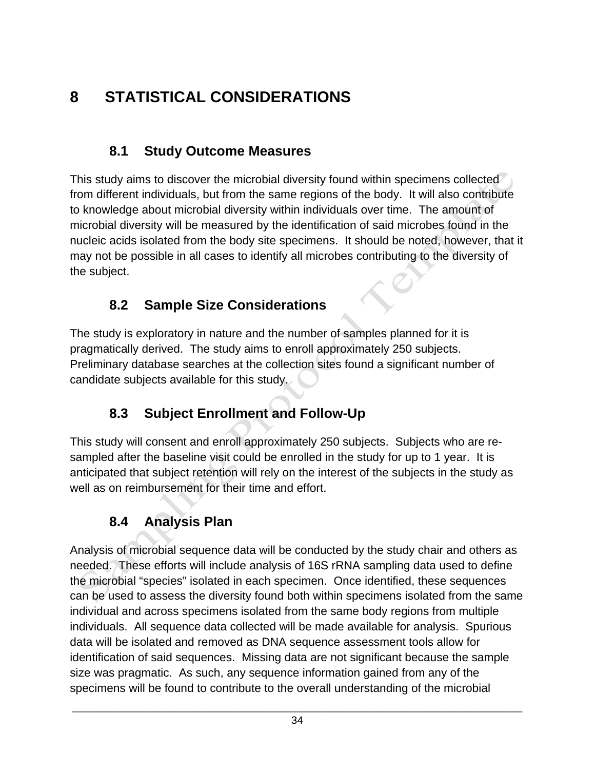# 8 STATISTICAL CONSIDERATIONS

## 8.1 Study Outcome Measures

This study aims to discover the microbial diversity found within specimens collected from different individuals, but from the same regions of the body. It will also contribute to knowledge about microbial diversity within individuals over time. The amount of microbial diversity will be measured by the identification of said microbes found in the nucleic acids isolated from the body site specimens. It should be noted, however, that it may not be possible in all cases to identify all microbes contributing to the diversity of the subject.

## 8.2 Sample Size Considerations

The study is exploratory in nature and the number of samples planned for it is pragmatically derived. The study aims to enroll approximately 250 subjects. Preliminary database searches at the collection sites found a significant number of candidate subjects available for this study.

## 8.3 Subject Enrollment and Follow-Up

This study will consent and enroll approximately 250 subjects. Subjects who are re-sampled after the baseline visit could be enrolled in the study for up to 1 year. It is anticipated that subject retention will rely on the interest of the subjects in the study as well as on reimbursement for their time and effort.

## 8.4 Analysis Plan

Analysis of microbial sequence data will be conducted by the study chair and others as needed. These efforts will include analysis of 16S rRNA sampling data used to define the microbial "species" isolated in each specimen. Once identified, these sequences can be used to assess the diversity found both within specimens isolated from the same individual and across specimens isolated from the same body regions from multiple individuals. All sequence data collected will be made available for analysis. Spurious data will be isolated and removed as DNA sequence assessment tools allow for identification of said sequences. Missing data are not significant because the sample size was pragmatic. As such, any sequence information gained from any of the specimens will be found to contribute to the overall understanding of the microbial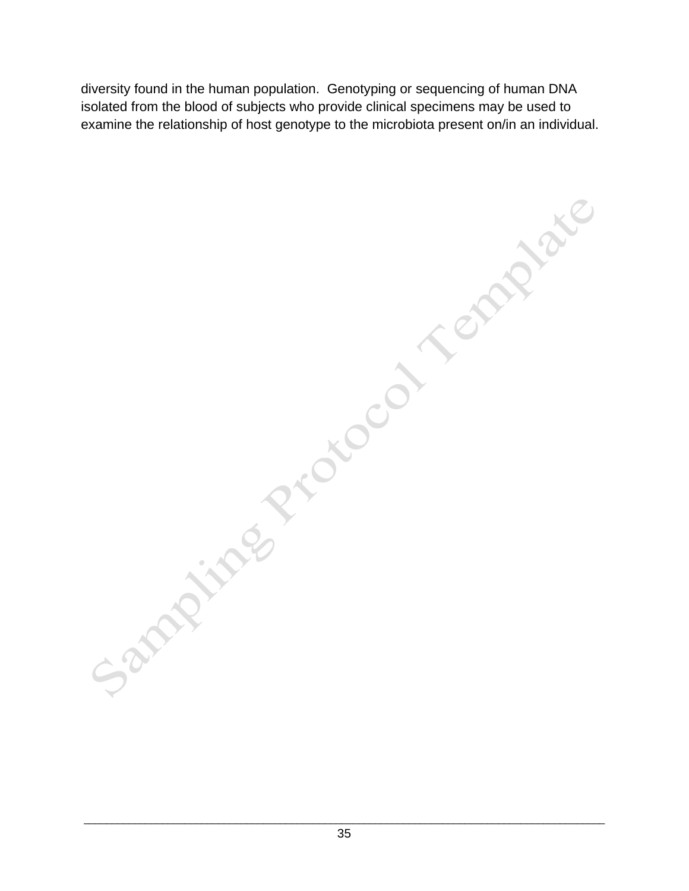diversity found in the human population. Genotyping or sequencing of human DNA isolated from the blood of subjects who provide clinical specimens may be used to examine the relationship of host genotype to the microbiota present on/in an individual.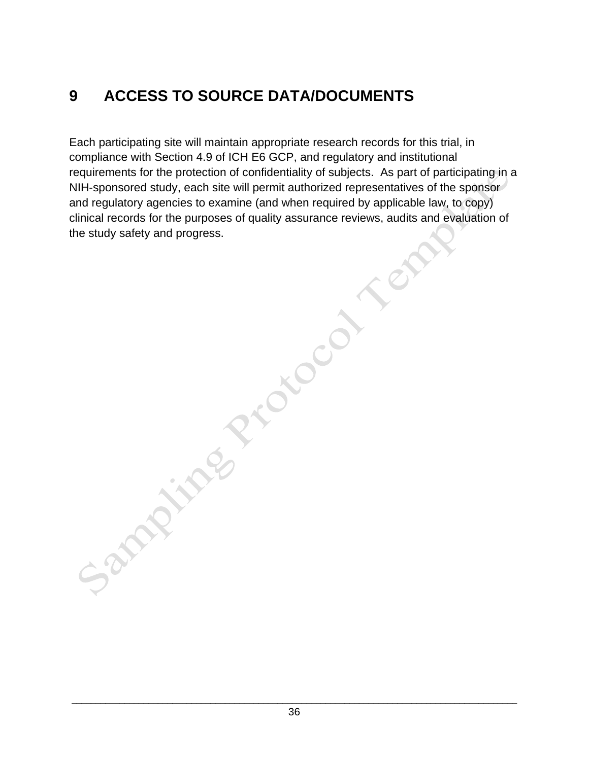# 9 ACCESS TO SOURCE DATA/DOCUMENTS

Each participating site will maintain appropriate research records for this trial, in compliance with Section 4.9 of ICH E6 GCP, and regulatory and institutional requirements for the protection of confidentiality of subjects. As part of participating in a NIH-sponsored study, each site will permit authorized representatives of the sponsor and regulatory agencies to examine (and when required by applicable law, to copy) clinical records for the purposes of quality assurance reviews, audits and evaluation of the study safety and progress.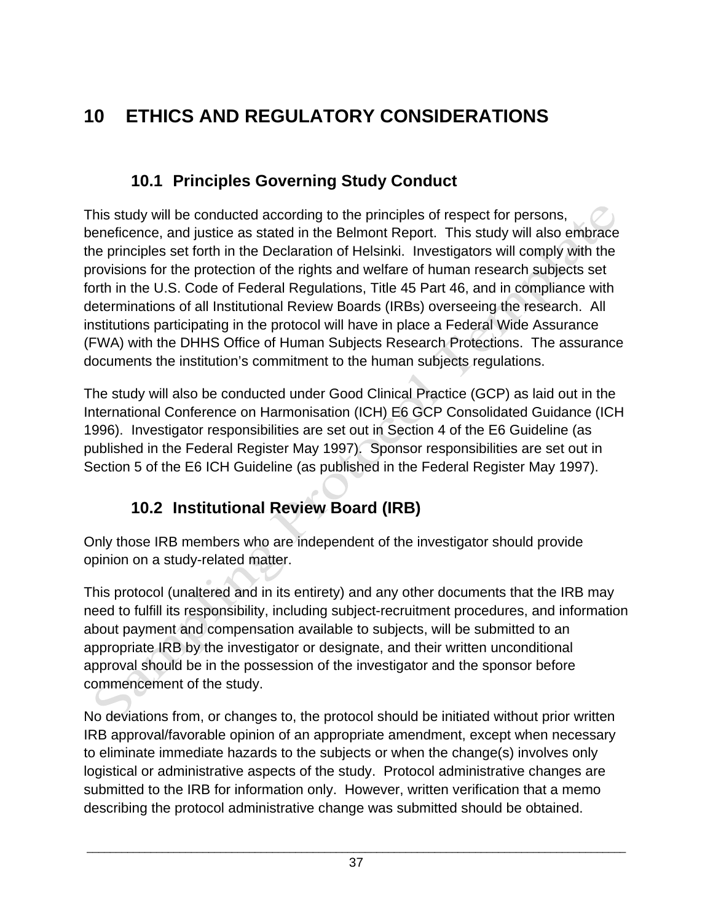# 10 ETHICS AND REGULATORY CONSIDERATIONS

## 10.1 Principles Governing Study Conduct

This study will be conducted according to the principles of respect for persons, beneficence, and justice as stated in the Belmont Report. This study will also embrace the principles set forth in the Declaration of Helsinki. Investigators will comply with the provisions for the protection of the rights and welfare of human research subjects set forth in the U.S. Code of Federal Regulations, Title 45 Part 46, and in compliance with determinations of all Institutional Review Boards (IRBs) overseeing the research. All institutions participating in the protocol will have in place a Federal Wide Assurance (FWA) with the DHHS Office of Human Subjects Research Protections. The assurance documents the institution's commitment to the human subjects regulations.

The study will also be conducted under Good Clinical Practice (GCP) as laid out in the International Conference on Harmonisation (ICH) E6 GCP Consolidated Guidance (ICH 1996). Investigator responsibilities are set out in Section 4 of the E6 Guideline (as published in the Federal Register May 1997). Sponsor responsibilities are set out in Section 5 of the E6 ICH Guideline (as published in the Federal Register May 1997).

## 10.2 Institutional Review Board (IRB)

Only those IRB members who are independent of the investigator should provide opinion on a study-related matter.

This protocol (unaltered and in its entirety) and any other documents that the IRB may need to fulfill its responsibility, including subject-recruitment procedures, and information about payment and compensation available to subjects, will be submitted to an appropriate IRB by the investigator or designate, and their written unconditional approval should be in the possession of the investigator and the sponsor before commencement of the study.

No deviations from, or changes to, the protocol should be initiated without prior written IRB approval/favorable opinion of an appropriate amendment, except when necessary to eliminate immediate hazards to the subjects or when the change(s) involves only logistical or administrative aspects of the study. Protocol administrative changes are submitted to the IRB for information only. However, written verification that a memo describing the protocol administrative change was submitted should be obtained.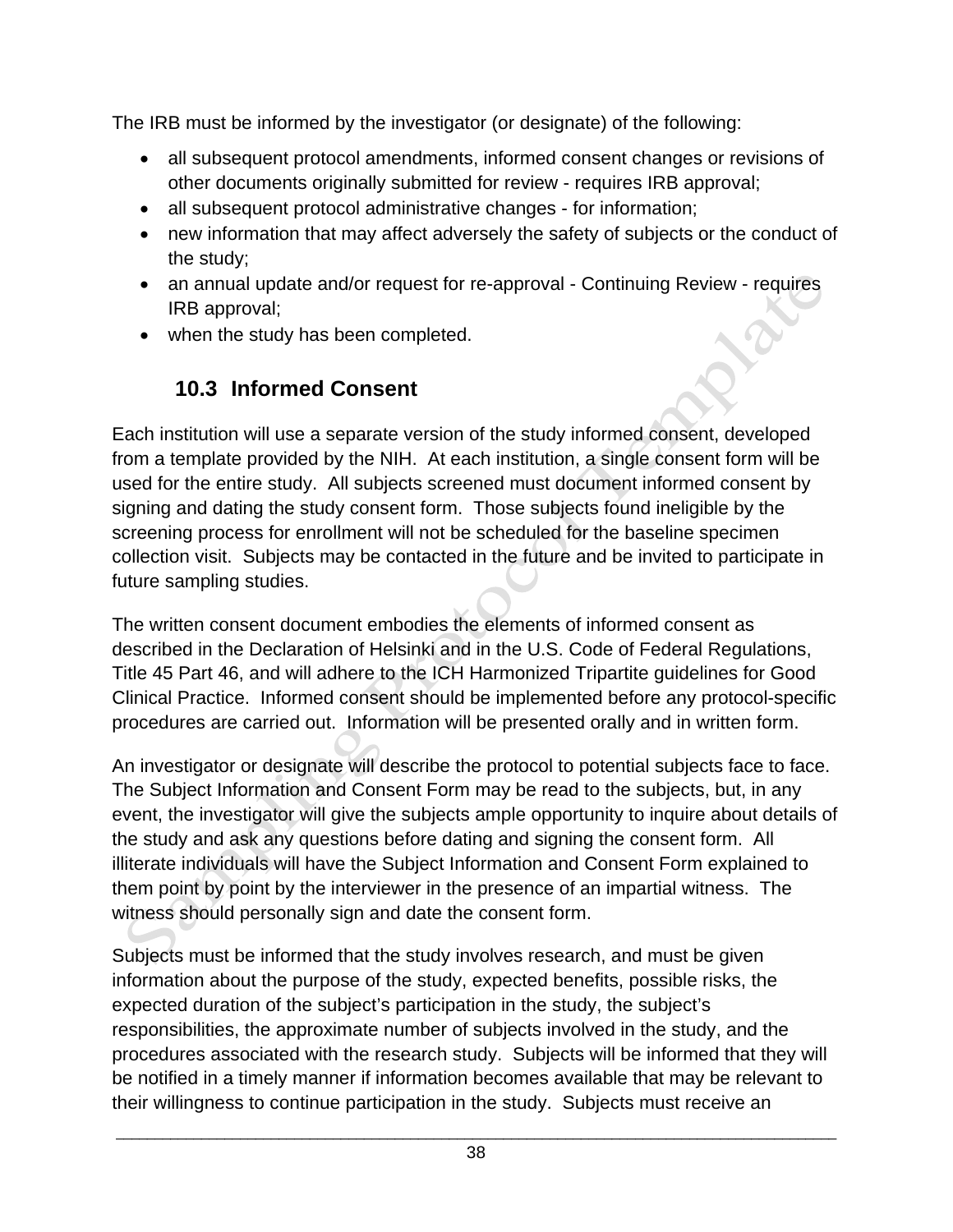The IRB must be informed by the investigator (or designate) of the following:

- all subsequent protocol amendments, informed consent changes or revisions of other documents originally submitted for review - requires IRB approval;
- all subsequent protocol administrative changes - for information;
- new information that may affect adversely the safety of subjects or the conduct of the study;
- an annual update and/or request for re-approval - Continuing Review - requires IRB approval;
- when the study has been completed.

## 10.3 Informed Consent

Each institution will use a separate version of the study informed consent, developed from a template provided by the NIH. At each institution, a single consent form will be used for the entire study. All subjects screened must document informed consent by signing and dating the study consent form. Those subjects found ineligible by the screening process for enrollment will not be scheduled for the baseline specimen collection visit. Subjects may be contacted in the future and be invited to participate in future sampling studies.

The written consent document embodies the elements of informed consent as described in the Declaration of Helsinki and in the U.S. Code of Federal Regulations, Title 45 Part 46, and will adhere to the ICH Harmonized Tripartite guidelines for Good Clinical Practice. Informed consent should be implemented before any protocol-specific procedures are carried out. Information will be presented orally and in written form.

An investigator or designate will describe the protocol to potential subjects face to face. The Subject Information and Consent Form may be read to the subjects, but, in any event, the investigator will give the subjects ample opportunity to inquire about details of the study and ask any questions before dating and signing the consent form. All illiterate individuals will have the Subject Information and Consent Form explained to them point by point by the interviewer in the presence of an impartial witness. The witness should personally sign and date the consent form.

Subjects must be informed that the study involves research, and must be given information about the purpose of the study, expected benefits, possible risks, the expected duration of the subject's participation in the study, the subject's responsibilities, the approximate number of subjects involved in the study, and the procedures associated with the research study. Subjects will be informed that they will be notified in a timely manner if information becomes available that may be relevant to their willingness to continue participation in the study. Subjects must receive an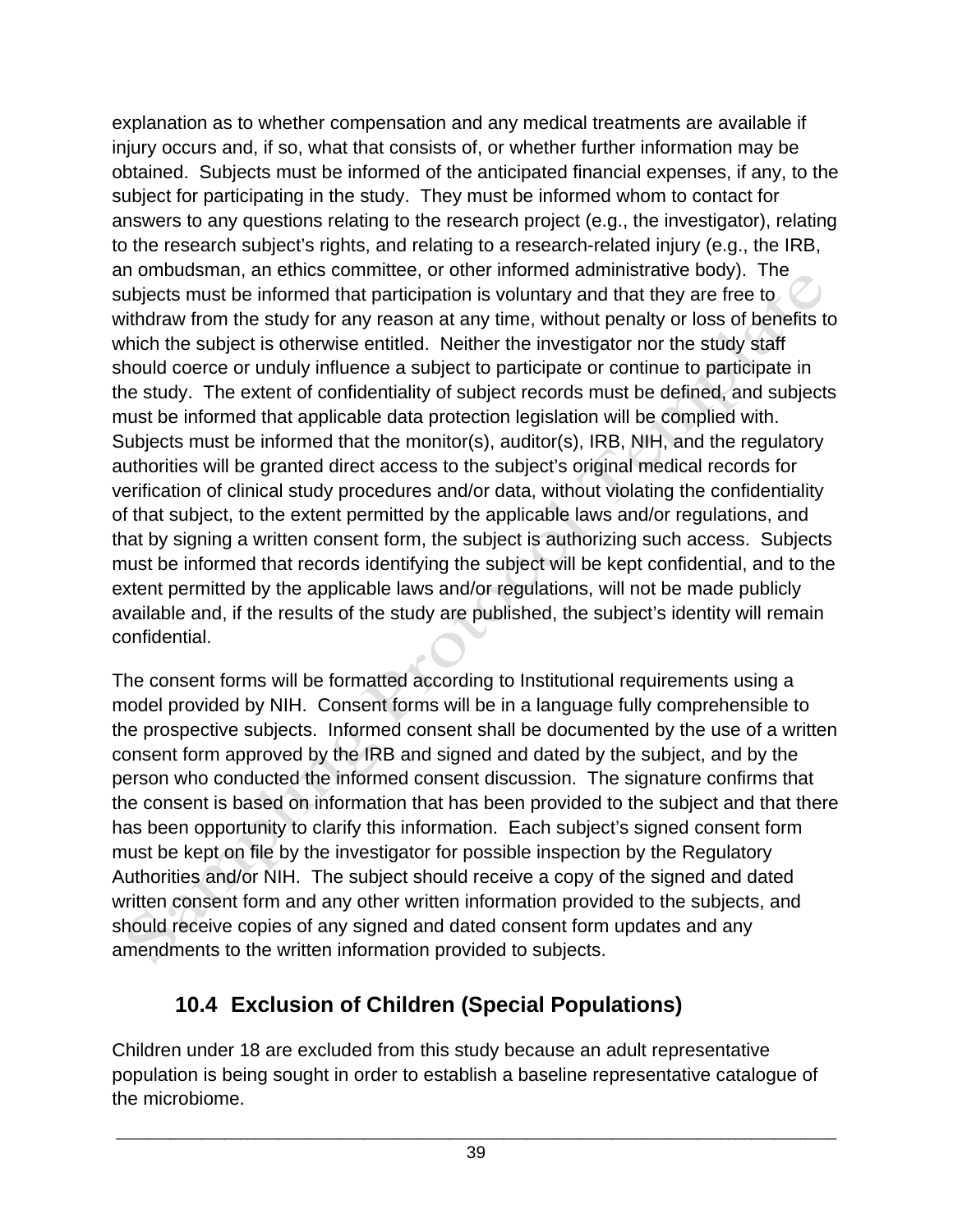explanation as to whether compensation and any medical treatments are available if injury occurs and, if so, what that consists of, or whether further information may be obtained. Subjects must be informed of the anticipated financial expenses, if any, to the subject for participating in the study. They must be informed whom to contact for answers to any questions relating to the research project (e.g., the investigator), relating to the research subject's rights, and relating to a research-related injury (e.g., the IRB, an ombudsman, an ethics committee, or other informed administrative body). The subjects must be informed that participation is voluntary and that they are free to withdraw from the study for any reason at any time, without penalty or loss of benefits to which the subject is otherwise entitled. Neither the investigator nor the study staff should coerce or unduly influence a subject to participate or continue to participate in the study. The extent of confidentiality of subject records must be defined, and subjects must be informed that applicable data protection legislation will be complied with. Subjects must be informed that the monitor(s), auditor(s), IRB, NIH, and the regulatory authorities will be granted direct access to the subject's original medical records for verification of clinical study procedures and/or data, without violating the confidentiality of that subject, to the extent permitted by the applicable laws and/or regulations, and that by signing a written consent form, the subject is authorizing such access. Subjects must be informed that records identifying the subject will be kept confidential, and to the extent permitted by the applicable laws and/or regulations, will not be made publicly available and, if the results of the study are published, the subject's identity will remain confidential.

The consent forms will be formatted according to Institutional requirements using a model provided by NIH. Consent forms will be in a language fully comprehensible to the prospective subjects. Informed consent shall be documented by the use of a written consent form approved by the IRB and signed and dated by the subject, and by the person who conducted the informed consent discussion. The signature confirms that the consent is based on information that has been provided to the subject and that there has been opportunity to clarify this information. Each subject's signed consent form must be kept on file by the investigator for possible inspection by the Regulatory Authorities and/or NIH. The subject should receive a copy of the signed and dated written consent form and any other written information provided to the subjects, and should receive copies of any signed and dated consent form updates and any amendments to the written information provided to subjects.

## 10.4 Exclusion of Children (Special Populations)

Children under 18 are excluded from this study because an adult representative population is being sought in order to establish a baseline representative catalogue of the microbiome.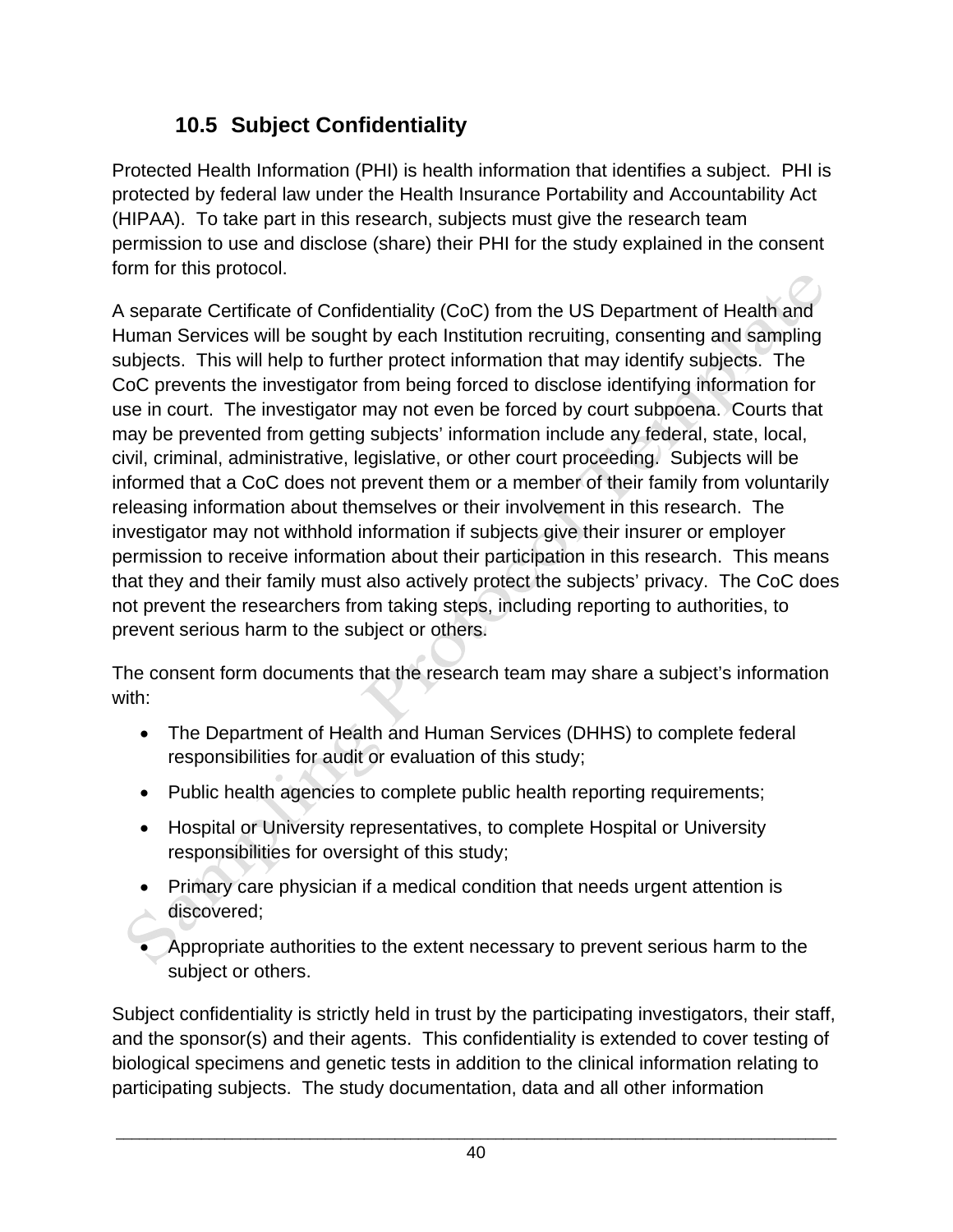## 10.5 Subject Confidentiality

Protected Health Information (PHI) is health information that identifies a subject. PHI is protected by federal law under the Health Insurance Portability and Accountability Act (HIPAA). To take part in this research, subjects must give the research team permission to use and disclose (share) their PHI for the study explained in the consent form for this protocol.

A separate Certificate of Confidentiality (CoC) from the US Department of Health and Human Services will be sought by each Institution recruiting, consenting and sampling subjects. This will help to further protect information that may identify subjects. The CoC prevents the investigator from being forced to disclose identifying information for use in court. The investigator may not even be forced by court subpoena. Courts that may be prevented from getting subjects' information include any federal, state, local, civil, criminal, administrative, legislative, or other court proceeding. Subjects will be informed that a CoC does not prevent them or a member of their family from voluntarily releasing information about themselves or their involvement in this research. The investigator may not withhold information if subjects give their insurer or employer permission to receive information about their participation in this research. This means that they and their family must also actively protect the subjects' privacy. The CoC does not prevent the researchers from taking steps, including reporting to authorities, to prevent serious harm to the subject or others.

The consent form documents that the research team may share a subject's information with:

- The Department of Health and Human Services (DHHS) to complete federal responsibilities for audit or evaluation of this study;
- Public health agencies to complete public health reporting requirements;
- Hospital or University representatives, to complete Hospital or University responsibilities for oversight of this study;
- Primary care physician if a medical condition that needs urgent attention is discovered;
- Appropriate authorities to the extent necessary to prevent serious harm to the subject or others.

Subject confidentiality is strictly held in trust by the participating investigators, their staff, and the sponsor(s) and their agents. This confidentiality is extended to cover testing of biological specimens and genetic tests in addition to the clinical information relating to participating subjects. The study documentation, data and all other information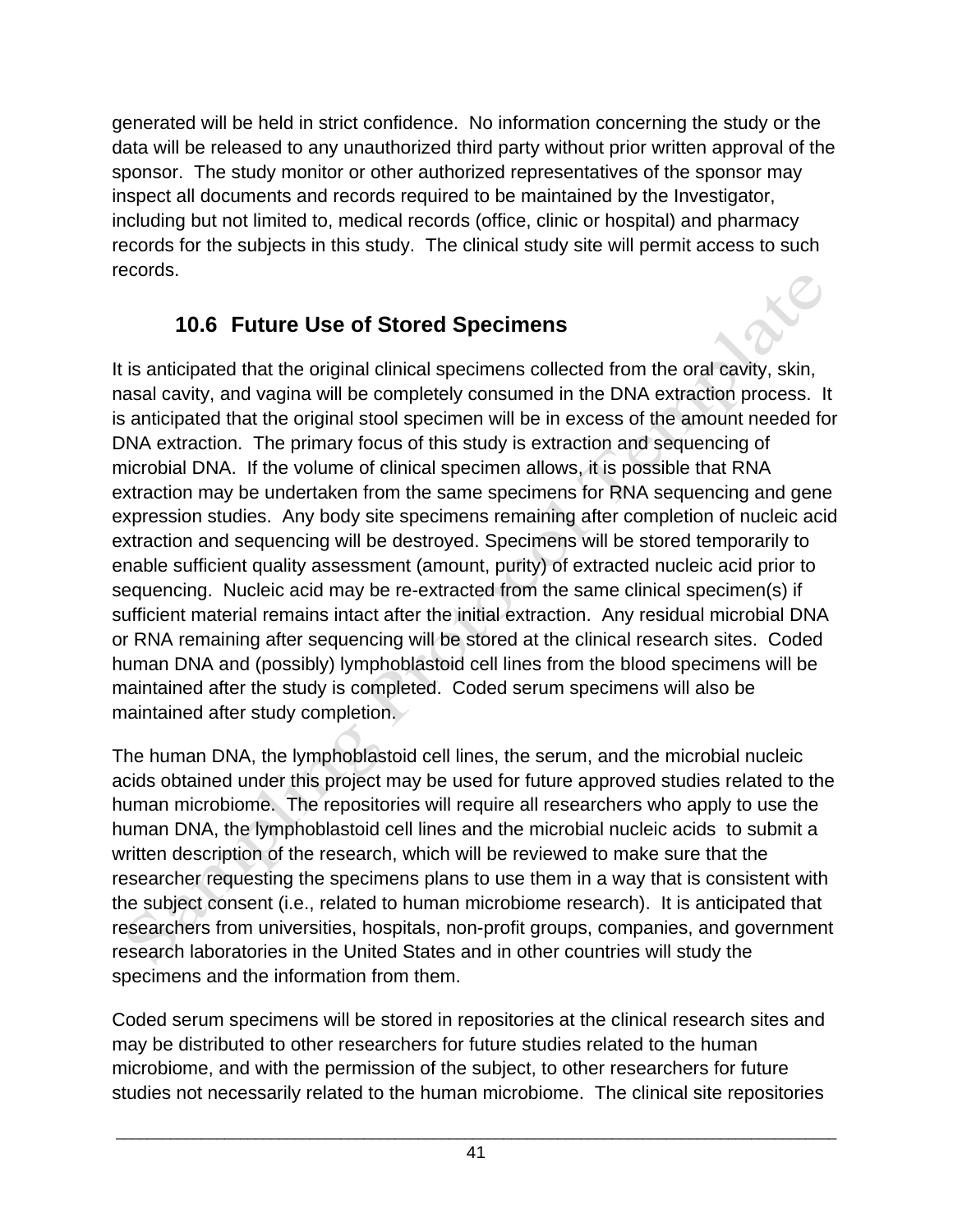generated will be held in strict confidence. No information concerning the study or the data will be released to any unauthorized third party without prior written approval of the sponsor. The study monitor or other authorized representatives of the sponsor may inspect all documents and records required to be maintained by the Investigator, including but not limited to, medical records (office, clinic or hospital) and pharmacy records for the subjects in this study. The clinical study site will permit access to such records.

## 10.6 Future Use of Stored Specimens

It is anticipated that the original clinical specimens collected from the oral cavity, skin, nasal cavity, and vagina will be completely consumed in the DNA extraction process. It is anticipated that the original stool specimen will be in excess of the amount needed for DNA extraction. The primary focus of this study is extraction and sequencing of microbial DNA. If the volume of clinical specimen allows, it is possible that RNA extraction may be undertaken from the same specimens for RNA sequencing and gene expression studies. Any body site specimens remaining after completion of nucleic acid extraction and sequencing will be destroyed. Specimens will be stored temporarily to enable sufficient quality assessment (amount, purity) of extracted nucleic acid prior to sequencing. Nucleic acid may be re-extracted from the same clinical specimen(s) if sufficient material remains intact after the initial extraction. Any residual microbial DNA or RNA remaining after sequencing will be stored at the clinical research sites. Coded human DNA and (possibly) lymphoblastoid cell lines from the blood specimens will be maintained after the study is completed. Coded serum specimens will also be maintained after study completion.

The human DNA, the lymphoblastoid cell lines, the serum, and the microbial nucleic acids obtained under this project may be used for future approved studies related to the human microbiome. The repositories will require all researchers who apply to use the human DNA, the lymphoblastoid cell lines and the microbial nucleic acids to submit a written description of the research, which will be reviewed to make sure that the researcher requesting the specimens plans to use them in a way that is consistent with the subject consent (i.e., related to human microbiome research). It is anticipated that researchers from universities, hospitals, non-profit groups, companies, and government research laboratories in the United States and in other countries will study the specimens and the information from them.

Coded serum specimens will be stored in repositories at the clinical research sites and may be distributed to other researchers for future studies related to the human microbiome, and with the permission of the subject, to other researchers for future studies not necessarily related to the human microbiome. The clinical site repositories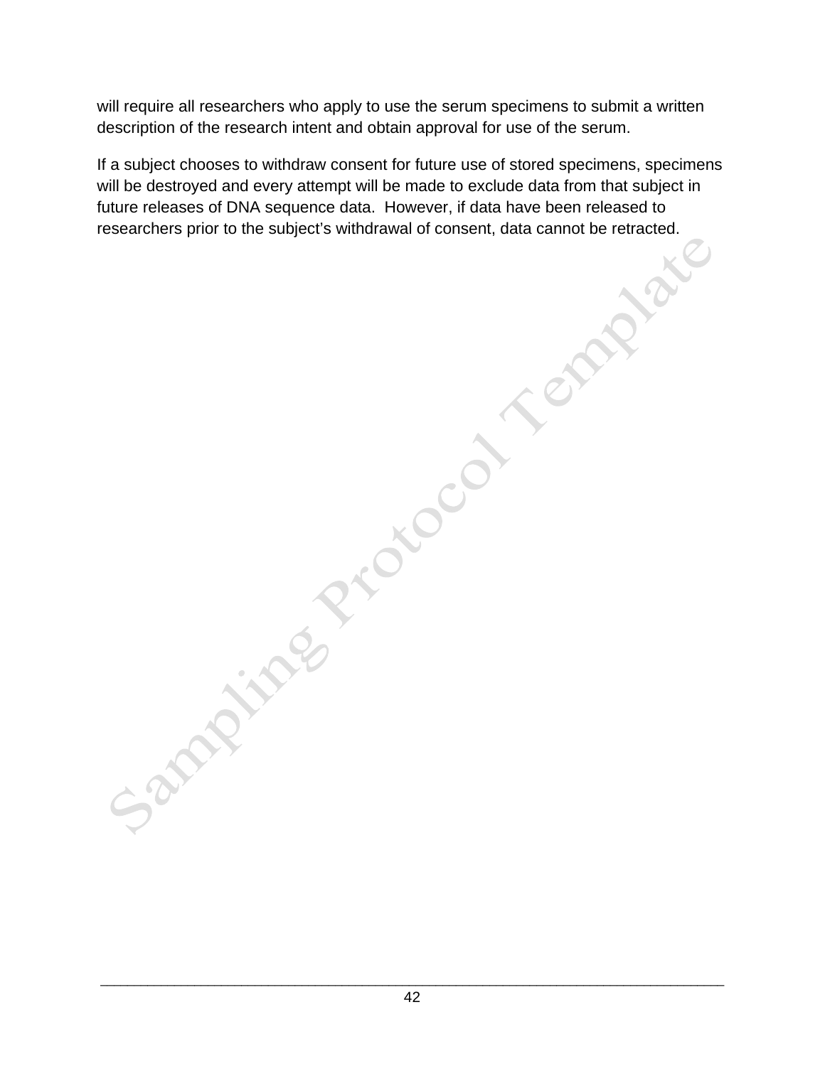will require all researchers who apply to use the serum specimens to submit a written description of the research intent and obtain approval for use of the serum.

If a subject chooses to withdraw consent for future use of stored specimens, specimens will be destroyed and every attempt will be made to exclude data from that subject in future releases of DNA sequence data. However, if data have been released to researchers prior to the subject's withdrawal of consent, data cannot be retracted.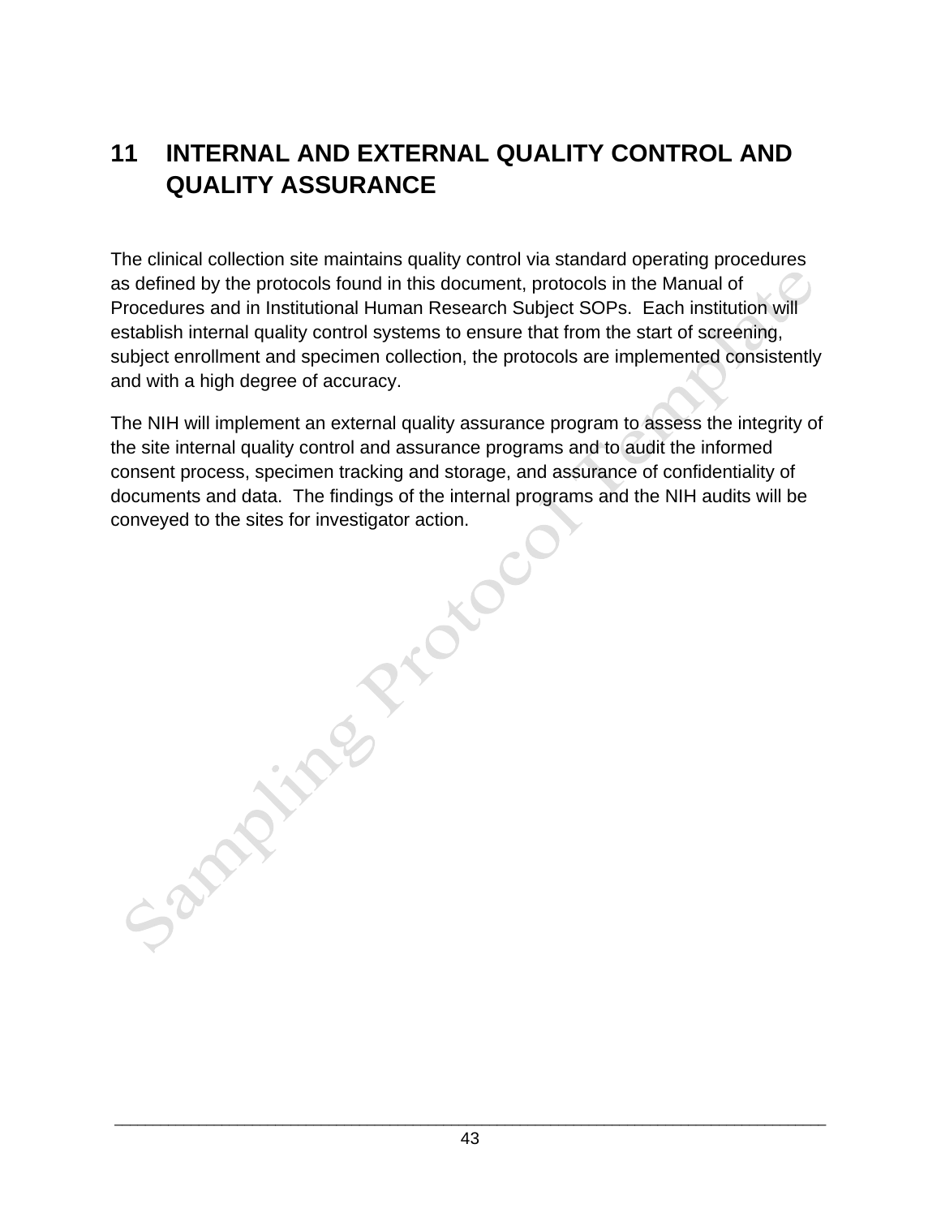# 11 INTERNAL AND EXTERNAL QUALITY CONTROL AND QUALITY ASSURANCE

The clinical collection site maintains quality control via standard operating procedures as defined by the protocols found in this document, protocols in the Manual of Procedures and in Institutional Human Research Subject SOPs. Each institution will establish internal quality control systems to ensure that from the start of screening, subject enrollment and specimen collection, the protocols are implemented consistently and with a high degree of accuracy.

The NIH will implement an external quality assurance program to assess the integrity of the site internal quality control and assurance programs and to audit the informed consent process, specimen tracking and storage, and assurance of confidentiality of documents and data. The findings of the internal programs and the NIH audits will be conveyed to the sites for investigator action.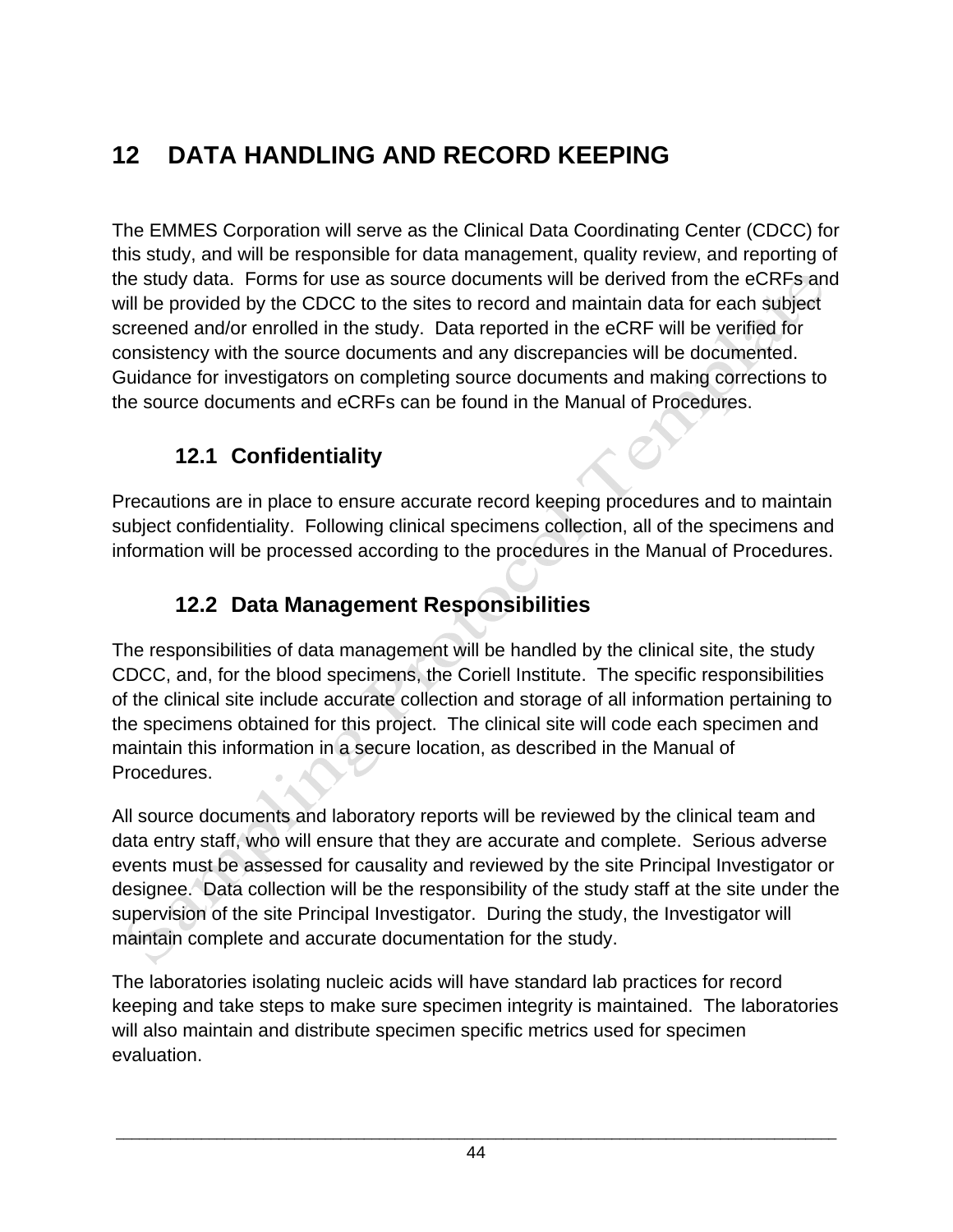# 12 DATA HANDLING AND RECORD KEEPING

The EMMES Corporation will serve as the Clinical Data Coordinating Center (CDCC) for this study, and will be responsible for data management, quality review, and reporting of the study data. Forms for use as source documents will be derived from the eCRFs and will be provided by the CDCC to the sites to record and maintain data for each subject screened and/or enrolled in the study. Data reported in the eCRF will be verified for consistency with the source documents and any discrepancies will be documented. Guidance for investigators on completing source documents and making corrections to the source documents and eCRFs can be found in the Manual of Procedures.

## 12.1 Confidentiality

Precautions are in place to ensure accurate record keeping procedures and to maintain subject confidentiality. Following clinical specimens collection, all of the specimens and information will be processed according to the procedures in the Manual of Procedures.

## 12.2 Data Management Responsibilities

The responsibilities of data management will be handled by the clinical site, the study CDCC, and, for the blood specimens, the Coriell Institute. The specific responsibilities of the clinical site include accurate collection and storage of all information pertaining to the specimens obtained for this project. The clinical site will code each specimen and maintain this information in a secure location, as described in the Manual of Procedures.

All source documents and laboratory reports will be reviewed by the clinical team and data entry staff, who will ensure that they are accurate and complete. Serious adverse events must be assessed for causality and reviewed by the site Principal Investigator or designee. Data collection will be the responsibility of the study staff at the site under the supervision of the site Principal Investigator. During the study, the Investigator will maintain complete and accurate documentation for the study.

The laboratories isolating nucleic acids will have standard lab practices for record keeping and take steps to make sure specimen integrity is maintained. The laboratories will also maintain and distribute specimen specific metrics used for specimen evaluation.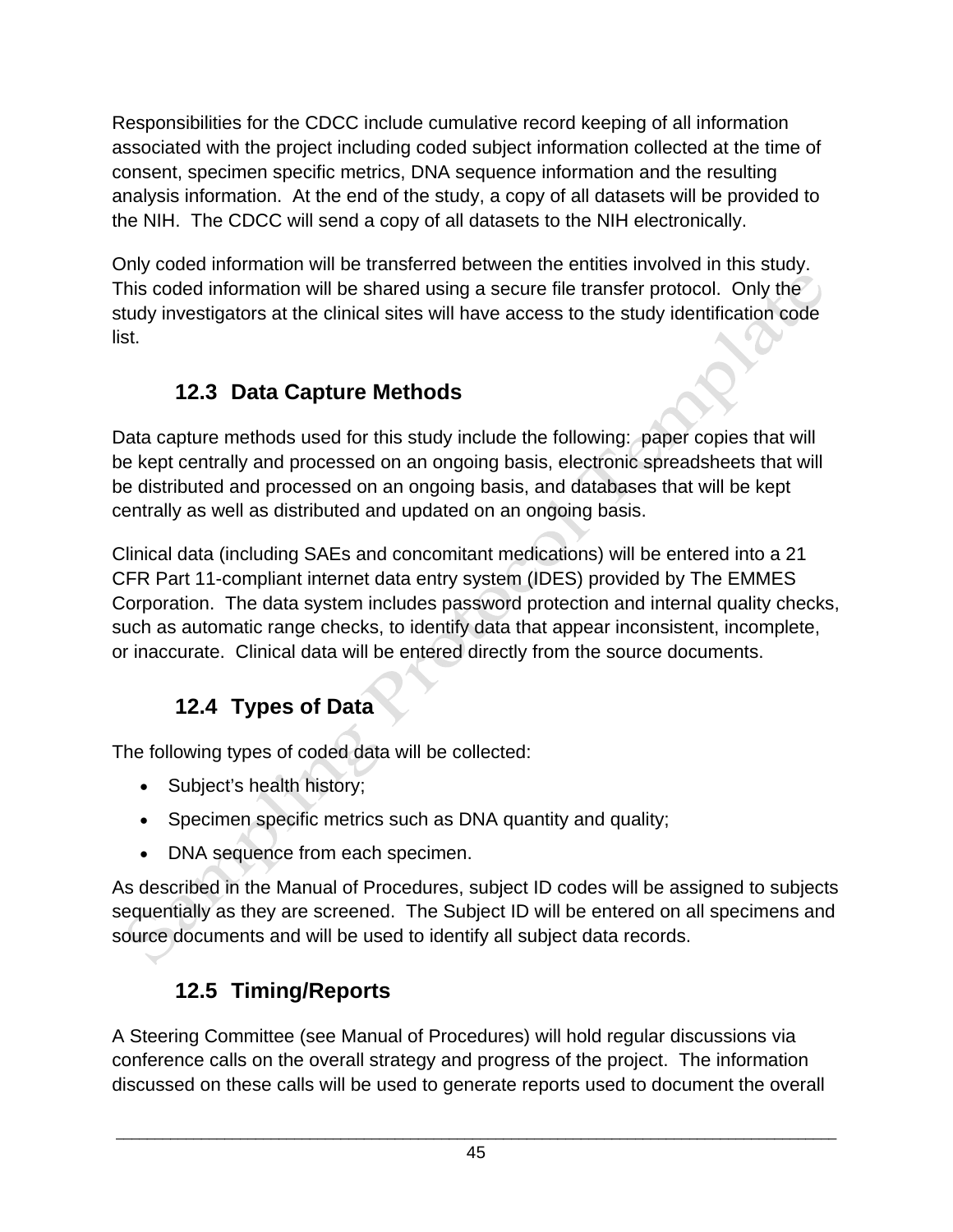Responsibilities for the CDCC include cumulative record keeping of all information associated with the project including coded subject information collected at the time of consent, specimen specific metrics, DNA sequence information and the resulting analysis information. At the end of the study, a copy of all datasets will be provided to the NIH. The CDCC will send a copy of all datasets to the NIH electronically.

Only coded information will be transferred between the entities involved in this study. This coded information will be shared using a secure file transfer protocol. Only the study investigators at the clinical sites will have access to the study identification code list.

### 12.3 Data Capture Methods

Data capture methods used for this study include the following: paper copies that will be kept centrally and processed on an ongoing basis, electronic spreadsheets that will be distributed and processed on an ongoing basis, and databases that will be kept centrally as well as distributed and updated on an ongoing basis.

Clinical data (including SAEs and concomitant medications) will be entered into a 21 CFR Part 11-compliant internet data entry system (IDES) provided by The EMMES Corporation. The data system includes password protection and internal quality checks, such as automatic range checks, to identify data that appear inconsistent, incomplete, or inaccurate. Clinical data will be entered directly from the source documents.

### 12.4 Types of Data

The following types of coded data will be collected:

- Subject's health history;
- Specimen specific metrics such as DNA quantity and quality;
- DNA sequence from each specimen.

As described in the Manual of Procedures, subject ID codes will be assigned to subjects sequentially as they are screened. The Subject ID will be entered on all specimens and source documents and will be used to identify all subject data records.

### 12.5 Timing/Reports

A Steering Committee (see Manual of Procedures) will hold regular discussions via conference calls on the overall strategy and progress of the project. The information discussed on these calls will be used to generate reports used to document the overall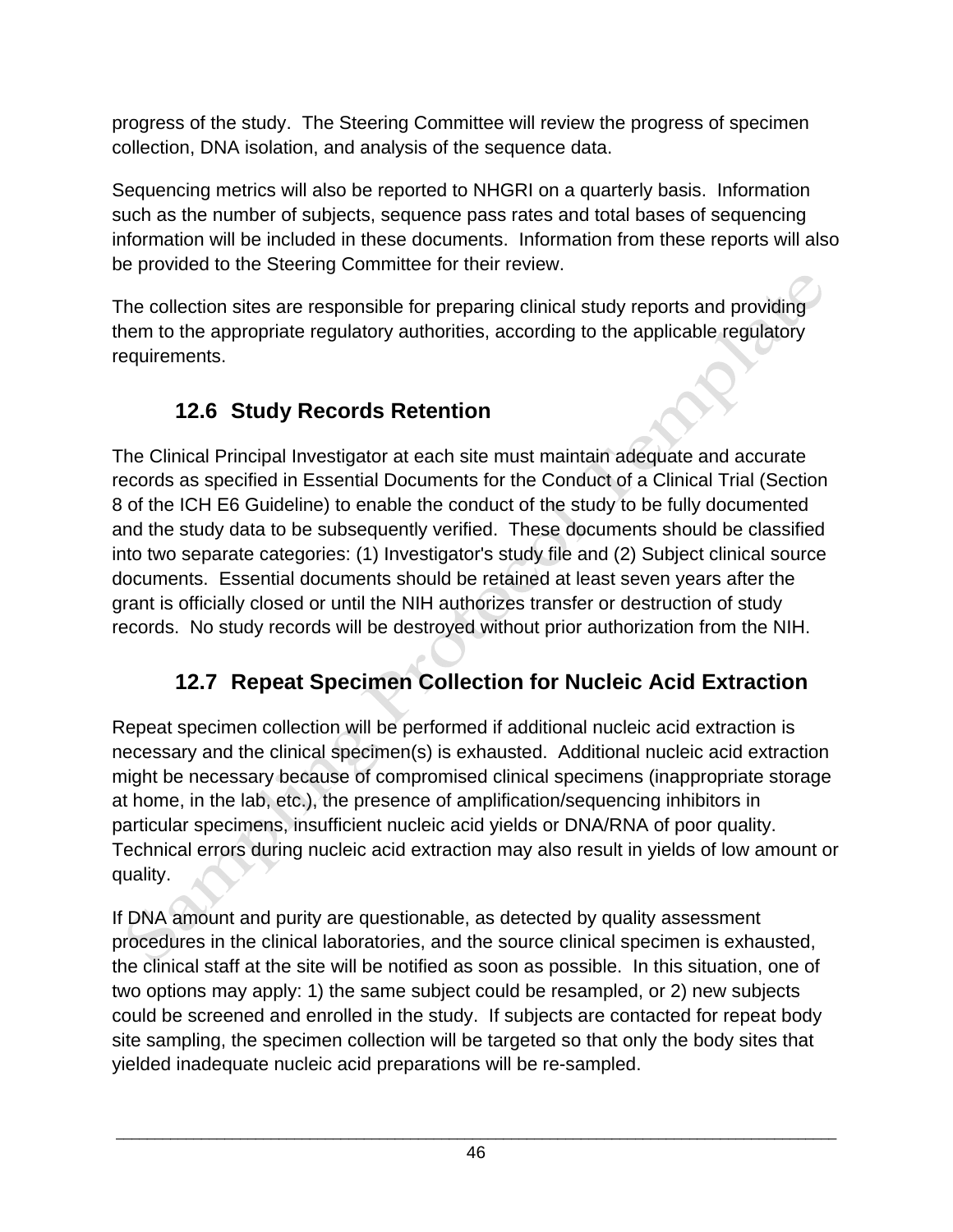progress of the study. The Steering Committee will review the progress of specimen collection, DNA isolation, and analysis of the sequence data.

Sequencing metrics will also be reported to NHGRI on a quarterly basis. Information such as the number of subjects, sequence pass rates and total bases of sequencing information will be included in these documents. Information from these reports will also be provided to the Steering Committee for their review.

The collection sites are responsible for preparing clinical study reports and providing them to the appropriate regulatory authorities, according to the applicable regulatory requirements.

## 12.6 Study Records Retention

The Clinical Principal Investigator at each site must maintain adequate and accurate records as specified in Essential Documents for the Conduct of a Clinical Trial (Section 8 of the ICH E6 Guideline) to enable the conduct of the study to be fully documented and the study data to be subsequently verified. These documents should be classified into two separate categories: (1) Investigator's study file and (2) Subject clinical source documents. Essential documents should be retained at least seven years after the grant is officially closed or until the NIH authorizes transfer or destruction of study records. No study records will be destroyed without prior authorization from the NIH.

## 12.7 Repeat Specimen Collection for Nucleic Acid Extraction

Repeat specimen collection will be performed if additional nucleic acid extraction is necessary and the clinical specimen(s) is exhausted. Additional nucleic acid extraction might be necessary because of compromised clinical specimens (inappropriate storage at home, in the lab, etc.), the presence of amplification/sequencing inhibitors in particular specimens, insufficient nucleic acid yields or DNA/RNA of poor quality. Technical errors during nucleic acid extraction may also result in yields of low amount or quality.

If DNA amount and purity are questionable, as detected by quality assessment procedures in the clinical laboratories, and the source clinical specimen is exhausted, the clinical staff at the site will be notified as soon as possible. In this situation, one of two options may apply: 1) the same subject could be resampled, or 2) new subjects could be screened and enrolled in the study. If subjects are contacted for repeat body site sampling, the specimen collection will be targeted so that only the body sites that yielded inadequate nucleic acid preparations will be re-sampled.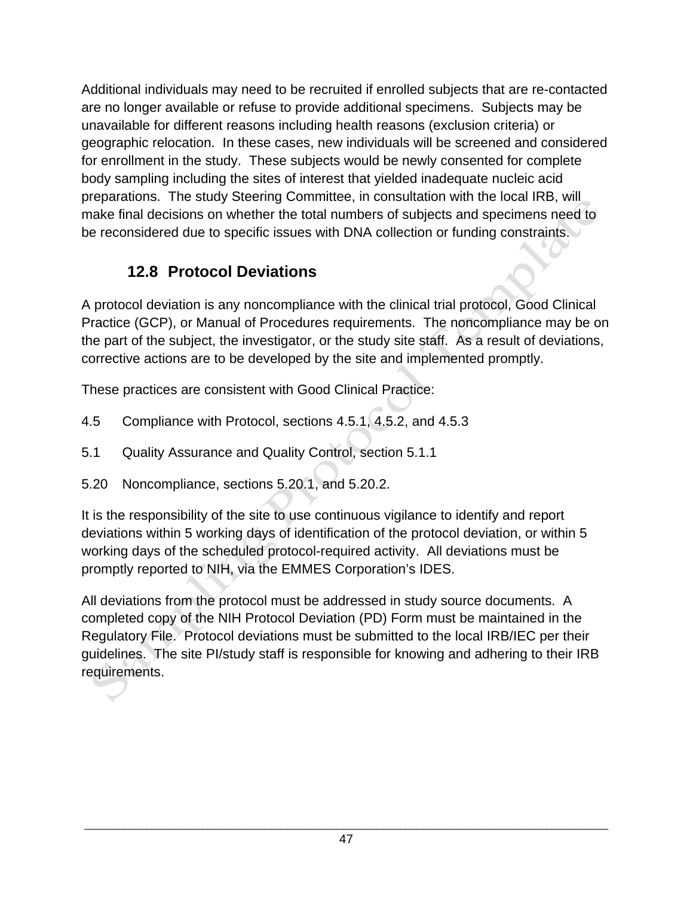Additional individuals may need to be recruited if enrolled subjects that are re-contacted are no longer available or refuse to provide additional specimens. Subjects may be unavailable for different reasons including health reasons (exclusion criteria) or geographic relocation. In these cases, new individuals will be screened and considered for enrollment in the study. These subjects would be newly consented for complete body sampling including the sites of interest that yielded inadequate nucleic acid preparations. The study Steering Committee, in consultation with the local IRB, will make final decisions on whether the total numbers of subjects and specimens need to be reconsidered due to specific issues with DNA collection or funding constraints.

### 12.8 Protocol Deviations

A protocol deviation is any noncompliance with the clinical trial protocol, Good Clinical Practice (GCP), or Manual of Procedures requirements. The noncompliance may be on the part of the subject, the investigator, or the study site staff. As a result of deviations, corrective actions are to be developed by the site and implemented promptly.

These practices are consistent with Good Clinical Practice:

4.5 Compliance with Protocol, sections 4.5.1, 4.5.2, and 4.5.3

5.1 Quality Assurance and Quality Control, section 5.1.1

5.20 Noncompliance, sections 5.20.1, and 5.20.2.

It is the responsibility of the site to use continuous vigilance to identify and report deviations within 5 working days of identification of the protocol deviation, or within 5 working days of the scheduled protocol-required activity. All deviations must be promptly reported to NIH, via the EMMES Corporation's IDES.

All deviations from the protocol must be addressed in study source documents. A completed copy of the NIH Protocol Deviation (PD) Form must be maintained in the Regulatory File. Protocol deviations must be submitted to the local IRB/IEC per their guidelines. The site PI/study staff is responsible for knowing and adhering to their IRB requirements.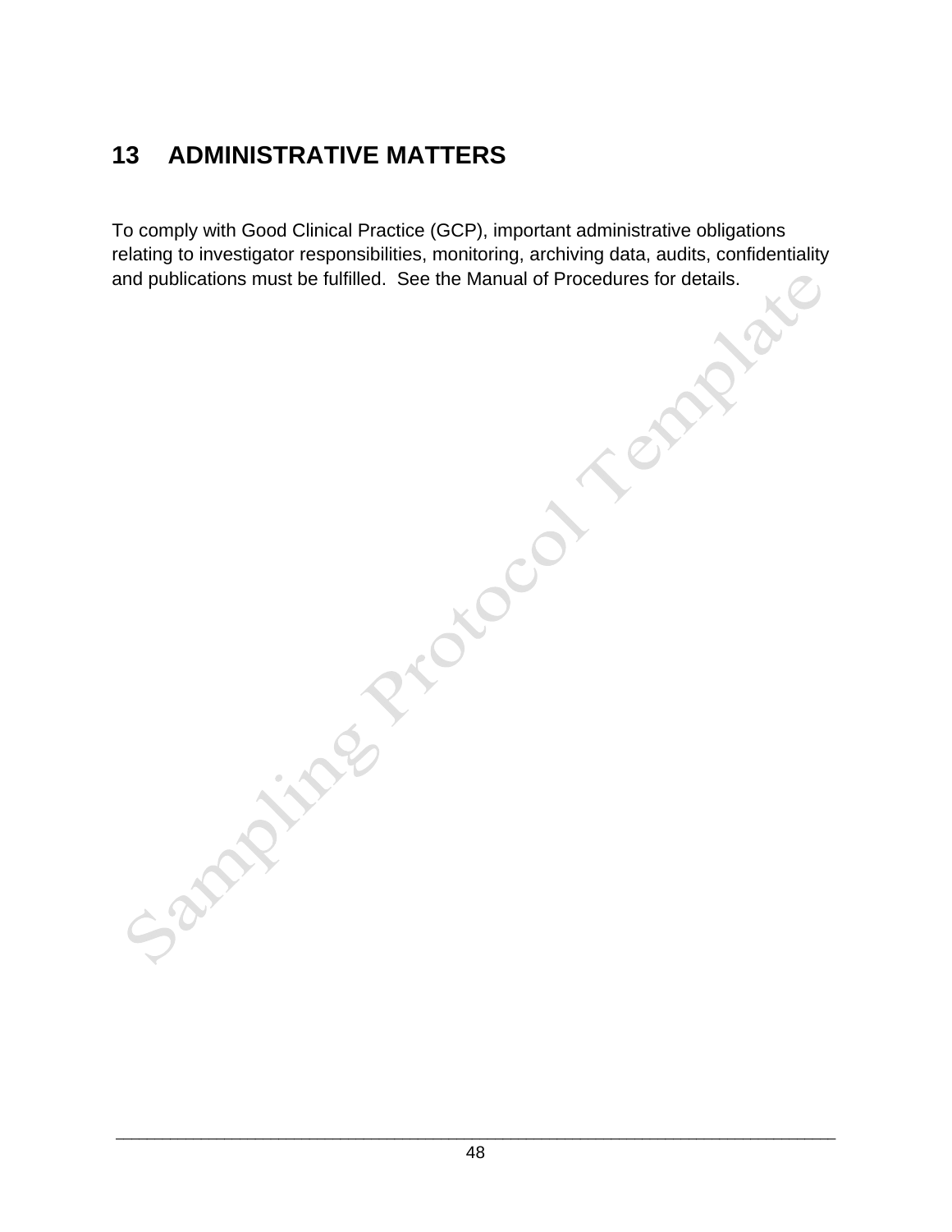# 13 ADMINISTRATIVE MATTERS

To comply with Good Clinical Practice (GCP), important administrative obligations relating to investigator responsibilities, monitoring, archiving data, audits, confidentiality and publications must be fulfilled. See the Manual of Procedures for details.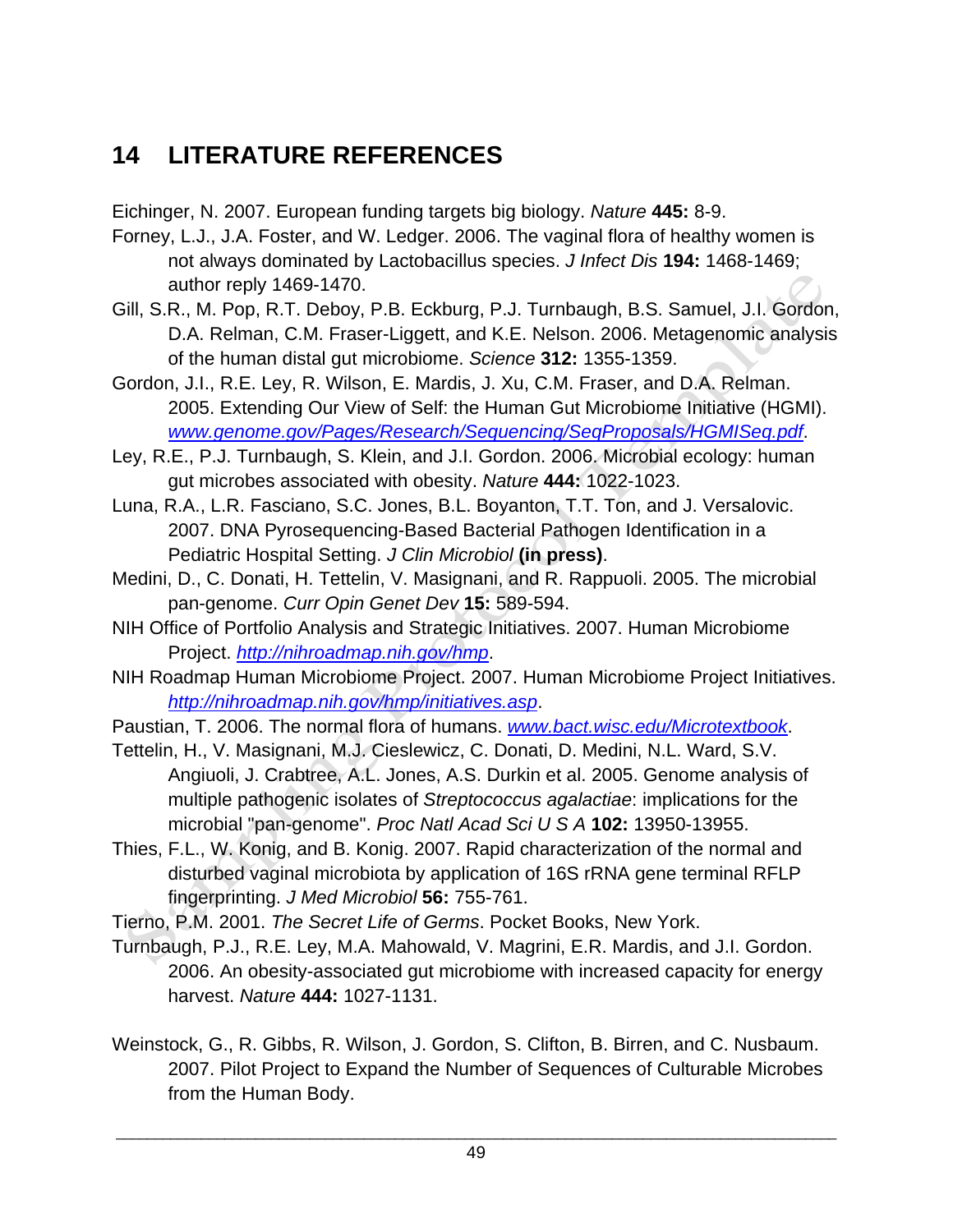## 14 LITERATURE REFERENCES

Eichinger, N. 2007. European funding targets big biology. *Nature* **445:** 8-9.

Forney, L.J., J.A. Foster, and W. Ledger. 2006. The vaginal flora of healthy women is not always dominated by Lactobacillus species. *J Infect Dis* **194:** 1468-1469; author reply 1469-1470.

Gill, S.R., M. Pop, R.T. Deboy, P.B. Eckburg, P.J. Turnbaugh, B.S. Samuel, J.I. Gordon, D.A. Relman, C.M. Fraser-Liggett, and K.E. Nelson. 2006. Metagenomic analysis of the human distal gut microbiome. *Science* **312:** 1355-1359.

Gordon, J.I., R.E. Ley, R. Wilson, E. Mardis, J. Xu, C.M. Fraser, and D.A. Relman. 2005. Extending Our View of Self: the Human Gut Microbiome Initiative (HGMI). [www.genome.gov/Pages/Research/Sequencing/SeqProposals/HGMISeq.pdf](www.genome.gov/Pages/Research/Sequencing/SeqProposals/HGMISeq.pdf).

Ley, R.E., P.J. Turnbaugh, S. Klein, and J.I. Gordon. 2006. Microbial ecology: human gut microbes associated with obesity. *Nature* **444:** 1022-1023.

Luna, R.A., L.R. Fasciano, S.C. Jones, B.L. Boyanton, T.T. Ton, and J. Versalovic. 2007. DNA Pyrosequencing-Based Bacterial Pathogen Identification in a Pediatric Hospital Setting. *J Clin Microbiol* **(in press)**.

Medini, D., C. Donati, H. Tettelin, V. Masignani, and R. Rappuoli. 2005. The microbial pan-genome. *Curr Opin Genet Dev* **15:** 589-594.

NIH Office of Portfolio Analysis and Strategic Initiatives. 2007. Human Microbiome Project. [http://nihroadmap.nih.gov/hmp](http://nihroadmap.nih.gov/hmp).

NIH Roadmap Human Microbiome Project. 2007. Human Microbiome Project Initiatives. [http://nihroadmap.nih.gov/hmp/initiatives.asp](http://nihroadmap.nih.gov/hmp/initiatives.asp).

Paustian, T. 2006. The normal flora of humans. [www.bact.wisc.edu/Microtextbook](www.bact.wisc.edu/Microtextbook).

Tettelin, H., V. Masignani, M.J. Cieslewicz, C. Donati, D. Medini, N.L. Ward, S.V. Angiuoli, J. Crabtree, A.L. Jones, A.S. Durkin et al. 2005. Genome analysis of multiple pathogenic isolates of *Streptococcus agalactiae*: implications for the microbial "pan-genome". *Proc Natl Acad Sci U S A* **102:** 13950-13955.

Thies, F.L., W. Konig, and B. Konig. 2007. Rapid characterization of the normal and disturbed vaginal microbiota by application of 16S rRNA gene terminal RFLP fingerprinting. *J Med Microbiol* **56:** 755-761.

Tierno, P.M. 2001. *The Secret Life of Germs*. Pocket Books, New York.

Turnbaugh, P.J., R.E. Ley, M.A. Mahowald, V. Magrini, E.R. Mardis, and J.I. Gordon. 2006. An obesity-associated gut microbiome with increased capacity for energy harvest. *Nature* **444:** 1027-1131.

Weinstock, G., R. Gibbs, R. Wilson, J. Gordon, S. Clifton, B. Birren, and C. Nusbaum. 2007. Pilot Project to Expand the Number of Sequences of Culturable Microbes from the Human Body.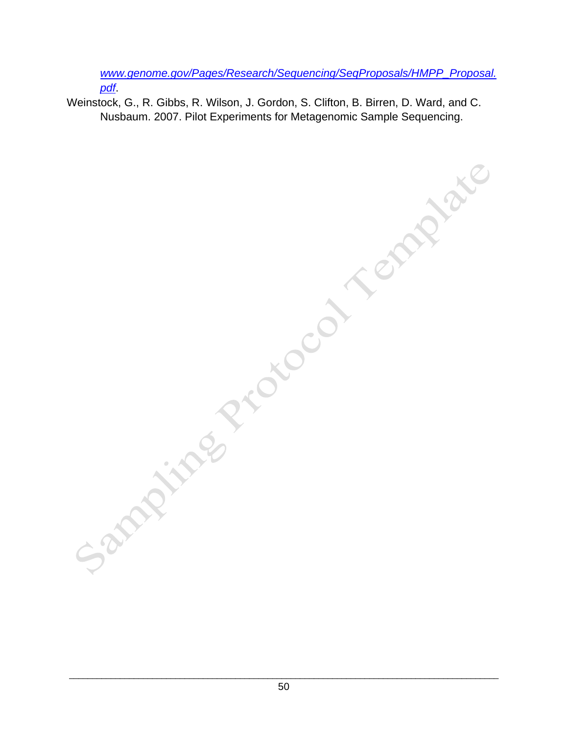[www.genome.gov/Pages/Research/Sequencing/SeqProposals/HMPP_Proposal.pdf](http://www.genome.gov/Pages/Research/Sequencing/SeqProposals/HMPP_Proposal.pdf).

Weinstock, G., R. Gibbs, R. Wilson, J. Gordon, S. Clifton, B. Birren, D. Ward, and C. Nusbaum. 2007. Pilot Experiments for Metagenomic Sample Sequencing.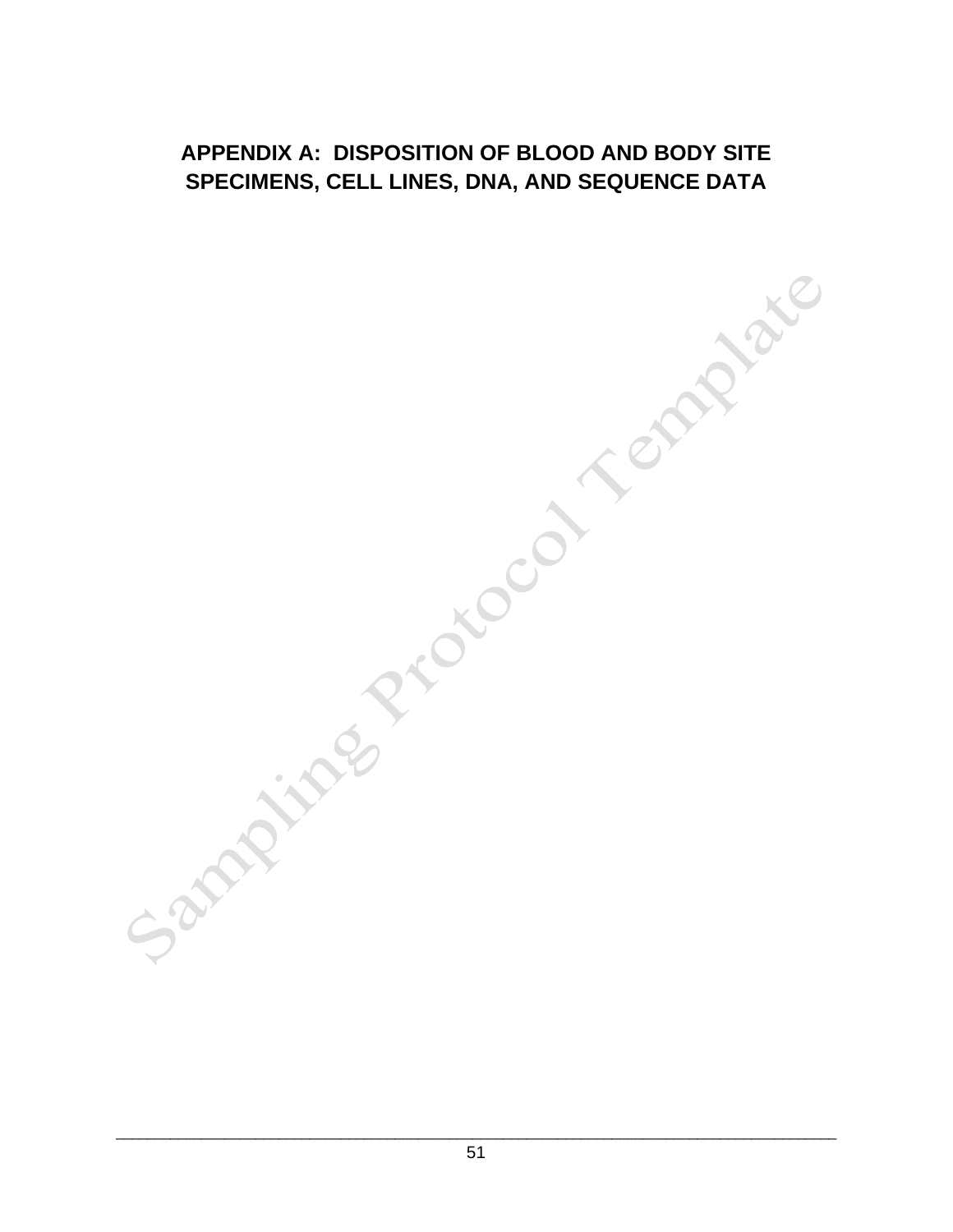# APPENDIX A: DISPOSITION OF BLOOD AND BODY SITE SPECIMENS, CELL LINES, DNA, AND SEQUENCE DATA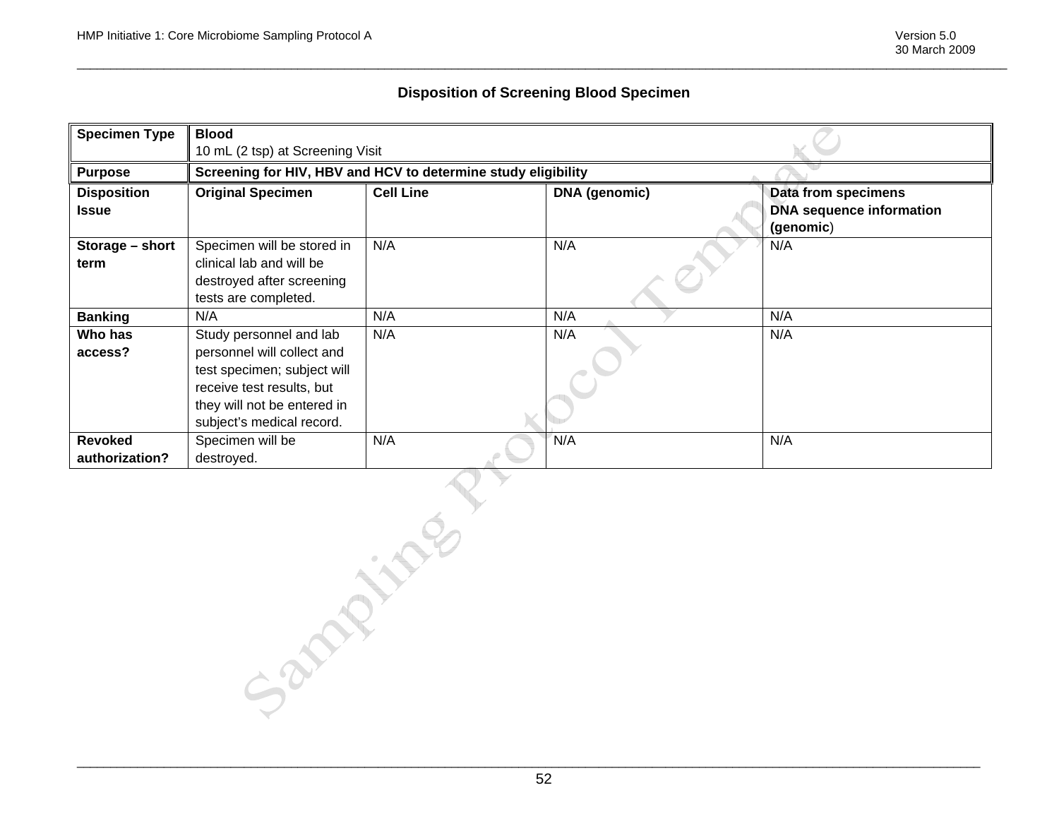## Disposition of Screening Blood Specimen

| Specimen Type | **Blood**<br>10 mL (2 tsp) at Screening Visit | | | |
|---|---|---|---|---|
| **Purpose** | **Screening for HIV, HBV and HCV to determine study eligibility** | | | |
| **Disposition Issue** | **Original Specimen** | **Cell Line** | **DNA (genomic)** | **Data from specimens DNA sequence information (genomic)** |
| **Storage – short term** | Specimen will be stored in clinical lab and will be destroyed after screening tests are completed. | N/A | N/A | N/A |
| **Banking** | N/A | N/A | N/A | N/A |
| **Who has access?** | Study personnel and lab personnel will collect and test specimen; subject will receive test results, but they will not be entered in subject's medical record. | N/A | N/A | N/A |
| **Revoked authorization?** | Specimen will be destroyed. | N/A | N/A | N/A |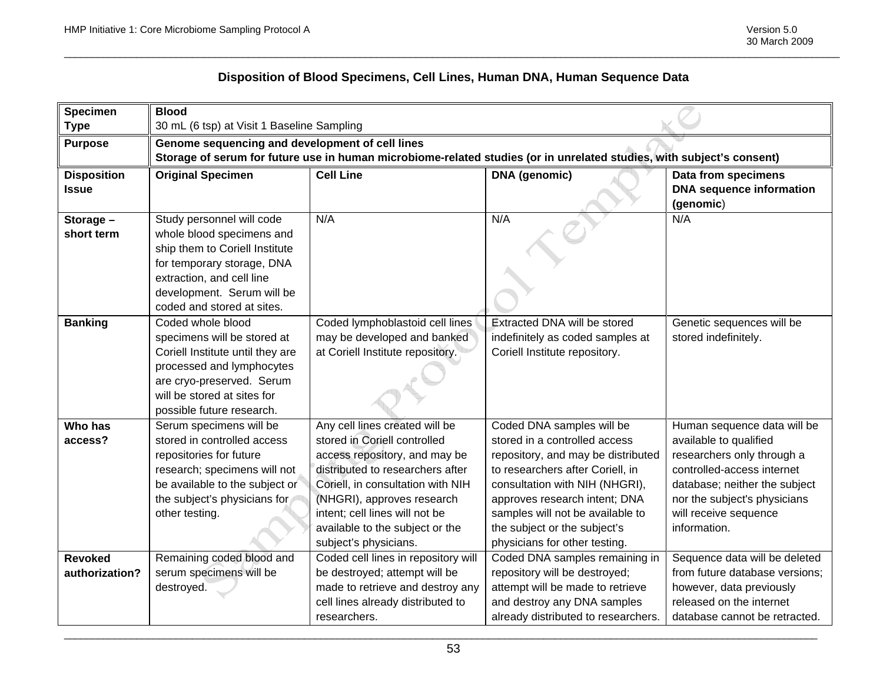## Disposition of Blood Specimens, Cell Lines, Human DNA, Human Sequence Data

| **Specimen Type** | **Blood**<br>30 mL (6 tsp) at Visit 1 Baseline Sampling | | | |
|---|---|---|---|---|
| **Purpose** | **Genome sequencing and development of cell lines**<br>**Storage of serum for future use in human microbiome-related studies (or in unrelated studies, with subject's consent)** | | | |
| **Disposition Issue** | **Original Specimen** | **Cell Line** | **DNA (genomic)** | **Data from specimens**<br>**DNA sequence information (genomic)** |
| **Storage – short term** | Study personnel will code whole blood specimens and ship them to Coriell Institute for temporary storage, DNA extraction, and cell line development. Serum will be coded and stored at sites. | N/A | N/A | N/A |
| **Banking** | Coded whole blood specimens will be stored at Coriell Institute until they are processed and lymphocytes are cryo-preserved. Serum will be stored at sites for possible future research. | Coded lymphoblastoid cell lines may be developed and banked at Coriell Institute repository. | Extracted DNA will be stored indefinitely as coded samples at Coriell Institute repository. | Genetic sequences will be stored indefinitely. |
| **Who has access?** | Serum specimens will be stored in controlled access repositories for future research; specimens will not be available to the subject or the subject's physicians for other testing. | Any cell lines created will be stored in Coriell controlled access repository, and may be distributed to researchers after Coriell, in consultation with NIH (NHGRI), approves research intent; cell lines will not be available to the subject or the subject's physicians. | Coded DNA samples will be stored in a controlled access repository, and may be distributed to researchers after Coriell, in consultation with NIH (NHGRI), approves research intent; DNA samples will not be available to the subject or the subject's physicians for other testing. | Human sequence data will be available to qualified researchers only through a controlled-access internet database; neither the subject nor the subject's physicians will receive sequence information. |
| **Revoked authorization?** | Remaining coded blood and serum specimens will be destroyed. | Coded cell lines in repository will be destroyed; attempt will be made to retrieve and destroy any cell lines already distributed to researchers. | Coded DNA samples remaining in repository will be destroyed; attempt will be made to retrieve and destroy any DNA samples already distributed to researchers. | Sequence data will be deleted from future database versions; however, data previously released on the internet database cannot be retracted. |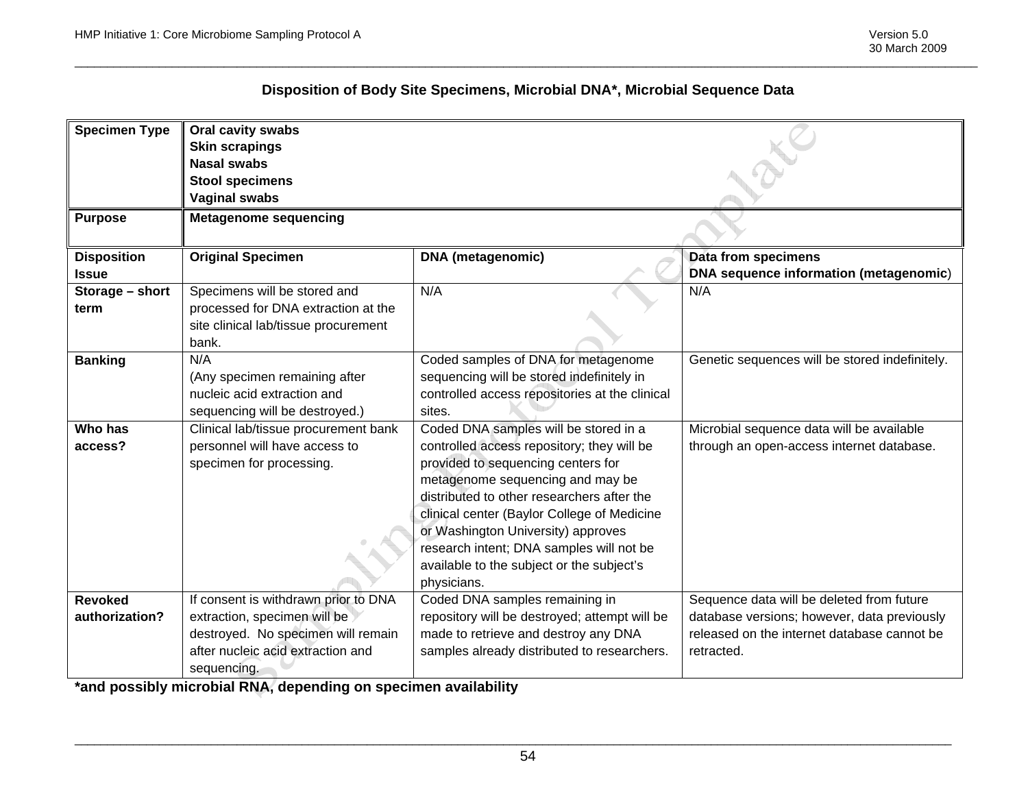### Disposition of Body Site Specimens, Microbial DNA*, Microbial Sequence Data

| **Specimen Type** | **Oral cavity swabs**<br>**Skin scrapings**<br>**Nasal swabs**<br>**Stool specimens**<br>**Vaginal swabs** | | |
|---|---|---|---|
| **Purpose** | **Metagenome sequencing** | | |
| **Disposition Issue** | **Original Specimen** | **DNA (metagenomic)** | **Data from specimens**<br>**DNA sequence information (metagenomic)** |
| **Storage – short term** | Specimens will be stored and processed for DNA extraction at the site clinical lab/tissue procurement bank. | N/A | N/A |
| **Banking** | N/A<br>(Any specimen remaining after nucleic acid extraction and sequencing will be destroyed.) | Coded samples of DNA for metagenome sequencing will be stored indefinitely in controlled access repositories at the clinical sites. | Genetic sequences will be stored indefinitely. |
| **Who has access?** | Clinical lab/tissue procurement bank personnel will have access to specimen for processing. | Coded DNA samples will be stored in a controlled access repository; they will be provided to sequencing centers for metagenome sequencing and may be distributed to other researchers after the clinical center (Baylor College of Medicine or Washington University) approves research intent; DNA samples will not be available to the subject or the subject's physicians. | Microbial sequence data will be available through an open-access internet database. |
| **Revoked authorization?** | If consent is withdrawn prior to DNA extraction, specimen will be destroyed. No specimen will remain after nucleic acid extraction and sequencing. | Coded DNA samples remaining in repository will be destroyed; attempt will be made to retrieve and destroy any DNA samples already distributed to researchers. | Sequence data will be deleted from future database versions; however, data previously released on the internet database cannot be retracted. |

**\*and possibly microbial RNA, depending on specimen availability**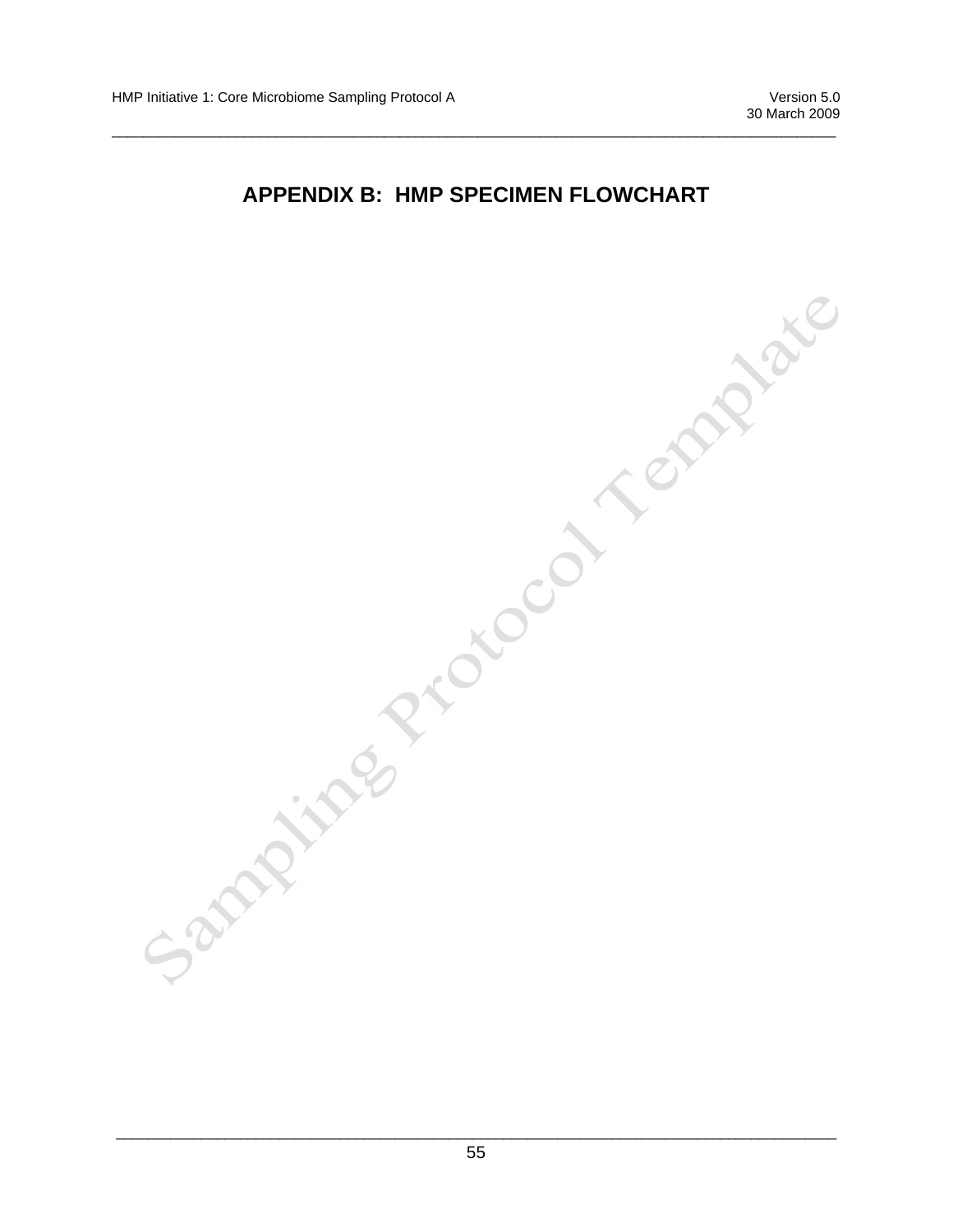# APPENDIX B: HMP SPECIMEN FLOWCHART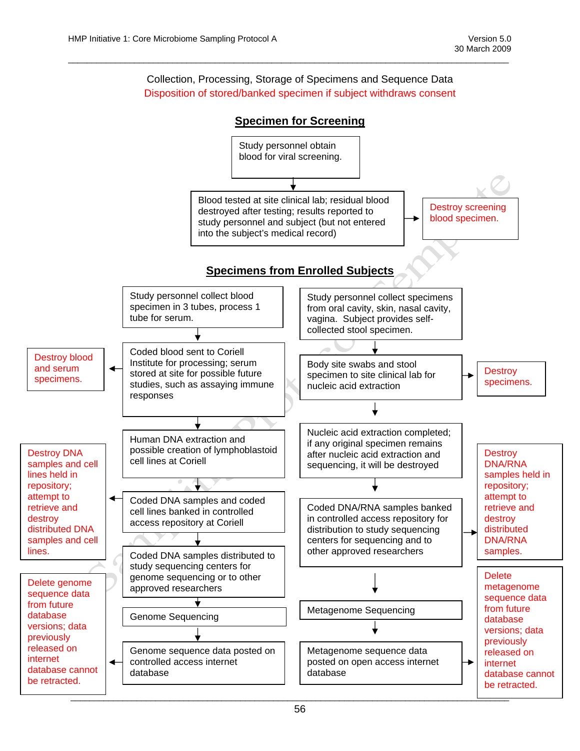Collection, Processing, Storage of Specimens and Sequence Data

Disposition of stored/banked specimen if subject withdraws consent

## Specimen for Screening

Study personnel obtain blood for viral screening.

Blood tested at site clinical lab; residual blood destroyed after testing; results reported to study personnel and subject (but not entered into the subject's medical record)

Destroy screening blood specimen.

## Specimens from Enrolled Subjects

Study personnel collect blood specimen in 3 tubes, process 1 tube for serum.

Coded blood sent to Coriell Institute for processing; serum stored at site for possible future studies, such as assaying immune responses

Destroy blood and serum specimens.

Human DNA extraction and possible creation of lymphoblastoid cell lines at Coriell

Coded DNA samples and coded cell lines banked in controlled access repository at Coriell

Destroy DNA samples and cell lines held in repository; attempt to retrieve and destroy distributed DNA samples and cell lines.

Coded DNA samples distributed to study sequencing centers for genome sequencing or to other approved researchers

Genome Sequencing

Genome sequence data posted on controlled access internet database

Delete genome sequence data from future database versions; data previously released on internet database cannot be retracted.

Study personnel collect specimens from oral cavity, skin, nasal cavity, vagina. Subject provides self-collected stool specimen.

Body site swabs and stool specimen to site clinical lab for nucleic acid extraction

Destroy specimens.

Nucleic acid extraction completed; if any original specimen remains after nucleic acid extraction and sequencing, it will be destroyed

Coded DNA/RNA samples banked in controlled access repository for distribution to study sequencing centers for sequencing and to other approved researchers

Destroy DNA/RNA samples held in repository; attempt to retrieve and destroy distributed DNA/RNA samples.

Metagenome Sequencing

Metagenome sequence data posted on open access internet database

Delete metagenome sequence data from future database versions; data previously released on internet database cannot be retracted.